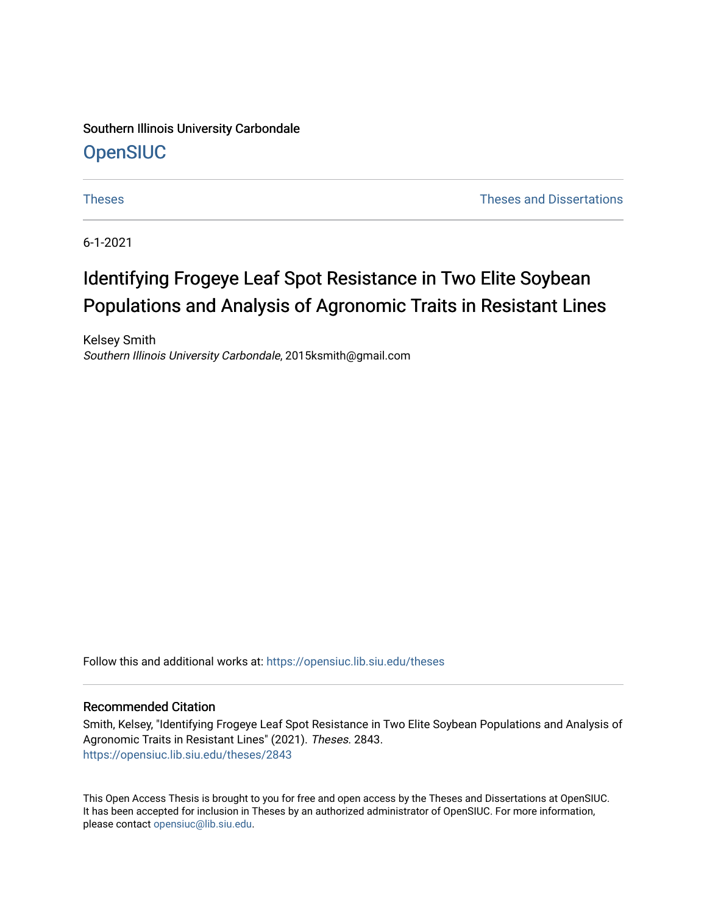Southern Illinois University Carbondale

# OpenSIUC

Theses | Theses and Dissertations

6-1-2021

# Identifying Frogeye Leaf Spot Resistance in Two Elite Soybean Populations and Analysis of Agronomic Traits in Resistant Lines

Kelsey Smith
*Southern Illinois University Carbondale*, 2015ksmith@gmail.com

Follow this and additional works at: https://opensiuc.lib.siu.edu/theses

## Recommended Citation

Smith, Kelsey, "Identifying Frogeye Leaf Spot Resistance in Two Elite Soybean Populations and Analysis of Agronomic Traits in Resistant Lines" (2021). *Theses*. 2843.
https://opensiuc.lib.siu.edu/theses/2843

This Open Access Thesis is brought to you for free and open access by the Theses and Dissertations at OpenSIUC. It has been accepted for inclusion in Theses by an authorized administrator of OpenSIUC. For more information, please contact opensiuc@lib.siu.edu.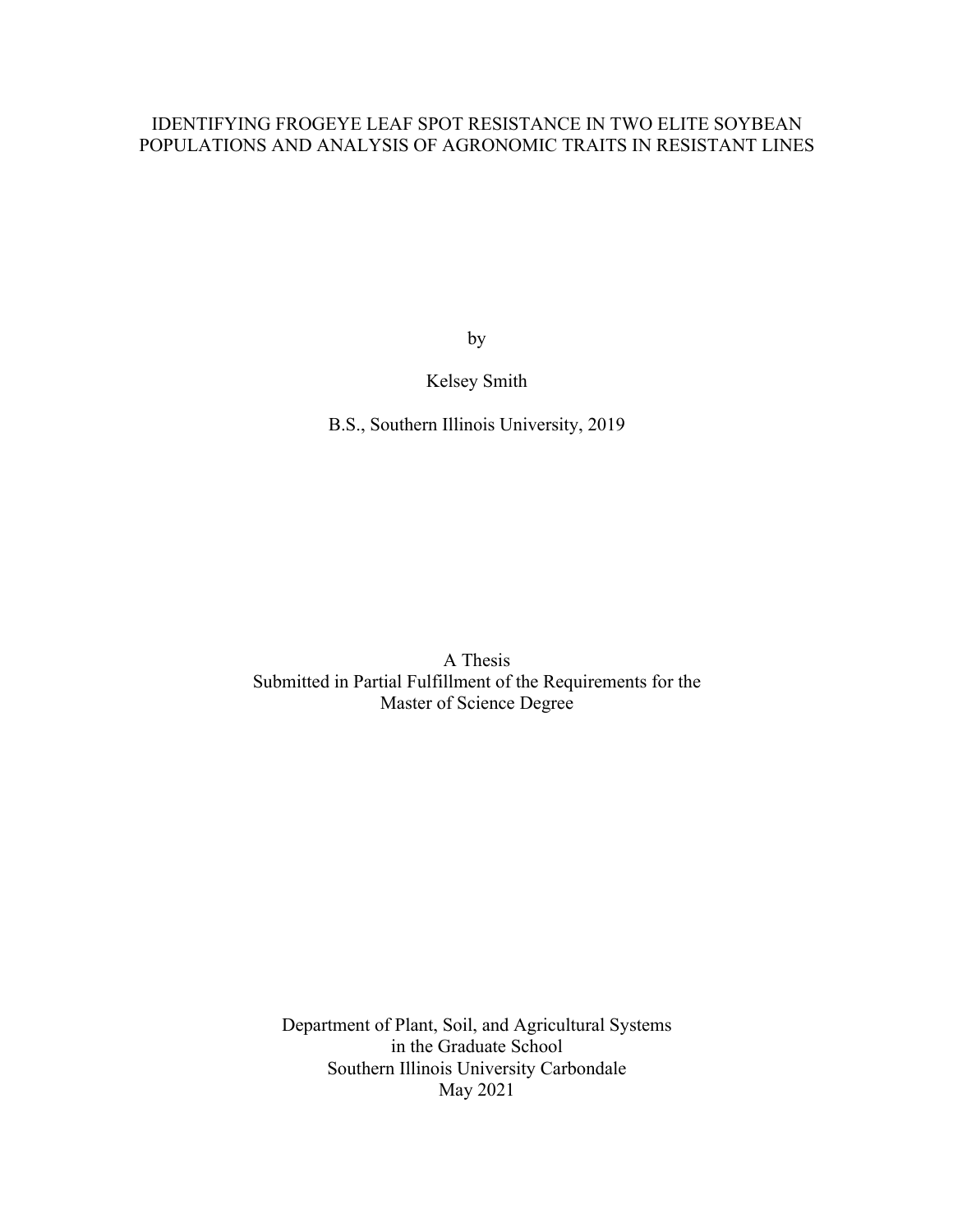# IDENTIFYING FROGEYE LEAF SPOT RESISTANCE IN TWO ELITE SOYBEAN POPULATIONS AND ANALYSIS OF AGRONOMIC TRAITS IN RESISTANT LINES

by

Kelsey Smith

B.S., Southern Illinois University, 2019

A Thesis
Submitted in Partial Fulfillment of the Requirements for the
Master of Science Degree

Department of Plant, Soil, and Agricultural Systems
in the Graduate School
Southern Illinois University Carbondale
May 2021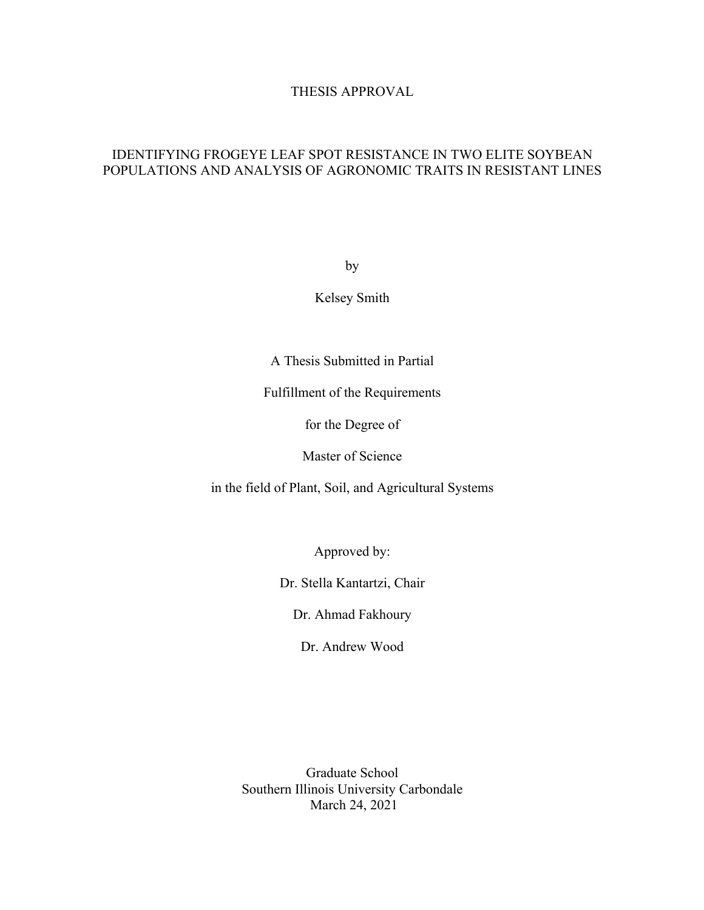# THESIS APPROVAL

## IDENTIFYING FROGEYE LEAF SPOT RESISTANCE IN TWO ELITE SOYBEAN POPULATIONS AND ANALYSIS OF AGRONOMIC TRAITS IN RESISTANT LINES

by

Kelsey Smith

A Thesis Submitted in Partial

Fulfillment of the Requirements

for the Degree of

Master of Science

in the field of Plant, Soil, and Agricultural Systems

Approved by:

Dr. Stella Kantartzi, Chair

Dr. Ahmad Fakhoury

Dr. Andrew Wood

Graduate School
Southern Illinois University Carbondale
March 24, 2021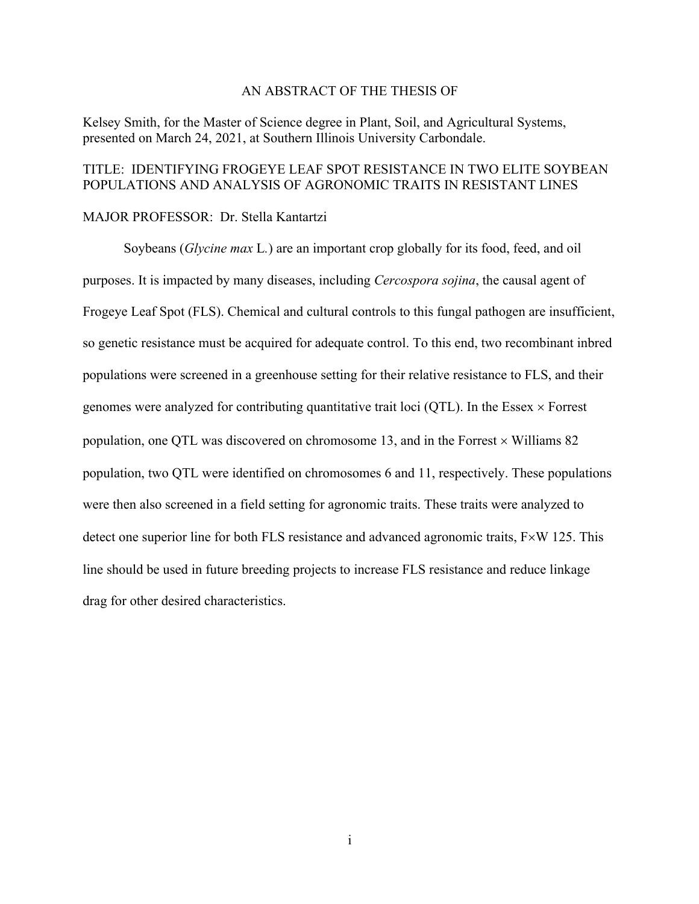AN ABSTRACT OF THE THESIS OF

Kelsey Smith, for the Master of Science degree in Plant, Soil, and Agricultural Systems, presented on March 24, 2021, at Southern Illinois University Carbondale.

TITLE: IDENTIFYING FROGEYE LEAF SPOT RESISTANCE IN TWO ELITE SOYBEAN POPULATIONS AND ANALYSIS OF AGRONOMIC TRAITS IN RESISTANT LINES

MAJOR PROFESSOR: Dr. Stella Kantartzi

Soybeans (*Glycine max* L.) are an important crop globally for its food, feed, and oil purposes. It is impacted by many diseases, including *Cercospora sojina*, the causal agent of Frogeye Leaf Spot (FLS). Chemical and cultural controls to this fungal pathogen are insufficient, so genetic resistance must be acquired for adequate control. To this end, two recombinant inbred populations were screened in a greenhouse setting for their relative resistance to FLS, and their genomes were analyzed for contributing quantitative trait loci (QTL). In the Essex × Forrest population, one QTL was discovered on chromosome 13, and in the Forrest × Williams 82 population, two QTL were identified on chromosomes 6 and 11, respectively. These populations were then also screened in a field setting for agronomic traits. These traits were analyzed to detect one superior line for both FLS resistance and advanced agronomic traits, F×W 125. This line should be used in future breeding projects to increase FLS resistance and reduce linkage drag for other desired characteristics.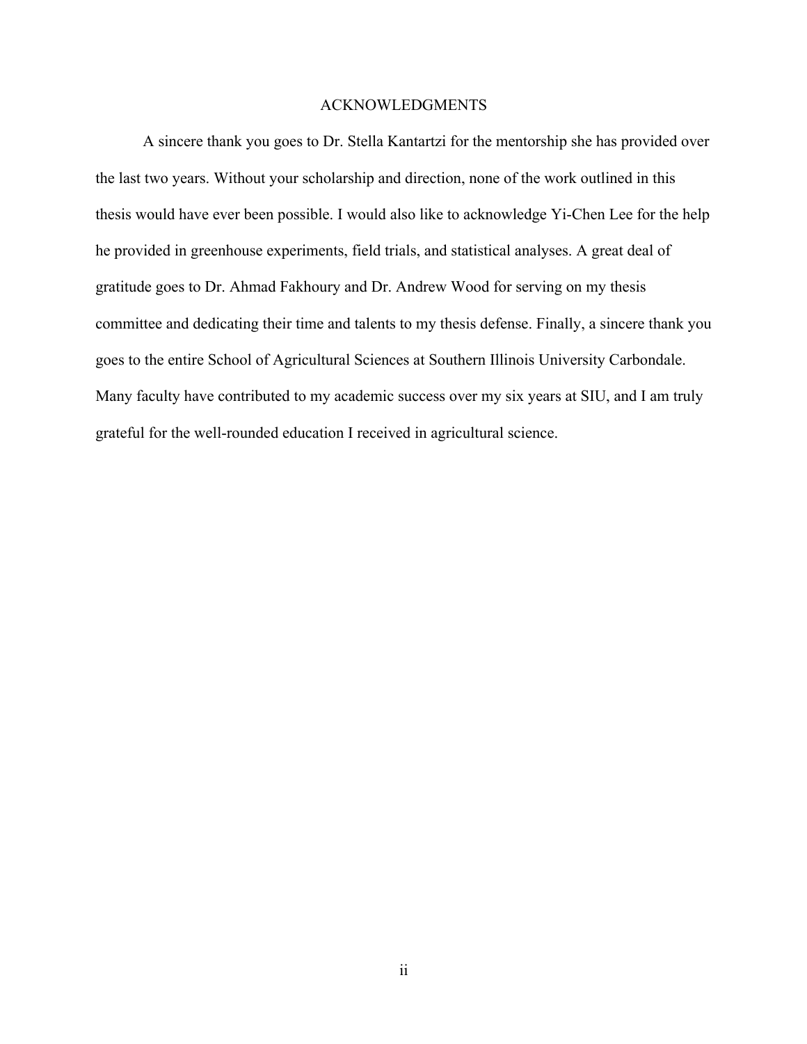# ACKNOWLEDGMENTS

A sincere thank you goes to Dr. Stella Kantartzi for the mentorship she has provided over the last two years. Without your scholarship and direction, none of the work outlined in this thesis would have ever been possible. I would also like to acknowledge Yi-Chen Lee for the help he provided in greenhouse experiments, field trials, and statistical analyses. A great deal of gratitude goes to Dr. Ahmad Fakhoury and Dr. Andrew Wood for serving on my thesis committee and dedicating their time and talents to my thesis defense. Finally, a sincere thank you goes to the entire School of Agricultural Sciences at Southern Illinois University Carbondale. Many faculty have contributed to my academic success over my six years at SIU, and I am truly grateful for the well-rounded education I received in agricultural science.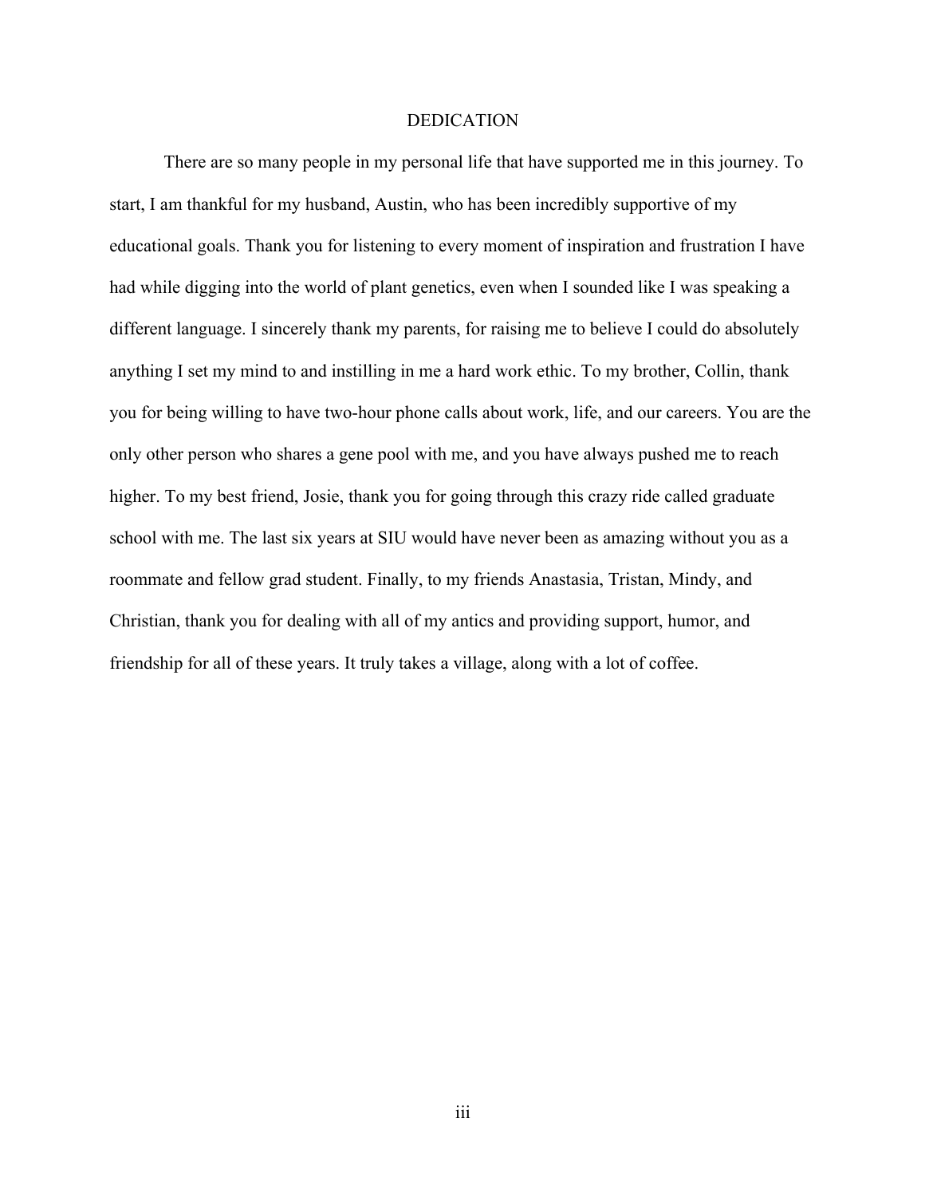# DEDICATION

There are so many people in my personal life that have supported me in this journey. To start, I am thankful for my husband, Austin, who has been incredibly supportive of my educational goals. Thank you for listening to every moment of inspiration and frustration I have had while digging into the world of plant genetics, even when I sounded like I was speaking a different language. I sincerely thank my parents, for raising me to believe I could do absolutely anything I set my mind to and instilling in me a hard work ethic. To my brother, Collin, thank you for being willing to have two-hour phone calls about work, life, and our careers. You are the only other person who shares a gene pool with me, and you have always pushed me to reach higher. To my best friend, Josie, thank you for going through this crazy ride called graduate school with me. The last six years at SIU would have never been as amazing without you as a roommate and fellow grad student. Finally, to my friends Anastasia, Tristan, Mindy, and Christian, thank you for dealing with all of my antics and providing support, humor, and friendship for all of these years. It truly takes a village, along with a lot of coffee.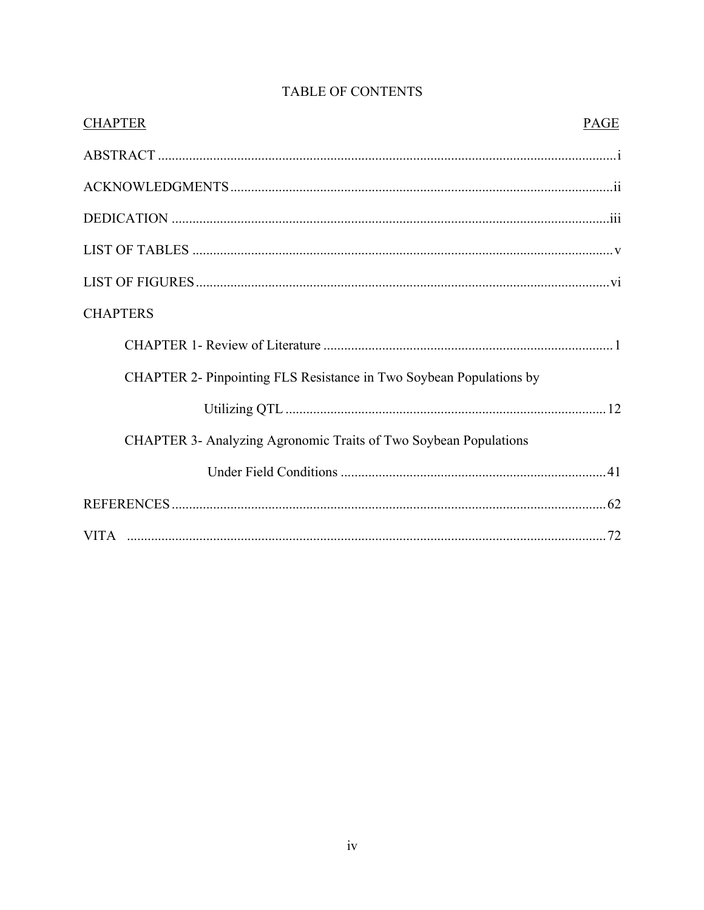# TABLE OF CONTENTS

| CHAPTER | PAGE |
|---|---|
| ABSTRACT | i |
| ACKNOWLEDGMENTS | ii |
| DEDICATION | iii |
| LIST OF TABLES | v |
| LIST OF FIGURES | vi |
| CHAPTERS | |
| CHAPTER 1- Review of Literature | 1 |
| CHAPTER 2- Pinpointing FLS Resistance in Two Soybean Populations by Utilizing QTL | 12 |
| CHAPTER 3- Analyzing Agronomic Traits of Two Soybean Populations Under Field Conditions | 41 |
| REFERENCES | 62 |
| VITA | 72 |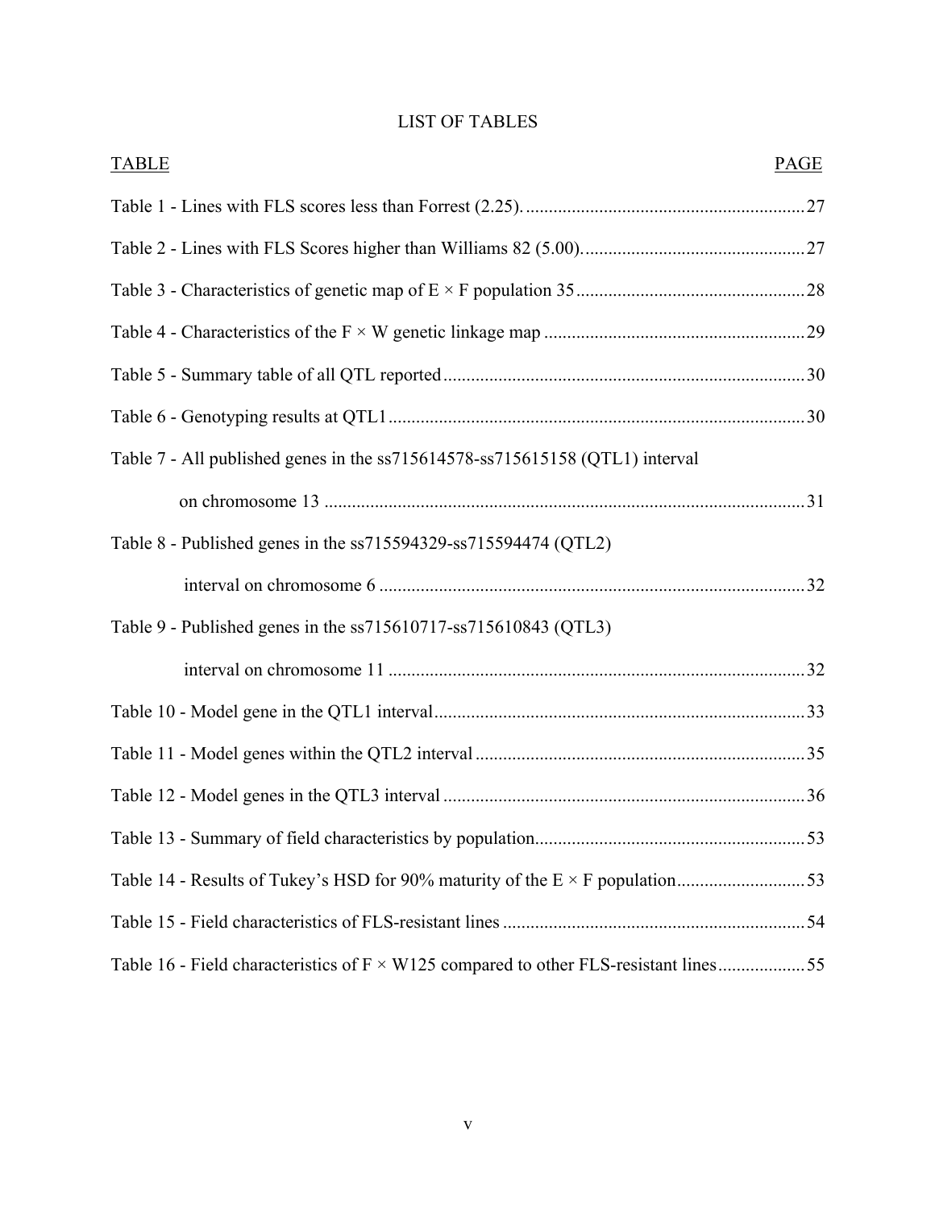# LIST OF TABLES

| TABLE | PAGE |
|---|---|
| Table 1 - Lines with FLS scores less than Forrest (2.25). | 27 |
| Table 2 - Lines with FLS Scores higher than Williams 82 (5.00). | 27 |
| Table 3 - Characteristics of genetic map of E × F population 35 | 28 |
| Table 4 - Characteristics of the F × W genetic linkage map | 29 |
| Table 5 - Summary table of all QTL reported | 30 |
| Table 6 - Genotyping results at QTL1 | 30 |
| Table 7 - All published genes in the ss715614578-ss715615158 (QTL1) interval on chromosome 13 | 31 |
| Table 8 - Published genes in the ss715594329-ss715594474 (QTL2) interval on chromosome 6 | 32 |
| Table 9 - Published genes in the ss715610717-ss715610843 (QTL3) interval on chromosome 11 | 32 |
| Table 10 - Model gene in the QTL1 interval | 33 |
| Table 11 - Model genes within the QTL2 interval | 35 |
| Table 12 - Model genes in the QTL3 interval | 36 |
| Table 13 - Summary of field characteristics by population | 53 |
| Table 14 - Results of Tukey's HSD for 90% maturity of the E × F population | 53 |
| Table 15 - Field characteristics of FLS-resistant lines | 54 |
| Table 16 - Field characteristics of F × W125 compared to other FLS-resistant lines | 55 |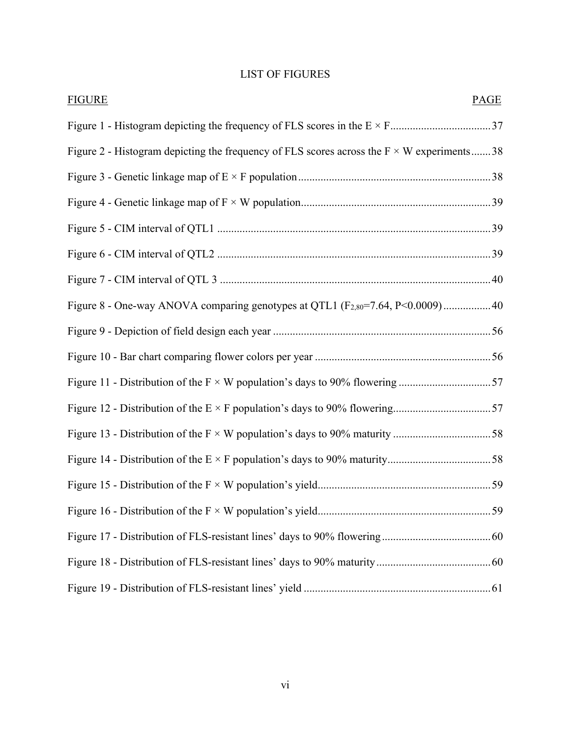# LIST OF FIGURES

| FIGURE | PAGE |
| --- | --- |
| Figure 1 - Histogram depicting the frequency of FLS scores in the E × F | 37 |
| Figure 2 - Histogram depicting the frequency of FLS scores across the F × W experiments | 38 |
| Figure 3 - Genetic linkage map of E × F population | 38 |
| Figure 4 - Genetic linkage map of F × W population | 39 |
| Figure 5 - CIM interval of QTL1 | 39 |
| Figure 6 - CIM interval of QTL2 | 39 |
| Figure 7 - CIM interval of QTL 3 | 40 |
| Figure 8 - One-way ANOVA comparing genotypes at QTL1 ($F_{2,80}$=7.64, P<0.0009) | 40 |
| Figure 9 - Depiction of field design each year | 56 |
| Figure 10 - Bar chart comparing flower colors per year | 56 |
| Figure 11 - Distribution of the F × W population's days to 90% flowering | 57 |
| Figure 12 - Distribution of the E × F population's days to 90% flowering | 57 |
| Figure 13 - Distribution of the F × W population's days to 90% maturity | 58 |
| Figure 14 - Distribution of the E × F population's days to 90% maturity | 58 |
| Figure 15 - Distribution of the F × W population's yield | 59 |
| Figure 16 - Distribution of the F × W population's yield | 59 |
| Figure 17 - Distribution of FLS-resistant lines' days to 90% flowering | 60 |
| Figure 18 - Distribution of FLS-resistant lines' days to 90% maturity | 60 |
| Figure 19 - Distribution of FLS-resistant lines' yield | 61 |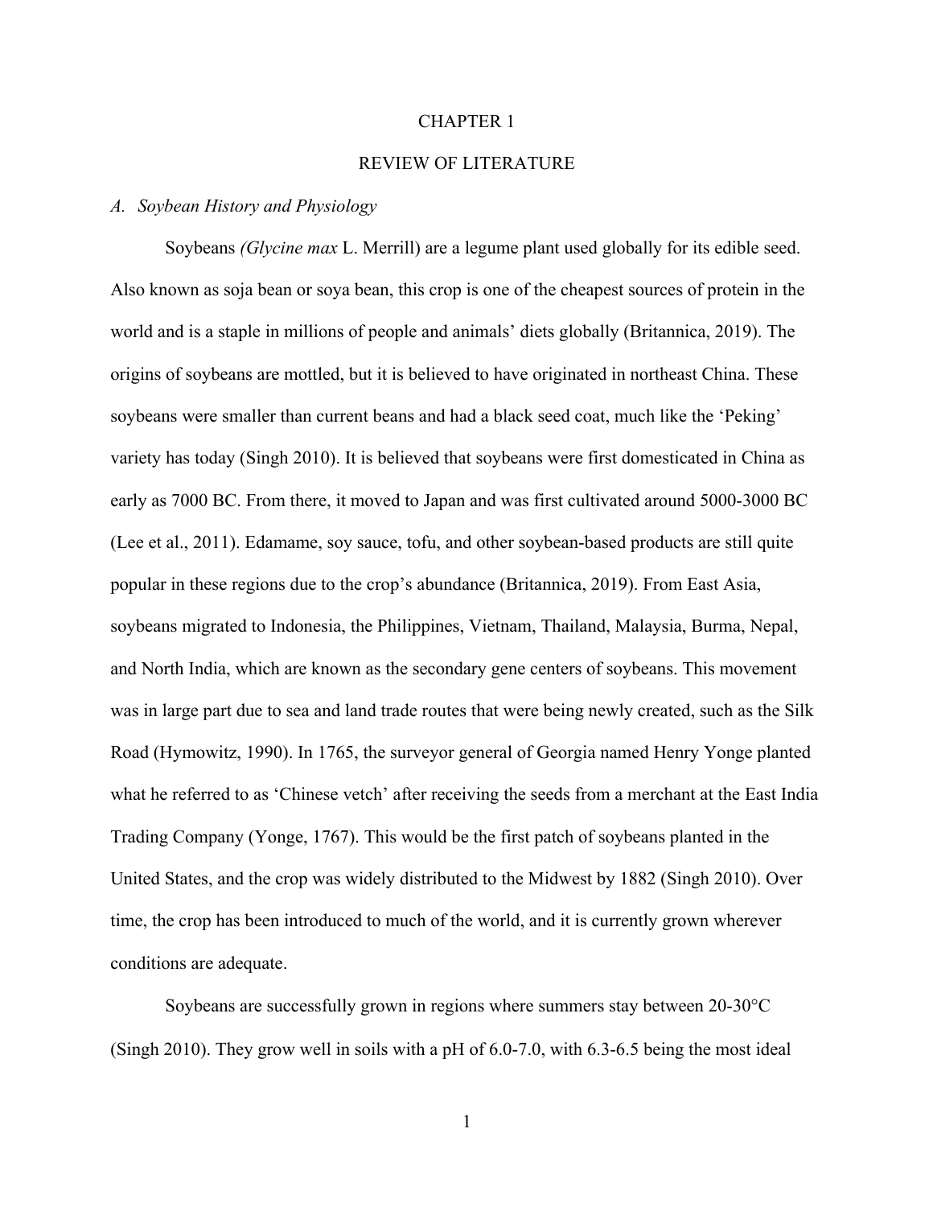# CHAPTER 1

# REVIEW OF LITERATURE

## *A. Soybean History and Physiology*

Soybeans *(Glycine max* L. Merrill) are a legume plant used globally for its edible seed. Also known as soja bean or soya bean, this crop is one of the cheapest sources of protein in the world and is a staple in millions of people and animals' diets globally (Britannica, 2019). The origins of soybeans are mottled, but it is believed to have originated in northeast China. These soybeans were smaller than current beans and had a black seed coat, much like the 'Peking' variety has today (Singh 2010). It is believed that soybeans were first domesticated in China as early as 7000 BC. From there, it moved to Japan and was first cultivated around 5000-3000 BC (Lee et al., 2011). Edamame, soy sauce, tofu, and other soybean-based products are still quite popular in these regions due to the crop's abundance (Britannica, 2019). From East Asia, soybeans migrated to Indonesia, the Philippines, Vietnam, Thailand, Malaysia, Burma, Nepal, and North India, which are known as the secondary gene centers of soybeans. This movement was in large part due to sea and land trade routes that were being newly created, such as the Silk Road (Hymowitz, 1990). In 1765, the surveyor general of Georgia named Henry Yonge planted what he referred to as 'Chinese vetch' after receiving the seeds from a merchant at the East India Trading Company (Yonge, 1767). This would be the first patch of soybeans planted in the United States, and the crop was widely distributed to the Midwest by 1882 (Singh 2010). Over time, the crop has been introduced to much of the world, and it is currently grown wherever conditions are adequate.

Soybeans are successfully grown in regions where summers stay between 20-30°C (Singh 2010). They grow well in soils with a pH of 6.0-7.0, with 6.3-6.5 being the most ideal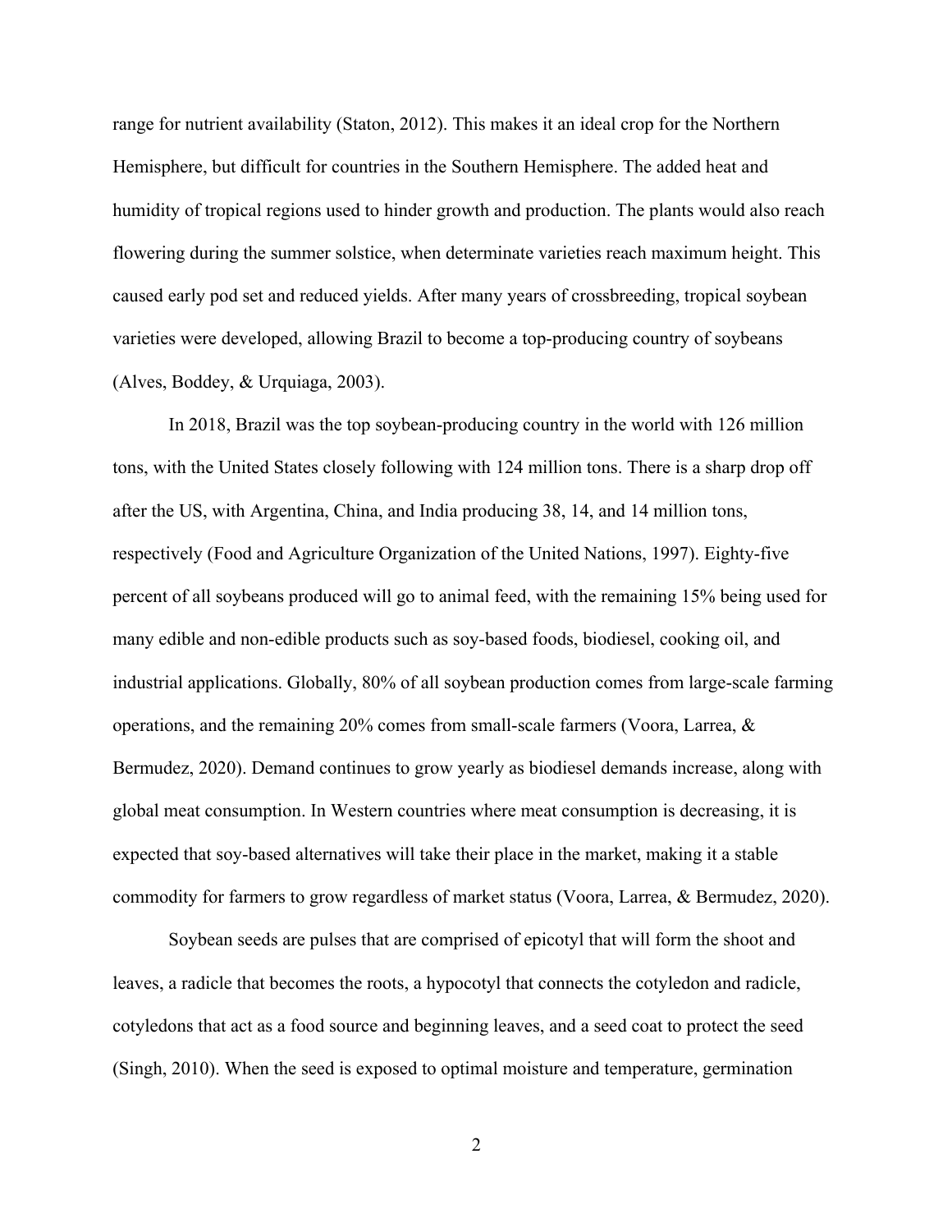range for nutrient availability (Staton, 2012). This makes it an ideal crop for the Northern Hemisphere, but difficult for countries in the Southern Hemisphere. The added heat and humidity of tropical regions used to hinder growth and production. The plants would also reach flowering during the summer solstice, when determinate varieties reach maximum height. This caused early pod set and reduced yields. After many years of crossbreeding, tropical soybean varieties were developed, allowing Brazil to become a top-producing country of soybeans (Alves, Boddey, & Urquiaga, 2003).

In 2018, Brazil was the top soybean-producing country in the world with 126 million tons, with the United States closely following with 124 million tons. There is a sharp drop off after the US, with Argentina, China, and India producing 38, 14, and 14 million tons, respectively (Food and Agriculture Organization of the United Nations, 1997). Eighty-five percent of all soybeans produced will go to animal feed, with the remaining 15% being used for many edible and non-edible products such as soy-based foods, biodiesel, cooking oil, and industrial applications. Globally, 80% of all soybean production comes from large-scale farming operations, and the remaining 20% comes from small-scale farmers (Voora, Larrea, & Bermudez, 2020). Demand continues to grow yearly as biodiesel demands increase, along with global meat consumption. In Western countries where meat consumption is decreasing, it is expected that soy-based alternatives will take their place in the market, making it a stable commodity for farmers to grow regardless of market status (Voora, Larrea, & Bermudez, 2020).

Soybean seeds are pulses that are comprised of epicotyl that will form the shoot and leaves, a radicle that becomes the roots, a hypocotyl that connects the cotyledon and radicle, cotyledons that act as a food source and beginning leaves, and a seed coat to protect the seed (Singh, 2010). When the seed is exposed to optimal moisture and temperature, germination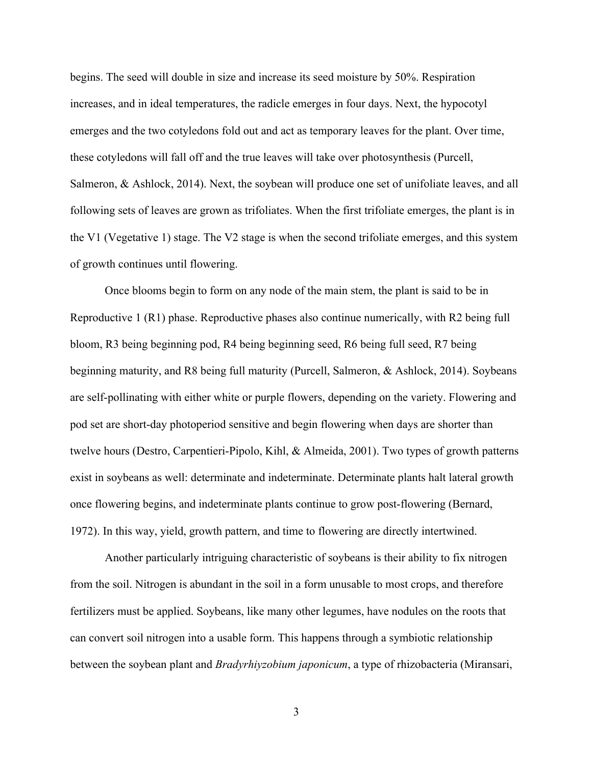begins. The seed will double in size and increase its seed moisture by 50%. Respiration increases, and in ideal temperatures, the radicle emerges in four days. Next, the hypocotyl emerges and the two cotyledons fold out and act as temporary leaves for the plant. Over time, these cotyledons will fall off and the true leaves will take over photosynthesis (Purcell, Salmeron, & Ashlock, 2014). Next, the soybean will produce one set of unifoliate leaves, and all following sets of leaves are grown as trifoliates. When the first trifoliate emerges, the plant is in the V1 (Vegetative 1) stage. The V2 stage is when the second trifoliate emerges, and this system of growth continues until flowering.

Once blooms begin to form on any node of the main stem, the plant is said to be in Reproductive 1 (R1) phase. Reproductive phases also continue numerically, with R2 being full bloom, R3 being beginning pod, R4 being beginning seed, R6 being full seed, R7 being beginning maturity, and R8 being full maturity (Purcell, Salmeron, & Ashlock, 2014). Soybeans are self-pollinating with either white or purple flowers, depending on the variety. Flowering and pod set are short-day photoperiod sensitive and begin flowering when days are shorter than twelve hours (Destro, Carpentieri-Pipolo, Kihl, & Almeida, 2001). Two types of growth patterns exist in soybeans as well: determinate and indeterminate. Determinate plants halt lateral growth once flowering begins, and indeterminate plants continue to grow post-flowering (Bernard, 1972). In this way, yield, growth pattern, and time to flowering are directly intertwined.

Another particularly intriguing characteristic of soybeans is their ability to fix nitrogen from the soil. Nitrogen is abundant in the soil in a form unusable to most crops, and therefore fertilizers must be applied. Soybeans, like many other legumes, have nodules on the roots that can convert soil nitrogen into a usable form. This happens through a symbiotic relationship between the soybean plant and *Bradyrhiyzobium japonicum*, a type of rhizobacteria (Miransari,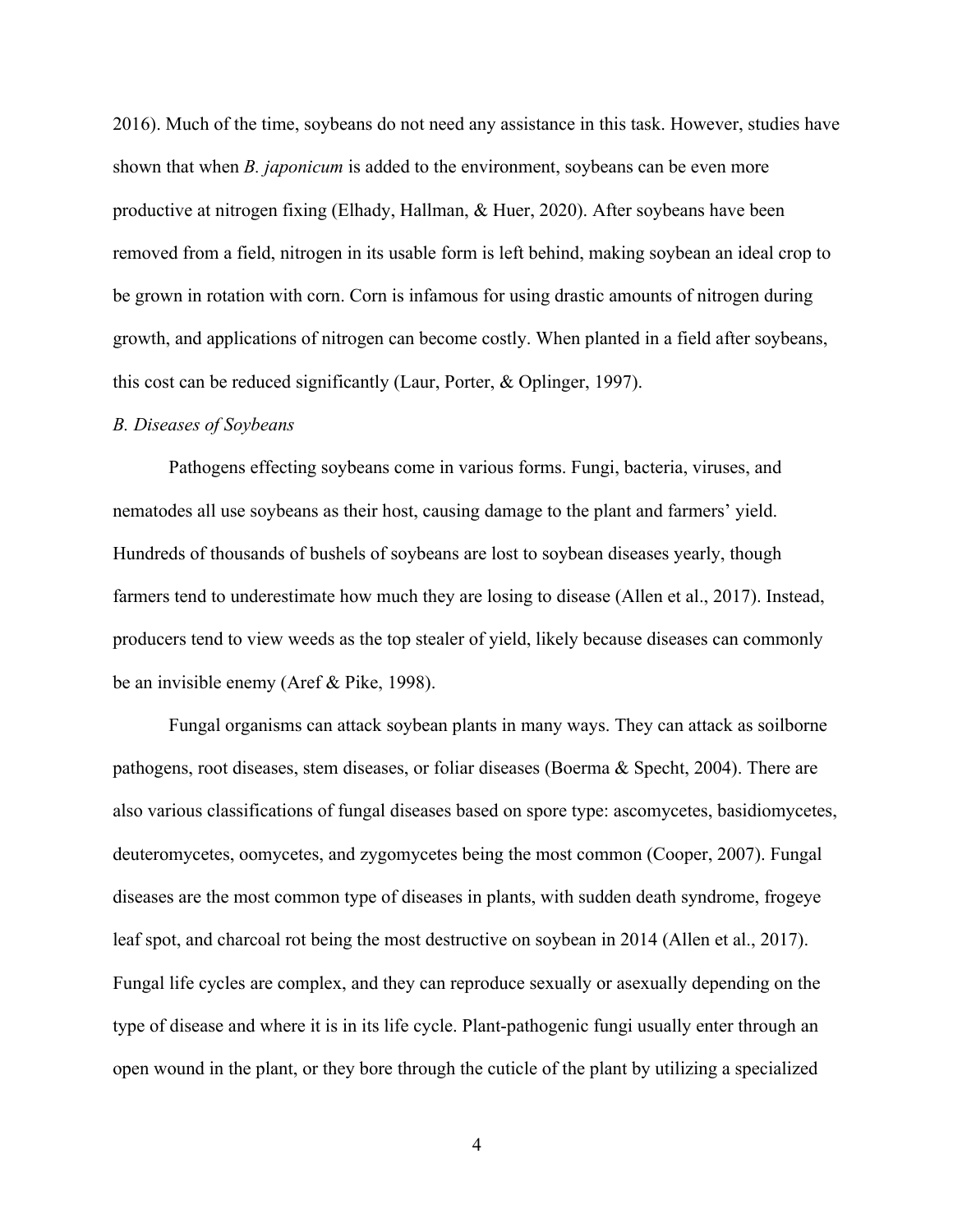2016). Much of the time, soybeans do not need any assistance in this task. However, studies have shown that when *B. japonicum* is added to the environment, soybeans can be even more productive at nitrogen fixing (Elhady, Hallman, & Huer, 2020). After soybeans have been removed from a field, nitrogen in its usable form is left behind, making soybean an ideal crop to be grown in rotation with corn. Corn is infamous for using drastic amounts of nitrogen during growth, and applications of nitrogen can become costly. When planted in a field after soybeans, this cost can be reduced significantly (Laur, Porter, & Oplinger, 1997).

### *B. Diseases of Soybeans*

Pathogens effecting soybeans come in various forms. Fungi, bacteria, viruses, and nematodes all use soybeans as their host, causing damage to the plant and farmers' yield. Hundreds of thousands of bushels of soybeans are lost to soybean diseases yearly, though farmers tend to underestimate how much they are losing to disease (Allen et al., 2017). Instead, producers tend to view weeds as the top stealer of yield, likely because diseases can commonly be an invisible enemy (Aref & Pike, 1998).

Fungal organisms can attack soybean plants in many ways. They can attack as soilborne pathogens, root diseases, stem diseases, or foliar diseases (Boerma & Specht, 2004). There are also various classifications of fungal diseases based on spore type: ascomycetes, basidiomycetes, deuteromycetes, oomycetes, and zygomycetes being the most common (Cooper, 2007). Fungal diseases are the most common type of diseases in plants, with sudden death syndrome, frogeye leaf spot, and charcoal rot being the most destructive on soybean in 2014 (Allen et al., 2017). Fungal life cycles are complex, and they can reproduce sexually or asexually depending on the type of disease and where it is in its life cycle. Plant-pathogenic fungi usually enter through an open wound in the plant, or they bore through the cuticle of the plant by utilizing a specialized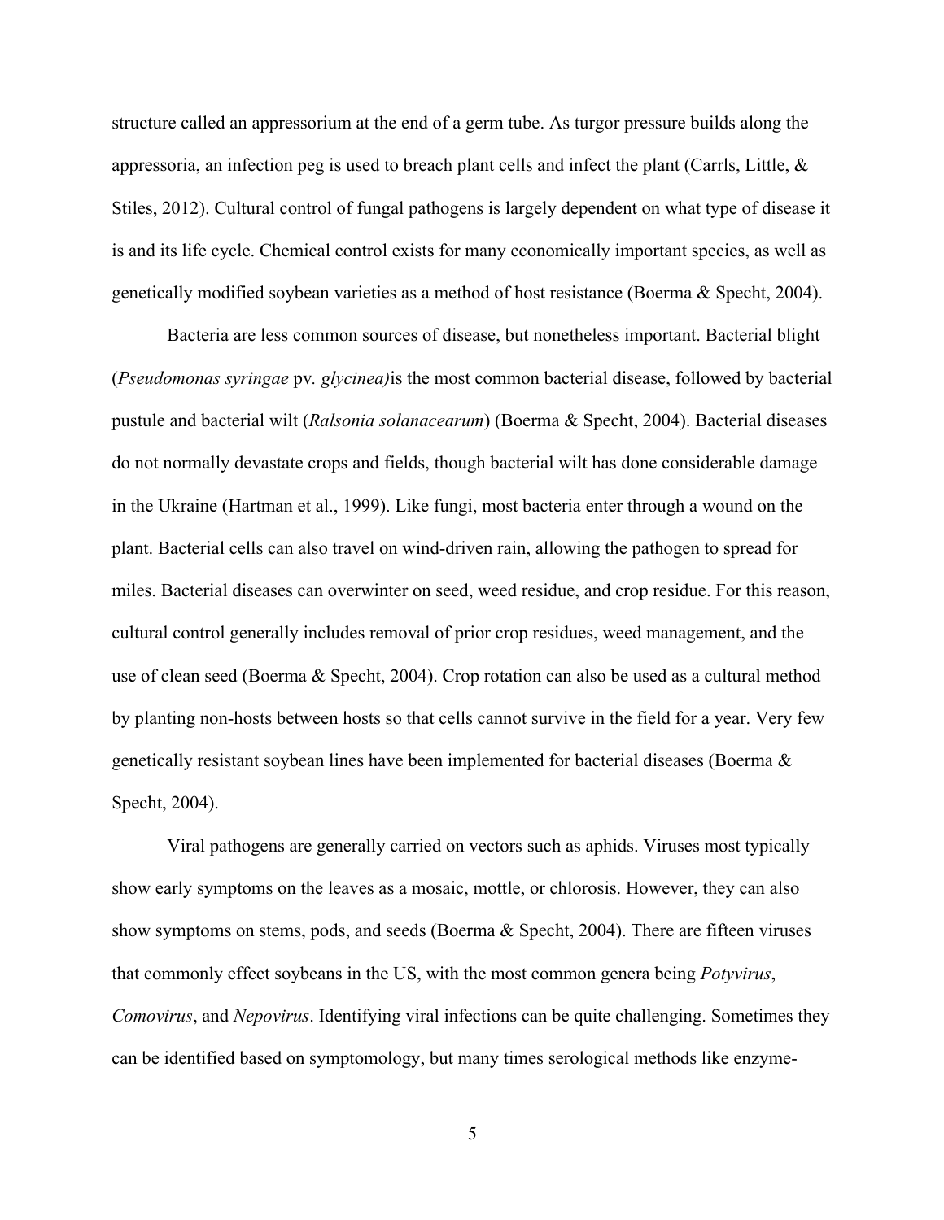structure called an appressorium at the end of a germ tube. As turgor pressure builds along the appressoria, an infection peg is used to breach plant cells and infect the plant (Carrls, Little, & Stiles, 2012). Cultural control of fungal pathogens is largely dependent on what type of disease it is and its life cycle. Chemical control exists for many economically important species, as well as genetically modified soybean varieties as a method of host resistance (Boerma & Specht, 2004).

Bacteria are less common sources of disease, but nonetheless important. Bacterial blight (*Pseudomonas syringae* pv. *glycinea)*is the most common bacterial disease, followed by bacterial pustule and bacterial wilt (*Ralsonia solanacearum*) (Boerma & Specht, 2004). Bacterial diseases do not normally devastate crops and fields, though bacterial wilt has done considerable damage in the Ukraine (Hartman et al., 1999). Like fungi, most bacteria enter through a wound on the plant. Bacterial cells can also travel on wind-driven rain, allowing the pathogen to spread for miles. Bacterial diseases can overwinter on seed, weed residue, and crop residue. For this reason, cultural control generally includes removal of prior crop residues, weed management, and the use of clean seed (Boerma & Specht, 2004). Crop rotation can also be used as a cultural method by planting non-hosts between hosts so that cells cannot survive in the field for a year. Very few genetically resistant soybean lines have been implemented for bacterial diseases (Boerma & Specht, 2004).

Viral pathogens are generally carried on vectors such as aphids. Viruses most typically show early symptoms on the leaves as a mosaic, mottle, or chlorosis. However, they can also show symptoms on stems, pods, and seeds (Boerma & Specht, 2004). There are fifteen viruses that commonly effect soybeans in the US, with the most common genera being *Potyvirus*, *Comovirus*, and *Nepovirus*. Identifying viral infections can be quite challenging. Sometimes they can be identified based on symptomology, but many times serological methods like enzyme-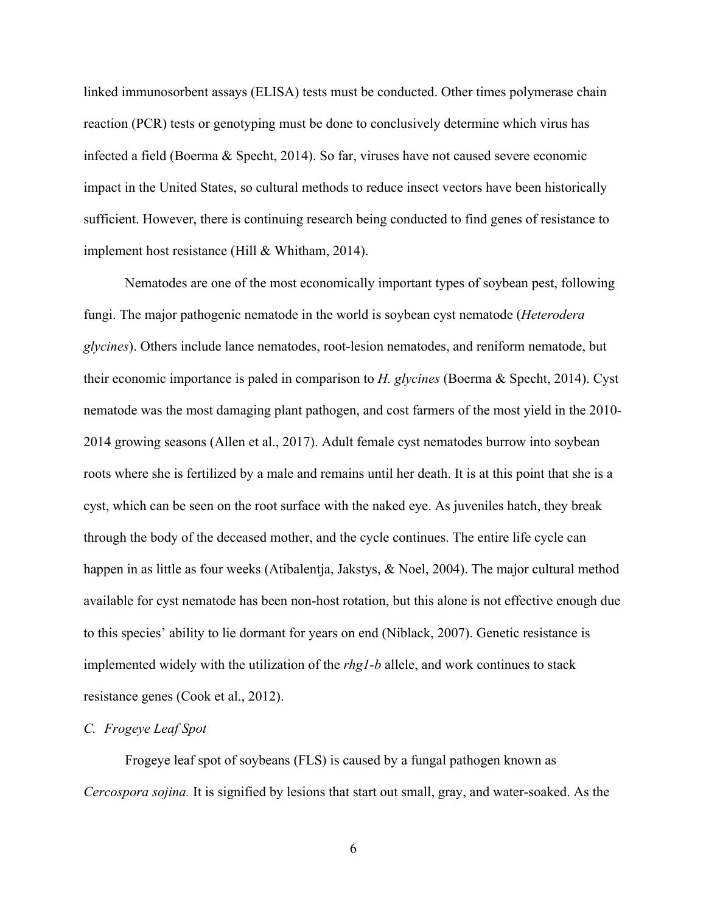linked immunosorbent assays (ELISA) tests must be conducted. Other times polymerase chain reaction (PCR) tests or genotyping must be done to conclusively determine which virus has infected a field (Boerma & Specht, 2014). So far, viruses have not caused severe economic impact in the United States, so cultural methods to reduce insect vectors have been historically sufficient. However, there is continuing research being conducted to find genes of resistance to implement host resistance (Hill & Whitham, 2014).

Nematodes are one of the most economically important types of soybean pest, following fungi. The major pathogenic nematode in the world is soybean cyst nematode (*Heterodera glycines*). Others include lance nematodes, root-lesion nematodes, and reniform nematode, but their economic importance is paled in comparison to *H. glycines* (Boerma & Specht, 2014). Cyst nematode was the most damaging plant pathogen, and cost farmers of the most yield in the 2010-2014 growing seasons (Allen et al., 2017). Adult female cyst nematodes burrow into soybean roots where she is fertilized by a male and remains until her death. It is at this point that she is a cyst, which can be seen on the root surface with the naked eye. As juveniles hatch, they break through the body of the deceased mother, and the cycle continues. The entire life cycle can happen in as little as four weeks (Atibalentja, Jakstys, & Noel, 2004). The major cultural method available for cyst nematode has been non-host rotation, but this alone is not effective enough due to this species' ability to lie dormant for years on end (Niblack, 2007). Genetic resistance is implemented widely with the utilization of the *rhg1-b* allele, and work continues to stack resistance genes (Cook et al., 2012).

### *C. Frogeye Leaf Spot*

Frogeye leaf spot of soybeans (FLS) is caused by a fungal pathogen known as *Cercospora sojina.* It is signified by lesions that start out small, gray, and water-soaked. As the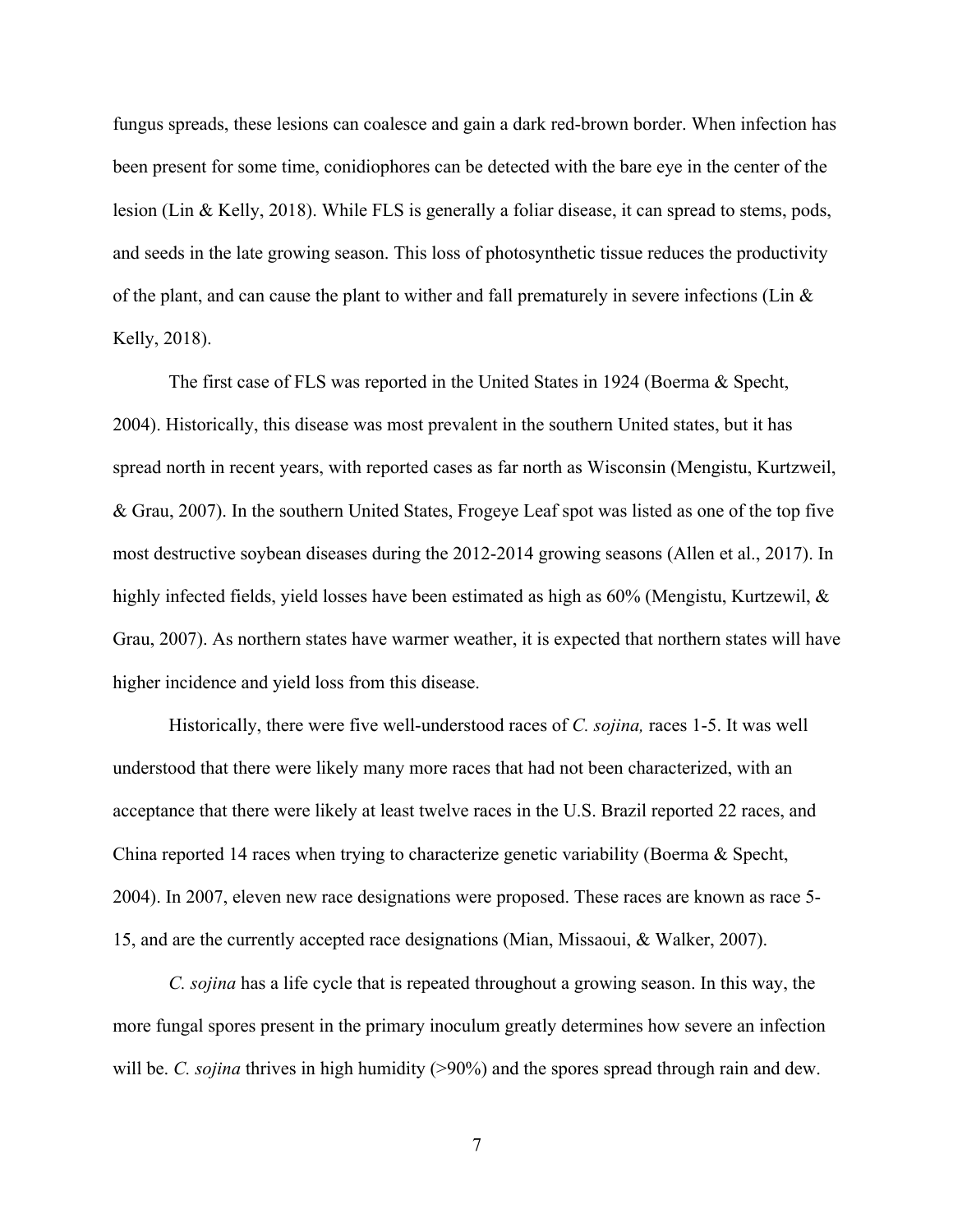fungus spreads, these lesions can coalesce and gain a dark red-brown border. When infection has been present for some time, conidiophores can be detected with the bare eye in the center of the lesion (Lin & Kelly, 2018). While FLS is generally a foliar disease, it can spread to stems, pods, and seeds in the late growing season. This loss of photosynthetic tissue reduces the productivity of the plant, and can cause the plant to wither and fall prematurely in severe infections (Lin & Kelly, 2018).

The first case of FLS was reported in the United States in 1924 (Boerma & Specht, 2004). Historically, this disease was most prevalent in the southern United states, but it has spread north in recent years, with reported cases as far north as Wisconsin (Mengistu, Kurtzweil, & Grau, 2007). In the southern United States, Frogeye Leaf spot was listed as one of the top five most destructive soybean diseases during the 2012-2014 growing seasons (Allen et al., 2017). In highly infected fields, yield losses have been estimated as high as 60% (Mengistu, Kurtzewil, & Grau, 2007). As northern states have warmer weather, it is expected that northern states will have higher incidence and yield loss from this disease.

Historically, there were five well-understood races of *C. sojina,* races 1-5. It was well understood that there were likely many more races that had not been characterized, with an acceptance that there were likely at least twelve races in the U.S. Brazil reported 22 races, and China reported 14 races when trying to characterize genetic variability (Boerma & Specht, 2004). In 2007, eleven new race designations were proposed. These races are known as race 5-15, and are the currently accepted race designations (Mian, Missaoui, & Walker, 2007).

*C. sojina* has a life cycle that is repeated throughout a growing season. In this way, the more fungal spores present in the primary inoculum greatly determines how severe an infection will be. *C. sojina* thrives in high humidity (>90%) and the spores spread through rain and dew.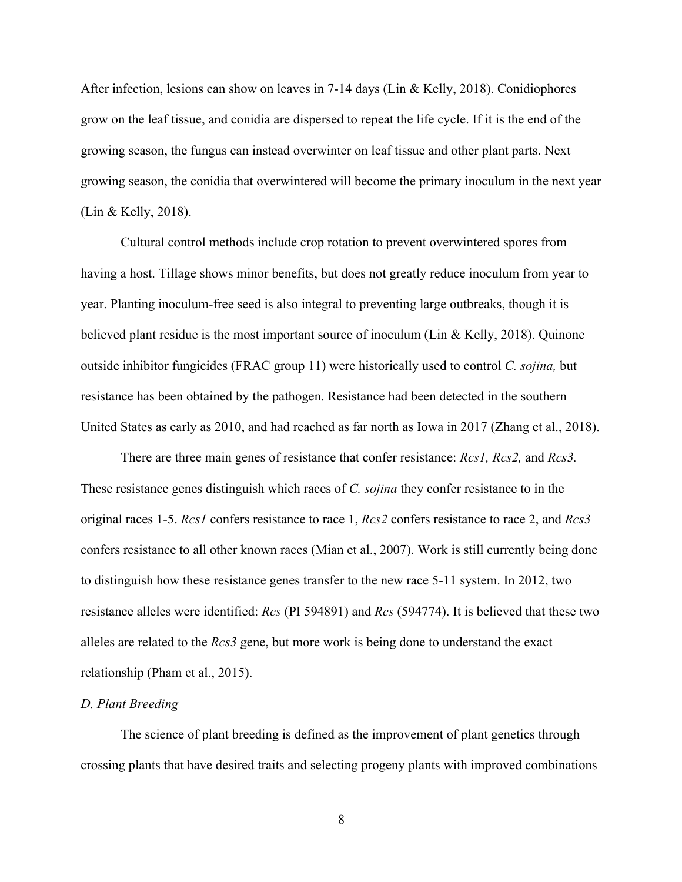After infection, lesions can show on leaves in 7-14 days (Lin & Kelly, 2018). Conidiophores grow on the leaf tissue, and conidia are dispersed to repeat the life cycle. If it is the end of the growing season, the fungus can instead overwinter on leaf tissue and other plant parts. Next growing season, the conidia that overwintered will become the primary inoculum in the next year (Lin & Kelly, 2018).

Cultural control methods include crop rotation to prevent overwintered spores from having a host. Tillage shows minor benefits, but does not greatly reduce inoculum from year to year. Planting inoculum-free seed is also integral to preventing large outbreaks, though it is believed plant residue is the most important source of inoculum (Lin & Kelly, 2018). Quinone outside inhibitor fungicides (FRAC group 11) were historically used to control *C. sojina,* but resistance has been obtained by the pathogen. Resistance had been detected in the southern United States as early as 2010, and had reached as far north as Iowa in 2017 (Zhang et al., 2018).

There are three main genes of resistance that confer resistance: *Rcs1, Rcs2,* and *Rcs3.* These resistance genes distinguish which races of *C. sojina* they confer resistance to in the original races 1-5. *Rcs1* confers resistance to race 1, *Rcs2* confers resistance to race 2, and *Rcs3* confers resistance to all other known races (Mian et al., 2007). Work is still currently being done to distinguish how these resistance genes transfer to the new race 5-11 system. In 2012, two resistance alleles were identified: *Rcs* (PI 594891) and *Rcs* (594774). It is believed that these two alleles are related to the *Rcs3* gene, but more work is being done to understand the exact relationship (Pham et al., 2015).

### *D. Plant Breeding*

The science of plant breeding is defined as the improvement of plant genetics through crossing plants that have desired traits and selecting progeny plants with improved combinations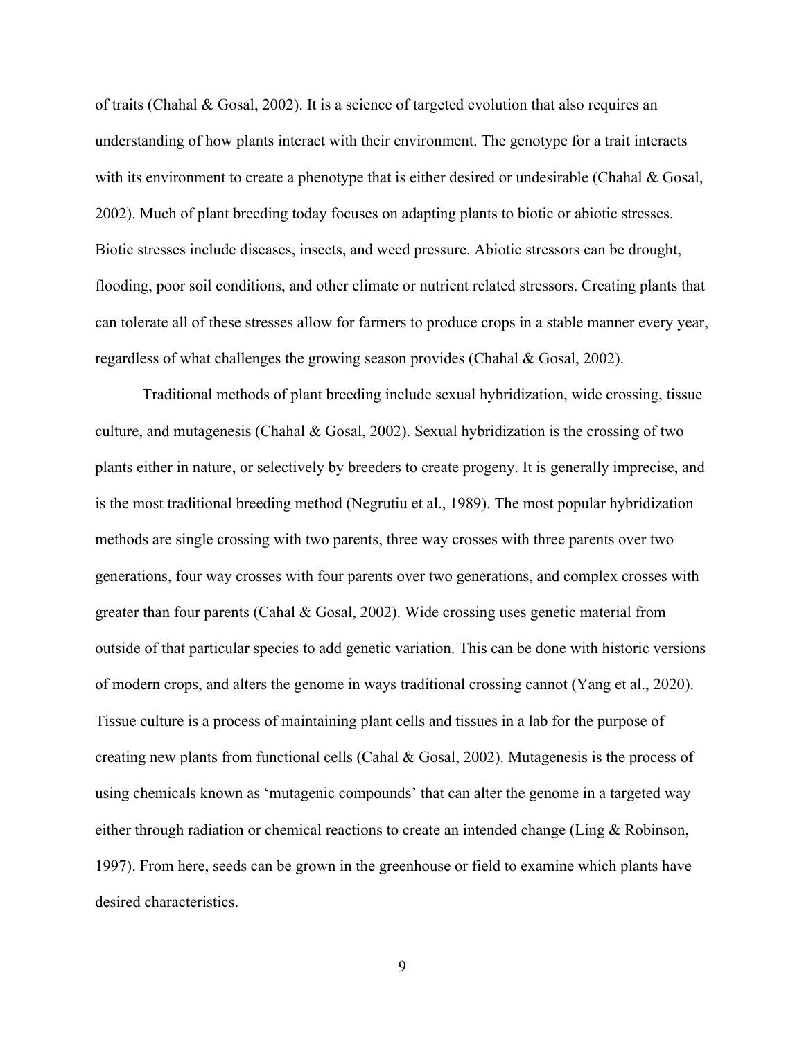of traits (Chahal & Gosal, 2002). It is a science of targeted evolution that also requires an understanding of how plants interact with their environment. The genotype for a trait interacts with its environment to create a phenotype that is either desired or undesirable (Chahal & Gosal, 2002). Much of plant breeding today focuses on adapting plants to biotic or abiotic stresses. Biotic stresses include diseases, insects, and weed pressure. Abiotic stressors can be drought, flooding, poor soil conditions, and other climate or nutrient related stressors. Creating plants that can tolerate all of these stresses allow for farmers to produce crops in a stable manner every year, regardless of what challenges the growing season provides (Chahal & Gosal, 2002).

Traditional methods of plant breeding include sexual hybridization, wide crossing, tissue culture, and mutagenesis (Chahal & Gosal, 2002). Sexual hybridization is the crossing of two plants either in nature, or selectively by breeders to create progeny. It is generally imprecise, and is the most traditional breeding method (Negrutiu et al., 1989). The most popular hybridization methods are single crossing with two parents, three way crosses with three parents over two generations, four way crosses with four parents over two generations, and complex crosses with greater than four parents (Cahal & Gosal, 2002). Wide crossing uses genetic material from outside of that particular species to add genetic variation. This can be done with historic versions of modern crops, and alters the genome in ways traditional crossing cannot (Yang et al., 2020). Tissue culture is a process of maintaining plant cells and tissues in a lab for the purpose of creating new plants from functional cells (Cahal & Gosal, 2002). Mutagenesis is the process of using chemicals known as 'mutagenic compounds' that can alter the genome in a targeted way either through radiation or chemical reactions to create an intended change (Ling & Robinson, 1997). From here, seeds can be grown in the greenhouse or field to examine which plants have desired characteristics.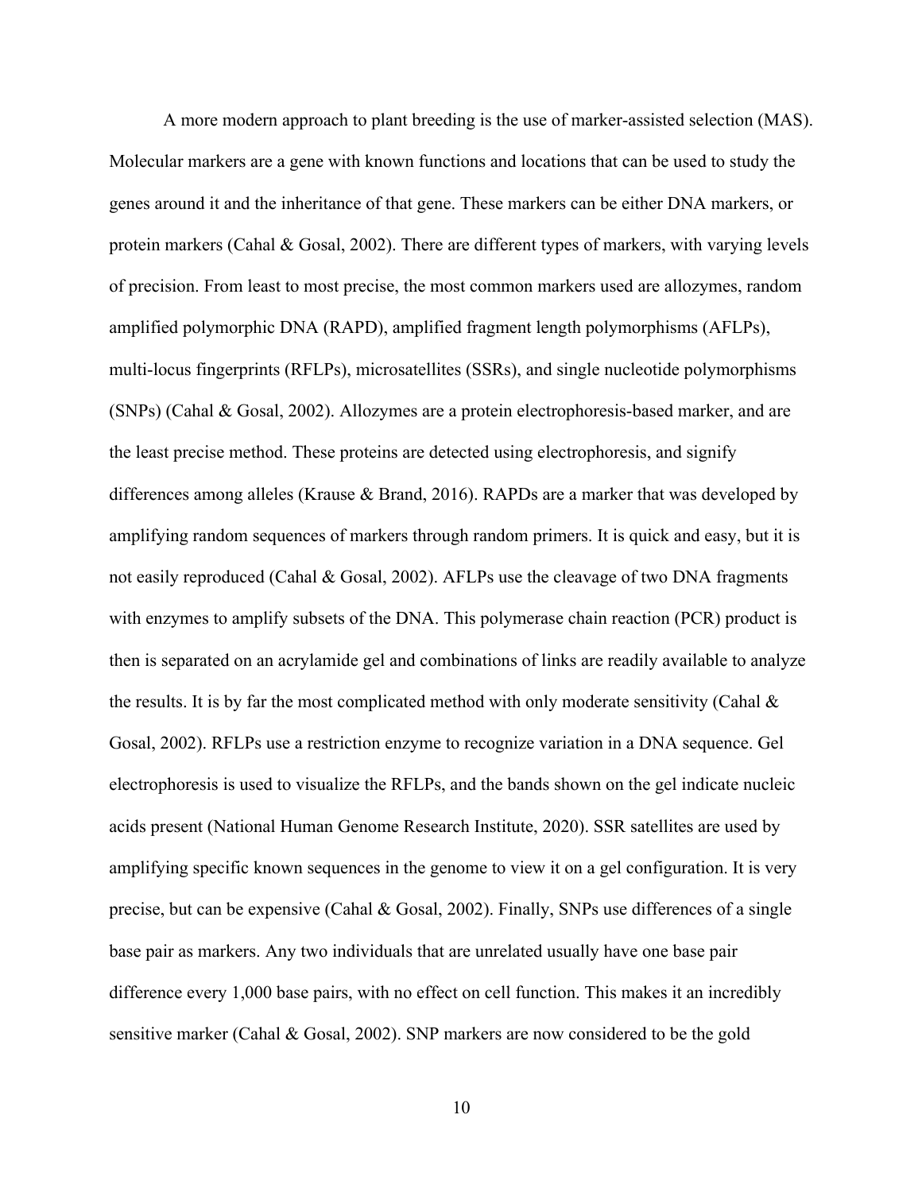A more modern approach to plant breeding is the use of marker-assisted selection (MAS). Molecular markers are a gene with known functions and locations that can be used to study the genes around it and the inheritance of that gene. These markers can be either DNA markers, or protein markers (Cahal & Gosal, 2002). There are different types of markers, with varying levels of precision. From least to most precise, the most common markers used are allozymes, random amplified polymorphic DNA (RAPD), amplified fragment length polymorphisms (AFLPs), multi-locus fingerprints (RFLPs), microsatellites (SSRs), and single nucleotide polymorphisms (SNPs) (Cahal & Gosal, 2002). Allozymes are a protein electrophoresis-based marker, and are the least precise method. These proteins are detected using electrophoresis, and signify differences among alleles (Krause & Brand, 2016). RAPDs are a marker that was developed by amplifying random sequences of markers through random primers. It is quick and easy, but it is not easily reproduced (Cahal & Gosal, 2002). AFLPs use the cleavage of two DNA fragments with enzymes to amplify subsets of the DNA. This polymerase chain reaction (PCR) product is then is separated on an acrylamide gel and combinations of links are readily available to analyze the results. It is by far the most complicated method with only moderate sensitivity (Cahal & Gosal, 2002). RFLPs use a restriction enzyme to recognize variation in a DNA sequence. Gel electrophoresis is used to visualize the RFLPs, and the bands shown on the gel indicate nucleic acids present (National Human Genome Research Institute, 2020). SSR satellites are used by amplifying specific known sequences in the genome to view it on a gel configuration. It is very precise, but can be expensive (Cahal & Gosal, 2002). Finally, SNPs use differences of a single base pair as markers. Any two individuals that are unrelated usually have one base pair difference every 1,000 base pairs, with no effect on cell function. This makes it an incredibly sensitive marker (Cahal & Gosal, 2002). SNP markers are now considered to be the gold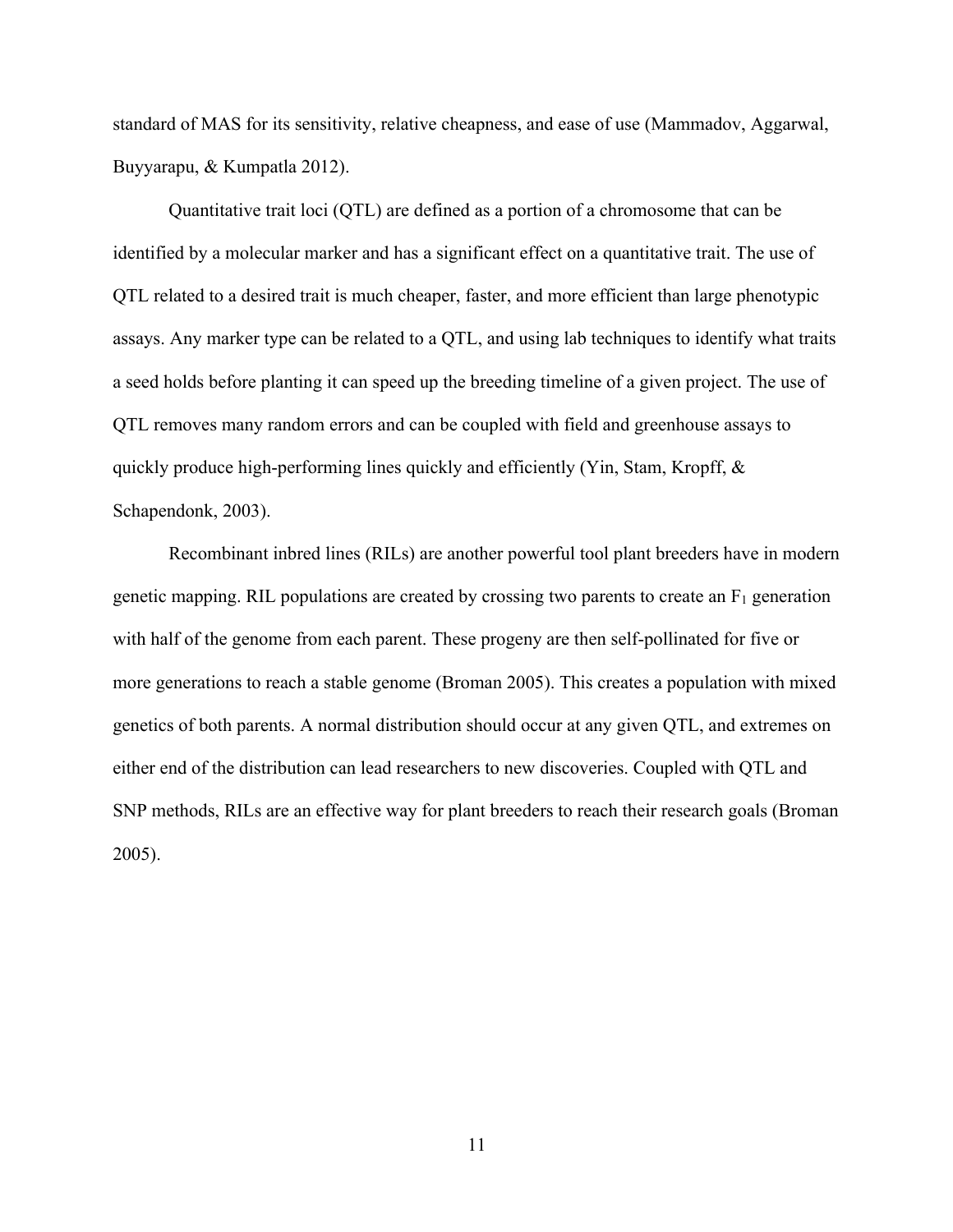standard of MAS for its sensitivity, relative cheapness, and ease of use (Mammadov, Aggarwal, Buyyarapu, & Kumpatla 2012).

Quantitative trait loci (QTL) are defined as a portion of a chromosome that can be identified by a molecular marker and has a significant effect on a quantitative trait. The use of QTL related to a desired trait is much cheaper, faster, and more efficient than large phenotypic assays. Any marker type can be related to a QTL, and using lab techniques to identify what traits a seed holds before planting it can speed up the breeding timeline of a given project. The use of QTL removes many random errors and can be coupled with field and greenhouse assays to quickly produce high-performing lines quickly and efficiently (Yin, Stam, Kropff, & Schapendonk, 2003).

Recombinant inbred lines (RILs) are another powerful tool plant breeders have in modern genetic mapping. RIL populations are created by crossing two parents to create an $F_1$ generation with half of the genome from each parent. These progeny are then self-pollinated for five or more generations to reach a stable genome (Broman 2005). This creates a population with mixed genetics of both parents. A normal distribution should occur at any given QTL, and extremes on either end of the distribution can lead researchers to new discoveries. Coupled with QTL and SNP methods, RILs are an effective way for plant breeders to reach their research goals (Broman 2005).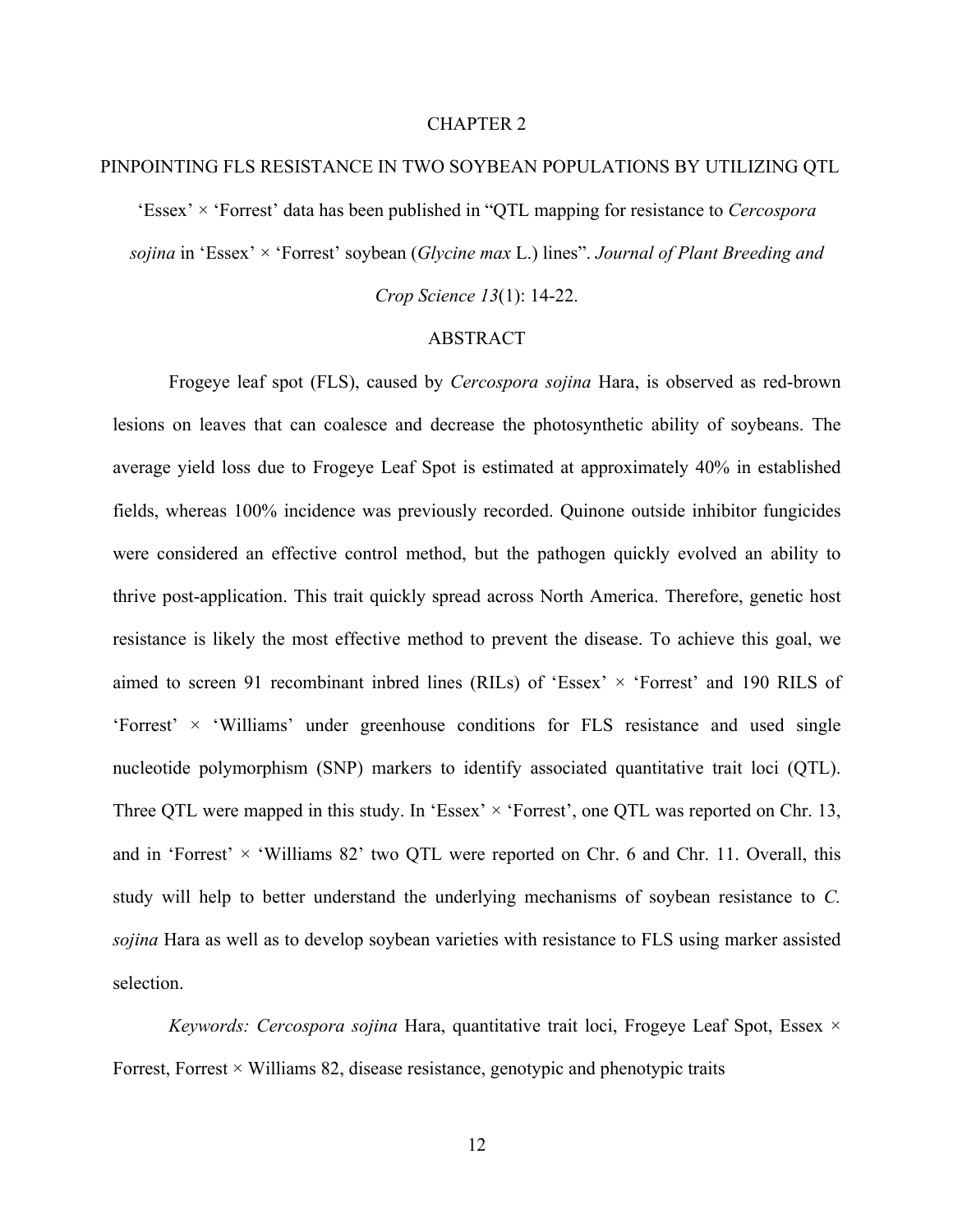# CHAPTER 2

## PINPOINTING FLS RESISTANCE IN TWO SOYBEAN POPULATIONS BY UTILIZING QTL

'Essex' × 'Forrest' data has been published in "QTL mapping for resistance to *Cercospora sojina* in 'Essex' × 'Forrest' soybean (*Glycine max* L.) lines". *Journal of Plant Breeding and Crop Science 13*(1): 14-22.

### ABSTRACT

Frogeye leaf spot (FLS), caused by *Cercospora sojina* Hara, is observed as red-brown lesions on leaves that can coalesce and decrease the photosynthetic ability of soybeans. The average yield loss due to Frogeye Leaf Spot is estimated at approximately 40% in established fields, whereas 100% incidence was previously recorded. Quinone outside inhibitor fungicides were considered an effective control method, but the pathogen quickly evolved an ability to thrive post-application. This trait quickly spread across North America. Therefore, genetic host resistance is likely the most effective method to prevent the disease. To achieve this goal, we aimed to screen 91 recombinant inbred lines (RILs) of 'Essex' × 'Forrest' and 190 RILS of 'Forrest' × 'Williams' under greenhouse conditions for FLS resistance and used single nucleotide polymorphism (SNP) markers to identify associated quantitative trait loci (QTL). Three QTL were mapped in this study. In 'Essex' × 'Forrest', one QTL was reported on Chr. 13, and in 'Forrest' × 'Williams 82' two QTL were reported on Chr. 6 and Chr. 11. Overall, this study will help to better understand the underlying mechanisms of soybean resistance to *C. sojina* Hara as well as to develop soybean varieties with resistance to FLS using marker assisted selection.

*Keywords: Cercospora sojina* Hara, quantitative trait loci, Frogeye Leaf Spot, Essex × Forrest, Forrest × Williams 82, disease resistance, genotypic and phenotypic traits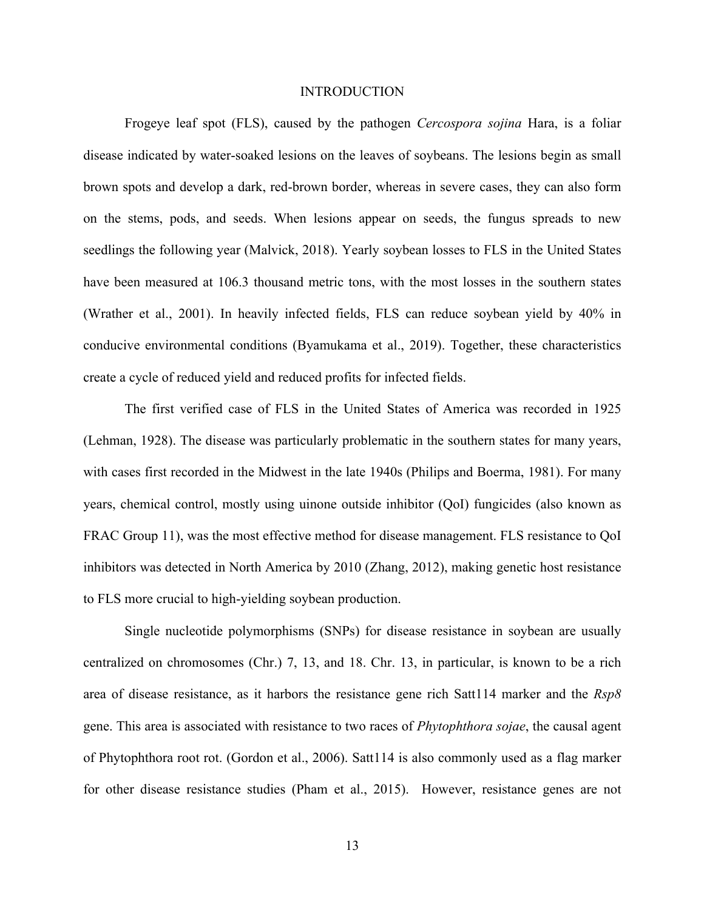# INTRODUCTION

Frogeye leaf spot (FLS), caused by the pathogen *Cercospora sojina* Hara, is a foliar disease indicated by water-soaked lesions on the leaves of soybeans. The lesions begin as small brown spots and develop a dark, red-brown border, whereas in severe cases, they can also form on the stems, pods, and seeds. When lesions appear on seeds, the fungus spreads to new seedlings the following year (Malvick, 2018). Yearly soybean losses to FLS in the United States have been measured at 106.3 thousand metric tons, with the most losses in the southern states (Wrather et al., 2001). In heavily infected fields, FLS can reduce soybean yield by 40% in conducive environmental conditions (Byamukama et al., 2019). Together, these characteristics create a cycle of reduced yield and reduced profits for infected fields.

The first verified case of FLS in the United States of America was recorded in 1925 (Lehman, 1928). The disease was particularly problematic in the southern states for many years, with cases first recorded in the Midwest in the late 1940s (Philips and Boerma, 1981). For many years, chemical control, mostly using uinone outside inhibitor (QoI) fungicides (also known as FRAC Group 11), was the most effective method for disease management. FLS resistance to QoI inhibitors was detected in North America by 2010 (Zhang, 2012), making genetic host resistance to FLS more crucial to high-yielding soybean production.

Single nucleotide polymorphisms (SNPs) for disease resistance in soybean are usually centralized on chromosomes (Chr.) 7, 13, and 18. Chr. 13, in particular, is known to be a rich area of disease resistance, as it harbors the resistance gene rich Satt114 marker and the *Rsp8* gene. This area is associated with resistance to two races of *Phytophthora sojae*, the causal agent of Phytophthora root rot. (Gordon et al., 2006). Satt114 is also commonly used as a flag marker for other disease resistance studies (Pham et al., 2015). However, resistance genes are not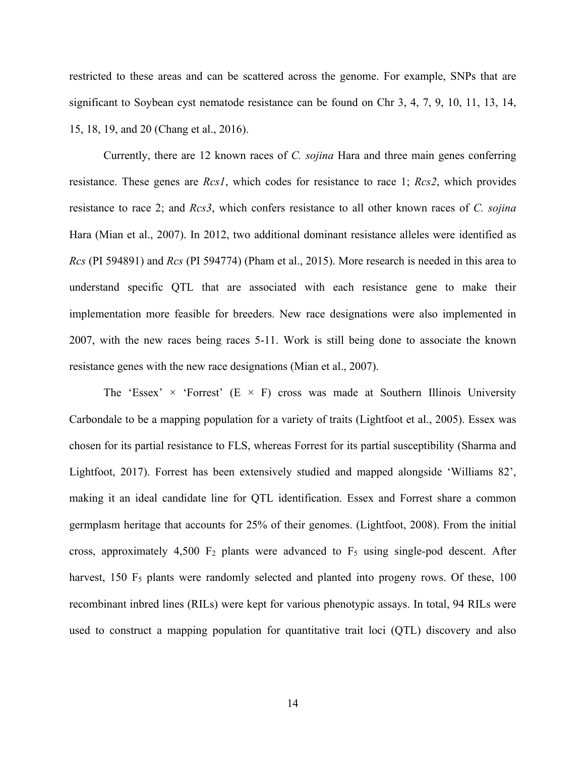restricted to these areas and can be scattered across the genome. For example, SNPs that are significant to Soybean cyst nematode resistance can be found on Chr 3, 4, 7, 9, 10, 11, 13, 14, 15, 18, 19, and 20 (Chang et al., 2016).

Currently, there are 12 known races of *C. sojina* Hara and three main genes conferring resistance. These genes are *Rcs1*, which codes for resistance to race 1; *Rcs2*, which provides resistance to race 2; and *Rcs3*, which confers resistance to all other known races of *C. sojina* Hara (Mian et al., 2007). In 2012, two additional dominant resistance alleles were identified as *Rcs* (PI 594891) and *Rcs* (PI 594774) (Pham et al., 2015). More research is needed in this area to understand specific QTL that are associated with each resistance gene to make their implementation more feasible for breeders. New race designations were also implemented in 2007, with the new races being races 5-11. Work is still being done to associate the known resistance genes with the new race designations (Mian et al., 2007).

The 'Essex' × 'Forrest' (E × F) cross was made at Southern Illinois University Carbondale to be a mapping population for a variety of traits (Lightfoot et al., 2005). Essex was chosen for its partial resistance to FLS, whereas Forrest for its partial susceptibility (Sharma and Lightfoot, 2017). Forrest has been extensively studied and mapped alongside 'Williams 82', making it an ideal candidate line for QTL identification. Essex and Forrest share a common germplasm heritage that accounts for 25% of their genomes. (Lightfoot, 2008). From the initial cross, approximately 4,500 $F_2$ plants were advanced to $F_5$ using single-pod descent. After harvest, 150 $F_5$ plants were randomly selected and planted into progeny rows. Of these, 100 recombinant inbred lines (RILs) were kept for various phenotypic assays. In total, 94 RILs were used to construct a mapping population for quantitative trait loci (QTL) discovery and also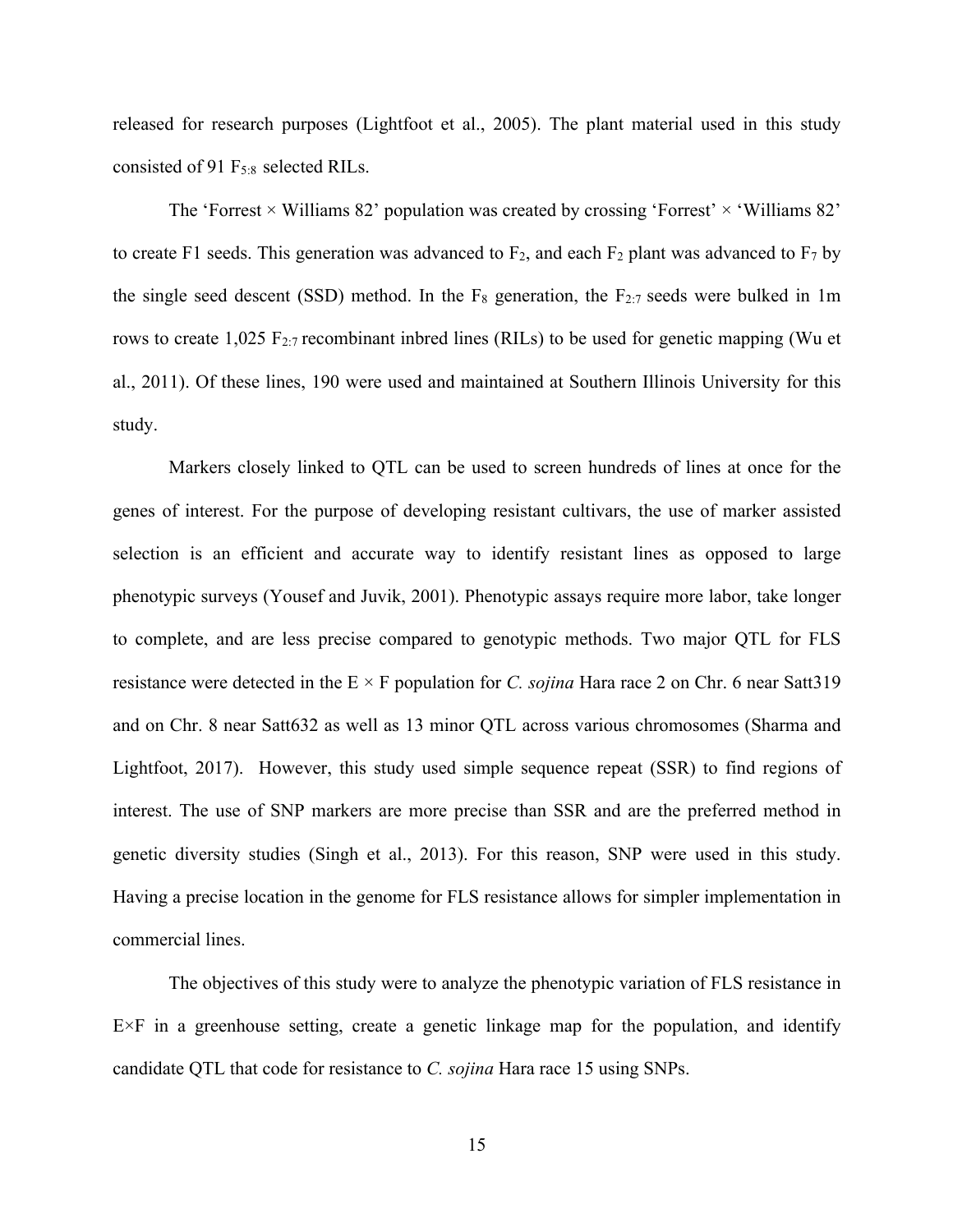released for research purposes (Lightfoot et al., 2005). The plant material used in this study consisted of 91 $F_{5:8}$ selected RILs.

The 'Forrest × Williams 82' population was created by crossing 'Forrest' × 'Williams 82' to create F1 seeds. This generation was advanced to $F_2$, and each $F_2$ plant was advanced to $F_7$ by the single seed descent (SSD) method. In the $F_8$ generation, the $F_{2:7}$ seeds were bulked in 1m rows to create 1,025 $F_{2:7}$ recombinant inbred lines (RILs) to be used for genetic mapping (Wu et al., 2011). Of these lines, 190 were used and maintained at Southern Illinois University for this study.

Markers closely linked to QTL can be used to screen hundreds of lines at once for the genes of interest. For the purpose of developing resistant cultivars, the use of marker assisted selection is an efficient and accurate way to identify resistant lines as opposed to large phenotypic surveys (Yousef and Juvik, 2001). Phenotypic assays require more labor, take longer to complete, and are less precise compared to genotypic methods. Two major QTL for FLS resistance were detected in the E × F population for *C. sojina* Hara race 2 on Chr. 6 near Satt319 and on Chr. 8 near Satt632 as well as 13 minor QTL across various chromosomes (Sharma and Lightfoot, 2017). However, this study used simple sequence repeat (SSR) to find regions of interest. The use of SNP markers are more precise than SSR and are the preferred method in genetic diversity studies (Singh et al., 2013). For this reason, SNP were used in this study. Having a precise location in the genome for FLS resistance allows for simpler implementation in commercial lines.

The objectives of this study were to analyze the phenotypic variation of FLS resistance in E×F in a greenhouse setting, create a genetic linkage map for the population, and identify candidate QTL that code for resistance to *C. sojina* Hara race 15 using SNPs.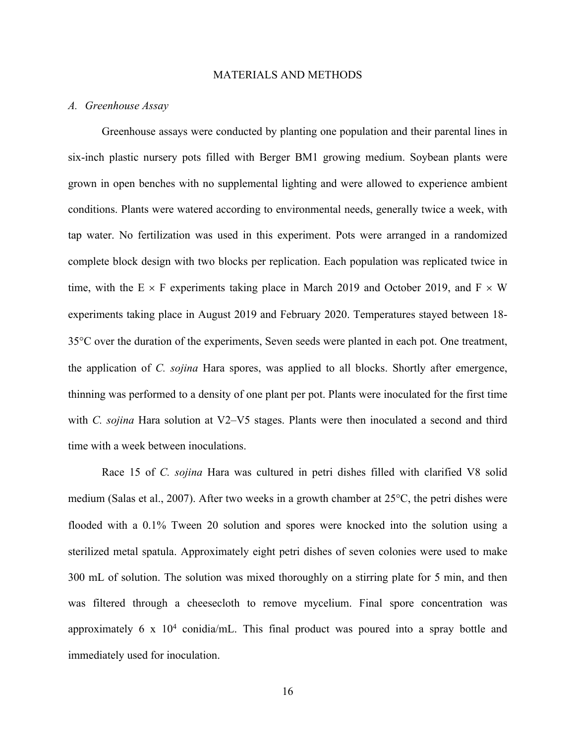# MATERIALS AND METHODS

## *A. Greenhouse Assay*

Greenhouse assays were conducted by planting one population and their parental lines in six-inch plastic nursery pots filled with Berger BM1 growing medium. Soybean plants were grown in open benches with no supplemental lighting and were allowed to experience ambient conditions. Plants were watered according to environmental needs, generally twice a week, with tap water. No fertilization was used in this experiment. Pots were arranged in a randomized complete block design with two blocks per replication. Each population was replicated twice in time, with the E × F experiments taking place in March 2019 and October 2019, and F × W experiments taking place in August 2019 and February 2020. Temperatures stayed between 18-35°C over the duration of the experiments, Seven seeds were planted in each pot. One treatment, the application of *C. sojina* Hara spores, was applied to all blocks. Shortly after emergence, thinning was performed to a density of one plant per pot. Plants were inoculated for the first time with *C. sojina* Hara solution at V2–V5 stages. Plants were then inoculated a second and third time with a week between inoculations.

Race 15 of *C. sojina* Hara was cultured in petri dishes filled with clarified V8 solid medium (Salas et al., 2007). After two weeks in a growth chamber at 25°C, the petri dishes were flooded with a 0.1% Tween 20 solution and spores were knocked into the solution using a sterilized metal spatula. Approximately eight petri dishes of seven colonies were used to make 300 mL of solution. The solution was mixed thoroughly on a stirring plate for 5 min, and then was filtered through a cheesecloth to remove mycelium. Final spore concentration was approximately 6 x $10^4$ conidia/mL. This final product was poured into a spray bottle and immediately used for inoculation.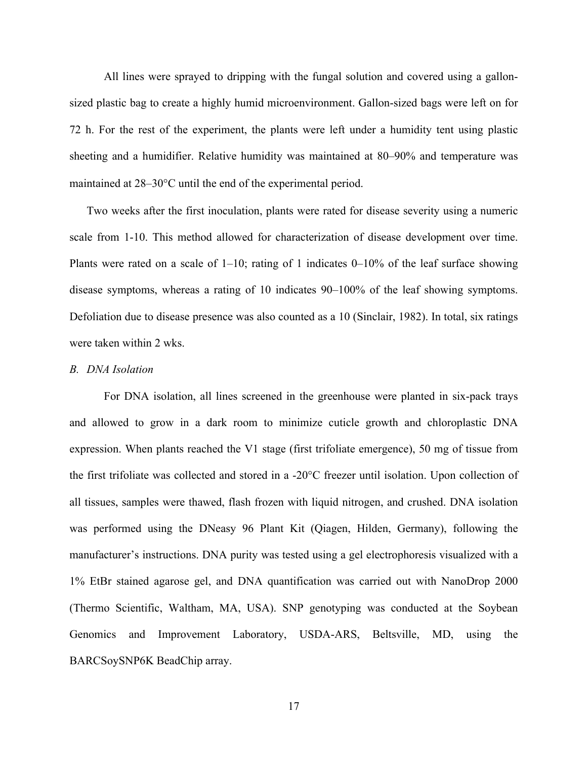All lines were sprayed to dripping with the fungal solution and covered using a gallon-sized plastic bag to create a highly humid microenvironment. Gallon-sized bags were left on for 72 h. For the rest of the experiment, the plants were left under a humidity tent using plastic sheeting and a humidifier. Relative humidity was maintained at 80–90% and temperature was maintained at 28–30°C until the end of the experimental period.

Two weeks after the first inoculation, plants were rated for disease severity using a numeric scale from 1-10. This method allowed for characterization of disease development over time. Plants were rated on a scale of 1–10; rating of 1 indicates 0–10% of the leaf surface showing disease symptoms, whereas a rating of 10 indicates 90–100% of the leaf showing symptoms. Defoliation due to disease presence was also counted as a 10 (Sinclair, 1982). In total, six ratings were taken within 2 wks.

*B. DNA Isolation*

For DNA isolation, all lines screened in the greenhouse were planted in six-pack trays and allowed to grow in a dark room to minimize cuticle growth and chloroplastic DNA expression. When plants reached the V1 stage (first trifoliate emergence), 50 mg of tissue from the first trifoliate was collected and stored in a -20°C freezer until isolation. Upon collection of all tissues, samples were thawed, flash frozen with liquid nitrogen, and crushed. DNA isolation was performed using the DNeasy 96 Plant Kit (Qiagen, Hilden, Germany), following the manufacturer's instructions. DNA purity was tested using a gel electrophoresis visualized with a 1% EtBr stained agarose gel, and DNA quantification was carried out with NanoDrop 2000 (Thermo Scientific, Waltham, MA, USA). SNP genotyping was conducted at the Soybean Genomics and Improvement Laboratory, USDA-ARS, Beltsville, MD, using the BARCSoySNP6K BeadChip array.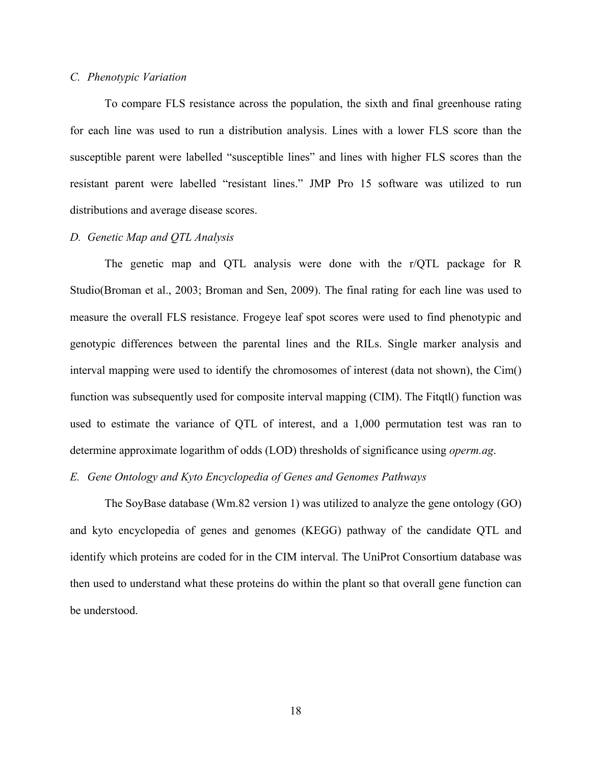### *C. Phenotypic Variation*

To compare FLS resistance across the population, the sixth and final greenhouse rating for each line was used to run a distribution analysis. Lines with a lower FLS score than the susceptible parent were labelled "susceptible lines" and lines with higher FLS scores than the resistant parent were labelled "resistant lines." JMP Pro 15 software was utilized to run distributions and average disease scores.

### *D. Genetic Map and QTL Analysis*

The genetic map and QTL analysis were done with the r/QTL package for R Studio(Broman et al., 2003; Broman and Sen, 2009). The final rating for each line was used to measure the overall FLS resistance. Frogeye leaf spot scores were used to find phenotypic and genotypic differences between the parental lines and the RILs. Single marker analysis and interval mapping were used to identify the chromosomes of interest (data not shown), the Cim() function was subsequently used for composite interval mapping (CIM). The Fitqtl() function was used to estimate the variance of QTL of interest, and a 1,000 permutation test was ran to determine approximate logarithm of odds (LOD) thresholds of significance using *operm.ag*.

### *E. Gene Ontology and Kyto Encyclopedia of Genes and Genomes Pathways*

The SoyBase database (Wm.82 version 1) was utilized to analyze the gene ontology (GO) and kyto encyclopedia of genes and genomes (KEGG) pathway of the candidate QTL and identify which proteins are coded for in the CIM interval. The UniProt Consortium database was then used to understand what these proteins do within the plant so that overall gene function can be understood.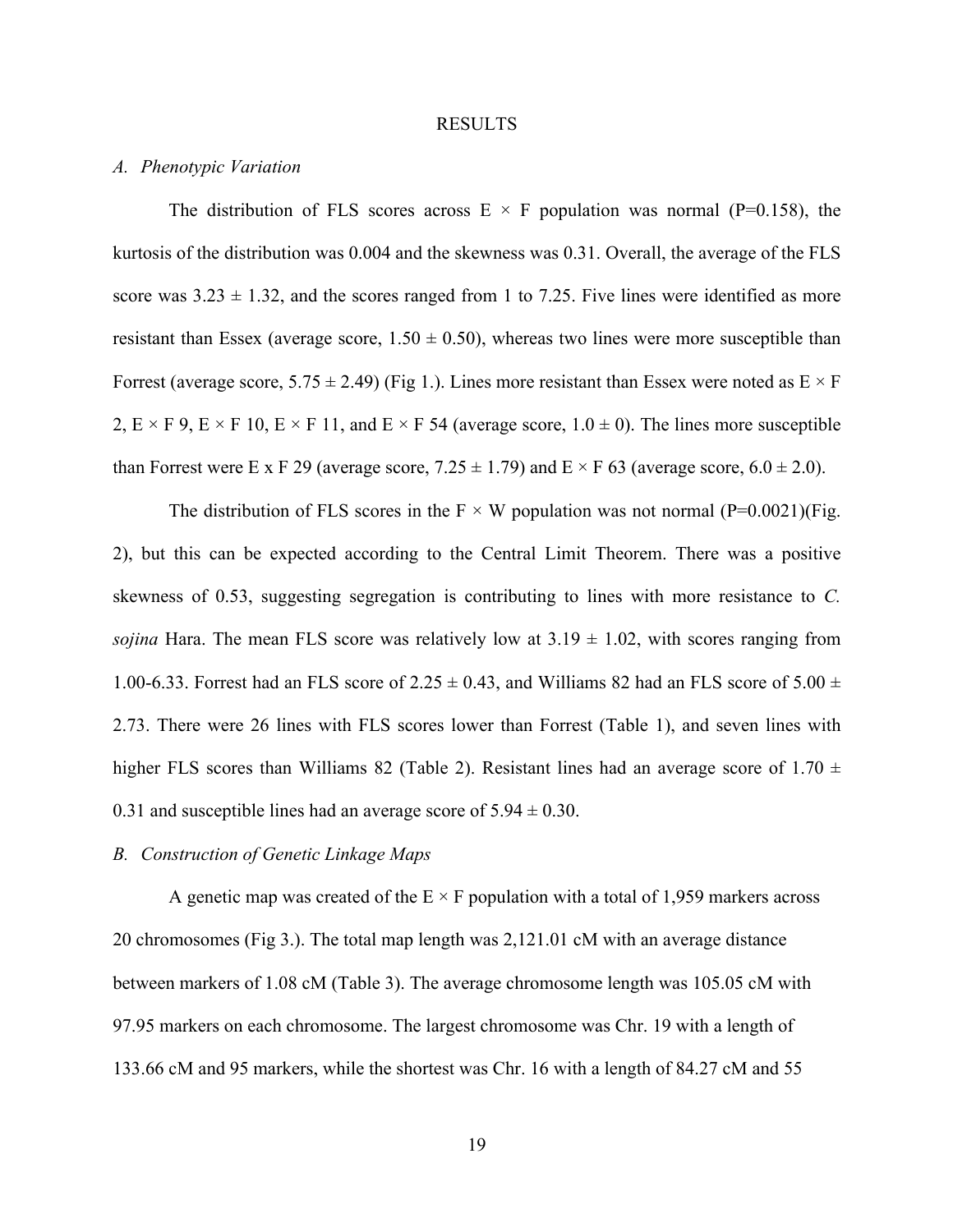# RESULTS

## *A. Phenotypic Variation*

The distribution of FLS scores across E × F population was normal (P=0.158), the kurtosis of the distribution was 0.004 and the skewness was 0.31. Overall, the average of the FLS score was 3.23 ± 1.32, and the scores ranged from 1 to 7.25. Five lines were identified as more resistant than Essex (average score, 1.50 ± 0.50), whereas two lines were more susceptible than Forrest (average score, 5.75 ± 2.49) (Fig 1.). Lines more resistant than Essex were noted as E × F 2, E × F 9, E × F 10, E × F 11, and E × F 54 (average score, 1.0 ± 0). The lines more susceptible than Forrest were E x F 29 (average score, 7.25 ± 1.79) and E × F 63 (average score, 6.0 ± 2.0).

The distribution of FLS scores in the F × W population was not normal (P=0.0021)(Fig. 2), but this can be expected according to the Central Limit Theorem. There was a positive skewness of 0.53, suggesting segregation is contributing to lines with more resistance to *C. sojina* Hara. The mean FLS score was relatively low at 3.19 ± 1.02, with scores ranging from 1.00-6.33. Forrest had an FLS score of 2.25 ± 0.43, and Williams 82 had an FLS score of 5.00 ± 2.73. There were 26 lines with FLS scores lower than Forrest (Table 1), and seven lines with higher FLS scores than Williams 82 (Table 2). Resistant lines had an average score of 1.70 ± 0.31 and susceptible lines had an average score of 5.94 ± 0.30.

## *B. Construction of Genetic Linkage Maps*

A genetic map was created of the E × F population with a total of 1,959 markers across 20 chromosomes (Fig 3.). The total map length was 2,121.01 cM with an average distance between markers of 1.08 cM (Table 3). The average chromosome length was 105.05 cM with 97.95 markers on each chromosome. The largest chromosome was Chr. 19 with a length of 133.66 cM and 95 markers, while the shortest was Chr. 16 with a length of 84.27 cM and 55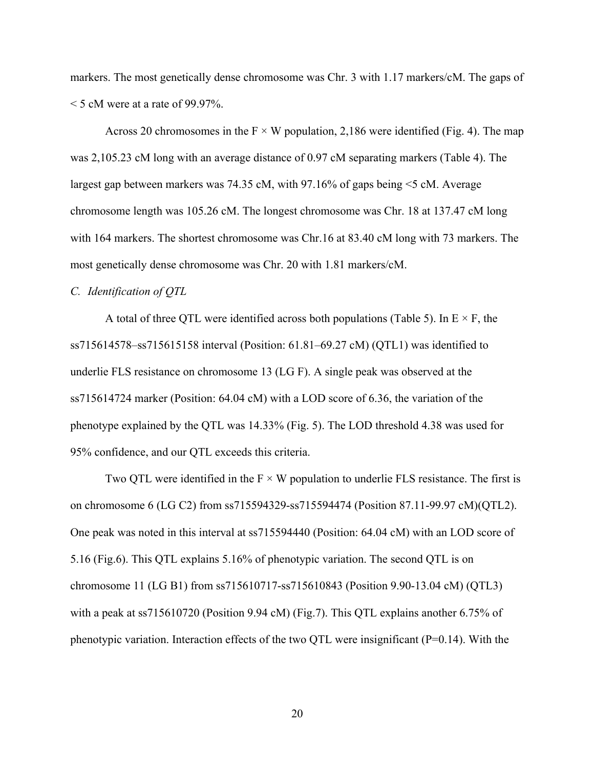markers. The most genetically dense chromosome was Chr. 3 with 1.17 markers/cM. The gaps of < 5 cM were at a rate of 99.97%.

Across 20 chromosomes in the F × W population, 2,186 were identified (Fig. 4). The map was 2,105.23 cM long with an average distance of 0.97 cM separating markers (Table 4). The largest gap between markers was 74.35 cM, with 97.16% of gaps being <5 cM. Average chromosome length was 105.26 cM. The longest chromosome was Chr. 18 at 137.47 cM long with 164 markers. The shortest chromosome was Chr.16 at 83.40 cM long with 73 markers. The most genetically dense chromosome was Chr. 20 with 1.81 markers/cM.

*C. Identification of QTL*

A total of three QTL were identified across both populations (Table 5). In E × F, the ss715614578–ss715615158 interval (Position: 61.81–69.27 cM) (QTL1) was identified to underlie FLS resistance on chromosome 13 (LG F). A single peak was observed at the ss715614724 marker (Position: 64.04 cM) with a LOD score of 6.36, the variation of the phenotype explained by the QTL was 14.33% (Fig. 5). The LOD threshold 4.38 was used for 95% confidence, and our QTL exceeds this criteria.

Two QTL were identified in the F × W population to underlie FLS resistance. The first is on chromosome 6 (LG C2) from ss715594329-ss715594474 (Position 87.11-99.97 cM)(QTL2). One peak was noted in this interval at ss715594440 (Position: 64.04 cM) with an LOD score of 5.16 (Fig.6). This QTL explains 5.16% of phenotypic variation. The second QTL is on chromosome 11 (LG B1) from ss715610717-ss715610843 (Position 9.90-13.04 cM) (QTL3) with a peak at ss715610720 (Position 9.94 cM) (Fig.7). This QTL explains another 6.75% of phenotypic variation. Interaction effects of the two QTL were insignificant ($P=0.14$). With the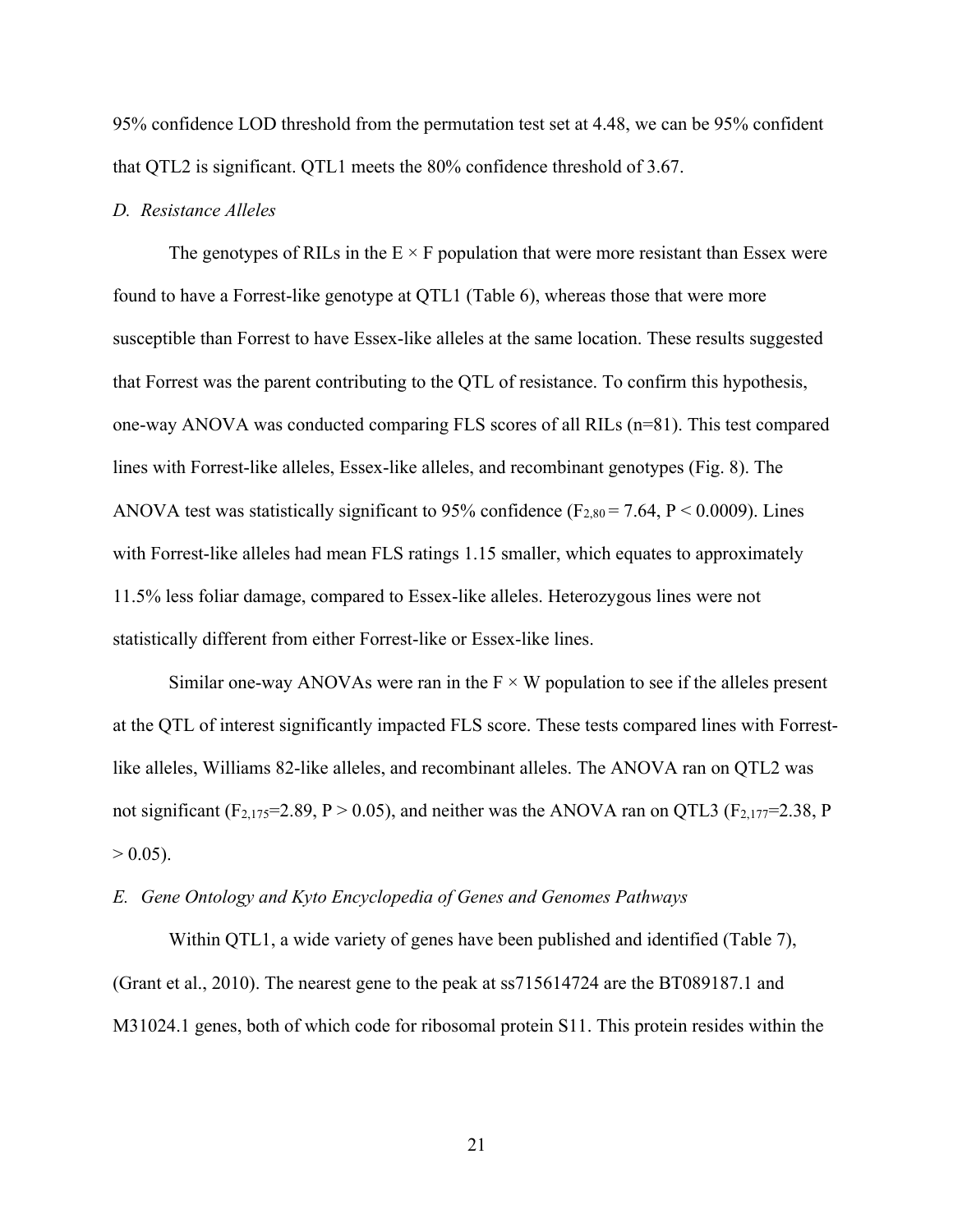95% confidence LOD threshold from the permutation test set at 4.48, we can be 95% confident that QTL2 is significant. QTL1 meets the 80% confidence threshold of 3.67.

### *D. Resistance Alleles*

The genotypes of RILs in the E × F population that were more resistant than Essex were found to have a Forrest-like genotype at QTL1 (Table 6), whereas those that were more susceptible than Forrest to have Essex-like alleles at the same location. These results suggested that Forrest was the parent contributing to the QTL of resistance. To confirm this hypothesis, one-way ANOVA was conducted comparing FLS scores of all RILs (n=81). This test compared lines with Forrest-like alleles, Essex-like alleles, and recombinant genotypes (Fig. 8). The ANOVA test was statistically significant to 95% confidence ($F_{2,80} = 7.64$, $P < 0.0009$). Lines with Forrest-like alleles had mean FLS ratings 1.15 smaller, which equates to approximately 11.5% less foliar damage, compared to Essex-like alleles. Heterozygous lines were not statistically different from either Forrest-like or Essex-like lines.

Similar one-way ANOVAs were ran in the F × W population to see if the alleles present at the QTL of interest significantly impacted FLS score. These tests compared lines with Forrest-like alleles, Williams 82-like alleles, and recombinant alleles. The ANOVA ran on QTL2 was not significant ($F_{2,175}=2.89$, $P > 0.05$), and neither was the ANOVA ran on QTL3 ($F_{2,177}=2.38$, $P > 0.05$).

### *E. Gene Ontology and Kyto Encyclopedia of Genes and Genomes Pathways*

Within QTL1, a wide variety of genes have been published and identified (Table 7), (Grant et al., 2010). The nearest gene to the peak at ss715614724 are the BT089187.1 and M31024.1 genes, both of which code for ribosomal protein S11. This protein resides within the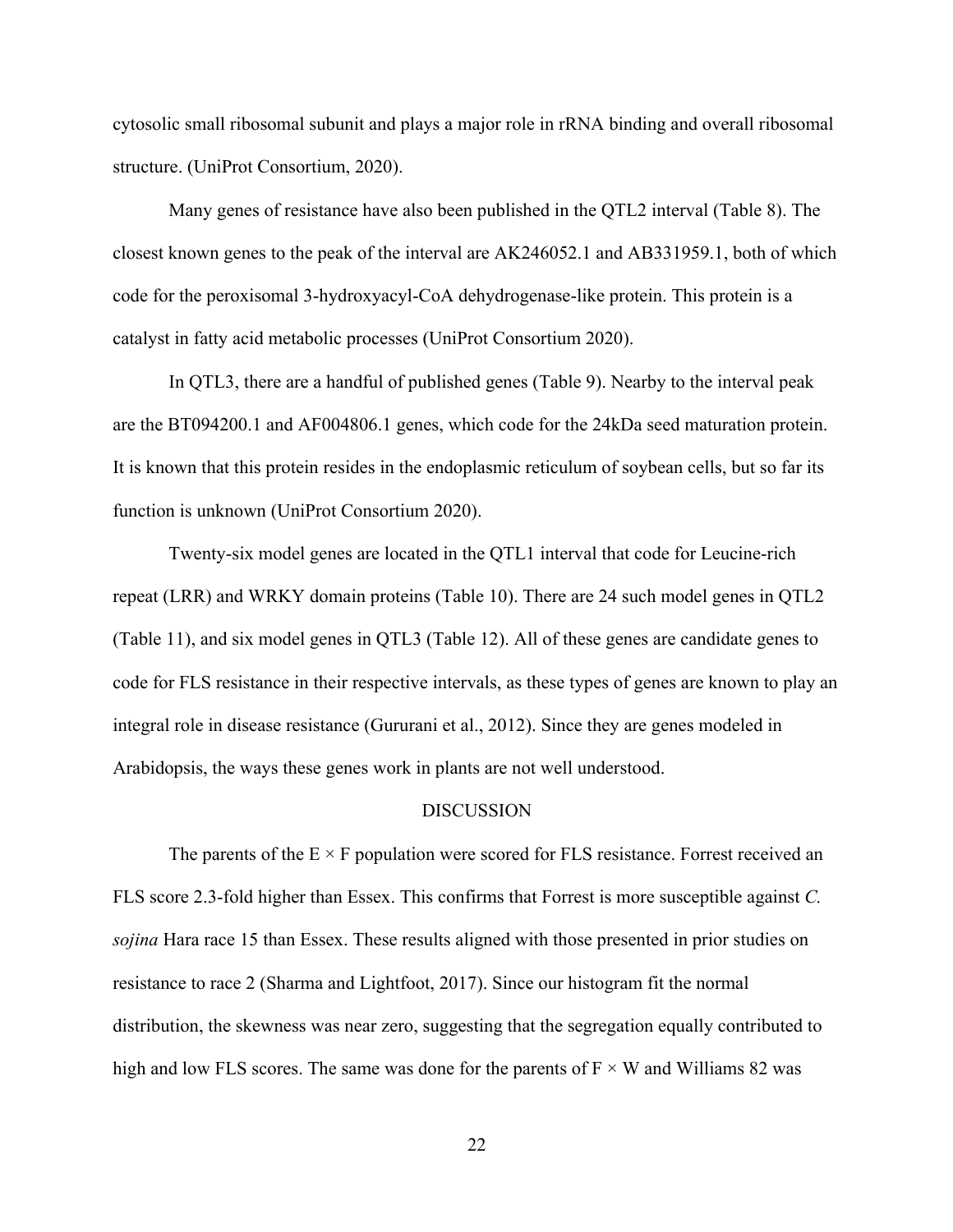cytosolic small ribosomal subunit and plays a major role in rRNA binding and overall ribosomal structure. (UniProt Consortium, 2020).

Many genes of resistance have also been published in the QTL2 interval (Table 8). The closest known genes to the peak of the interval are AK246052.1 and AB331959.1, both of which code for the peroxisomal 3-hydroxyacyl-CoA dehydrogenase-like protein. This protein is a catalyst in fatty acid metabolic processes (UniProt Consortium 2020).

In QTL3, there are a handful of published genes (Table 9). Nearby to the interval peak are the BT094200.1 and AF004806.1 genes, which code for the 24kDa seed maturation protein. It is known that this protein resides in the endoplasmic reticulum of soybean cells, but so far its function is unknown (UniProt Consortium 2020).

Twenty-six model genes are located in the QTL1 interval that code for Leucine-rich repeat (LRR) and WRKY domain proteins (Table 10). There are 24 such model genes in QTL2 (Table 11), and six model genes in QTL3 (Table 12). All of these genes are candidate genes to code for FLS resistance in their respective intervals, as these types of genes are known to play an integral role in disease resistance (Gururani et al., 2012). Since they are genes modeled in Arabidopsis, the ways these genes work in plants are not well understood.

## DISCUSSION

The parents of the E × F population were scored for FLS resistance. Forrest received an FLS score 2.3-fold higher than Essex. This confirms that Forrest is more susceptible against *C. sojina* Hara race 15 than Essex. These results aligned with those presented in prior studies on resistance to race 2 (Sharma and Lightfoot, 2017). Since our histogram fit the normal distribution, the skewness was near zero, suggesting that the segregation equally contributed to high and low FLS scores. The same was done for the parents of F × W and Williams 82 was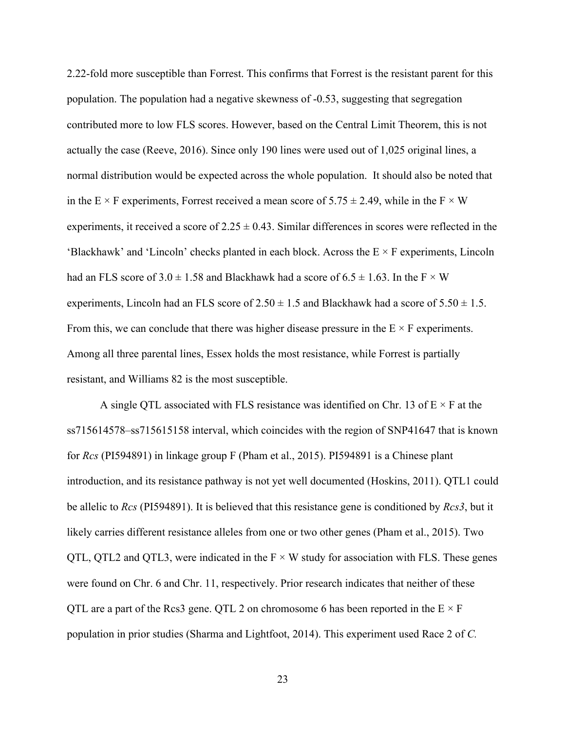2.22-fold more susceptible than Forrest. This confirms that Forrest is the resistant parent for this population. The population had a negative skewness of -0.53, suggesting that segregation contributed more to low FLS scores. However, based on the Central Limit Theorem, this is not actually the case (Reeve, 2016). Since only 190 lines were used out of 1,025 original lines, a normal distribution would be expected across the whole population.  It should also be noted that in the E × F experiments, Forrest received a mean score of 5.75 ± 2.49, while in the F × W experiments, it received a score of 2.25 ± 0.43. Similar differences in scores were reflected in the 'Blackhawk' and 'Lincoln' checks planted in each block. Across the E × F experiments, Lincoln had an FLS score of 3.0 ± 1.58 and Blackhawk had a score of 6.5 ± 1.63. In the F × W experiments, Lincoln had an FLS score of 2.50 ± 1.5 and Blackhawk had a score of 5.50 ± 1.5. From this, we can conclude that there was higher disease pressure in the E × F experiments. Among all three parental lines, Essex holds the most resistance, while Forrest is partially resistant, and Williams 82 is the most susceptible.

A single QTL associated with FLS resistance was identified on Chr. 13 of E × F at the ss715614578–ss715615158 interval, which coincides with the region of SNP41647 that is known for *Rcs* (PI594891) in linkage group F (Pham et al., 2015). PI594891 is a Chinese plant introduction, and its resistance pathway is not yet well documented (Hoskins, 2011). QTL1 could be allelic to *Rcs* (PI594891). It is believed that this resistance gene is conditioned by *Rcs3*, but it likely carries different resistance alleles from one or two other genes (Pham et al., 2015). Two QTL, QTL2 and QTL3, were indicated in the F × W study for association with FLS. These genes were found on Chr. 6 and Chr. 11, respectively. Prior research indicates that neither of these QTL are a part of the Rcs3 gene. QTL 2 on chromosome 6 has been reported in the E × F population in prior studies (Sharma and Lightfoot, 2014). This experiment used Race 2 of *C.*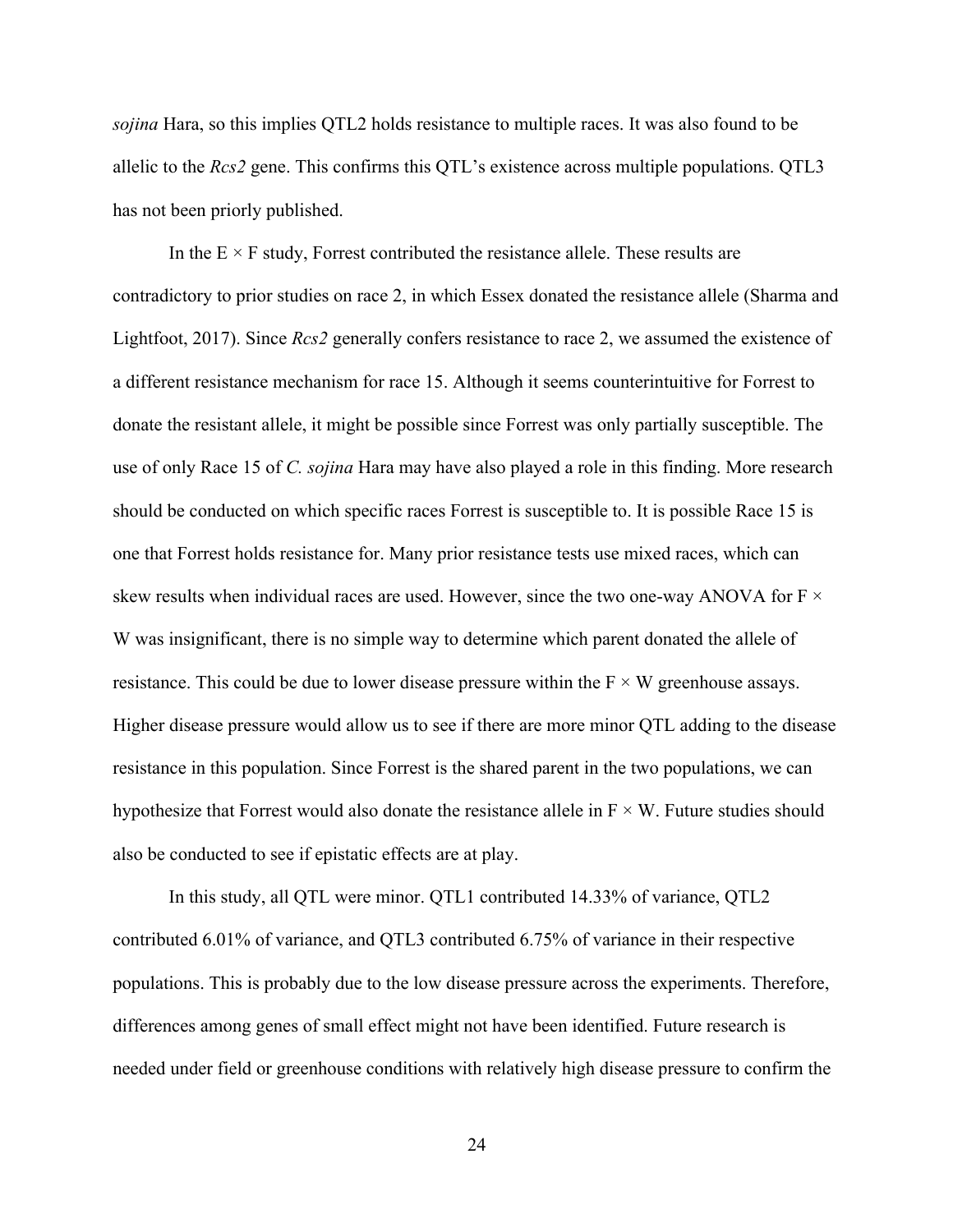*sojina* Hara, so this implies QTL2 holds resistance to multiple races. It was also found to be allelic to the *Rcs2* gene. This confirms this QTL's existence across multiple populations. QTL3 has not been priorly published.

In the E × F study, Forrest contributed the resistance allele. These results are contradictory to prior studies on race 2, in which Essex donated the resistance allele (Sharma and Lightfoot, 2017). Since *Rcs2* generally confers resistance to race 2, we assumed the existence of a different resistance mechanism for race 15. Although it seems counterintuitive for Forrest to donate the resistant allele, it might be possible since Forrest was only partially susceptible. The use of only Race 15 of *C. sojina* Hara may have also played a role in this finding. More research should be conducted on which specific races Forrest is susceptible to. It is possible Race 15 is one that Forrest holds resistance for. Many prior resistance tests use mixed races, which can skew results when individual races are used. However, since the two one-way ANOVA for F × W was insignificant, there is no simple way to determine which parent donated the allele of resistance. This could be due to lower disease pressure within the F × W greenhouse assays. Higher disease pressure would allow us to see if there are more minor QTL adding to the disease resistance in this population. Since Forrest is the shared parent in the two populations, we can hypothesize that Forrest would also donate the resistance allele in F × W. Future studies should also be conducted to see if epistatic effects are at play.

In this study, all QTL were minor. QTL1 contributed 14.33% of variance, QTL2 contributed 6.01% of variance, and QTL3 contributed 6.75% of variance in their respective populations. This is probably due to the low disease pressure across the experiments. Therefore, differences among genes of small effect might not have been identified. Future research is needed under field or greenhouse conditions with relatively high disease pressure to confirm the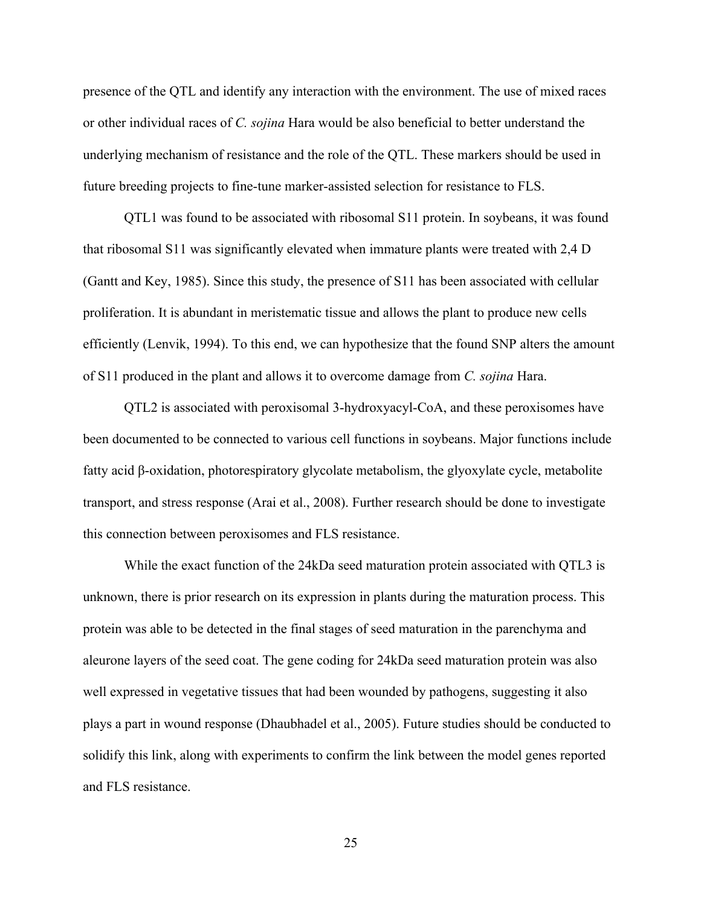presence of the QTL and identify any interaction with the environment. The use of mixed races or other individual races of *C. sojina* Hara would be also beneficial to better understand the underlying mechanism of resistance and the role of the QTL. These markers should be used in future breeding projects to fine-tune marker-assisted selection for resistance to FLS.

QTL1 was found to be associated with ribosomal S11 protein. In soybeans, it was found that ribosomal S11 was significantly elevated when immature plants were treated with 2,4 D (Gantt and Key, 1985). Since this study, the presence of S11 has been associated with cellular proliferation. It is abundant in meristematic tissue and allows the plant to produce new cells efficiently (Lenvik, 1994). To this end, we can hypothesize that the found SNP alters the amount of S11 produced in the plant and allows it to overcome damage from *C. sojina* Hara.

QTL2 is associated with peroxisomal 3-hydroxyacyl-CoA, and these peroxisomes have been documented to be connected to various cell functions in soybeans. Major functions include fatty acid β-oxidation, photorespiratory glycolate metabolism, the glyoxylate cycle, metabolite transport, and stress response (Arai et al., 2008). Further research should be done to investigate this connection between peroxisomes and FLS resistance.

While the exact function of the 24kDa seed maturation protein associated with QTL3 is unknown, there is prior research on its expression in plants during the maturation process. This protein was able to be detected in the final stages of seed maturation in the parenchyma and aleurone layers of the seed coat. The gene coding for 24kDa seed maturation protein was also well expressed in vegetative tissues that had been wounded by pathogens, suggesting it also plays a part in wound response (Dhaubhadel et al., 2005). Future studies should be conducted to solidify this link, along with experiments to confirm the link between the model genes reported and FLS resistance.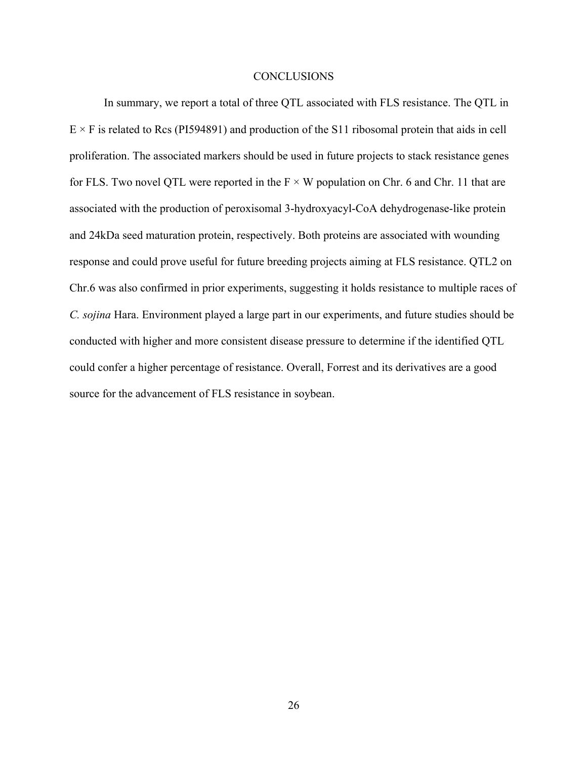# CONCLUSIONS

In summary, we report a total of three QTL associated with FLS resistance. The QTL in E × F is related to Rcs (PI594891) and production of the S11 ribosomal protein that aids in cell proliferation. The associated markers should be used in future projects to stack resistance genes for FLS. Two novel QTL were reported in the F × W population on Chr. 6 and Chr. 11 that are associated with the production of peroxisomal 3-hydroxyacyl-CoA dehydrogenase-like protein and 24kDa seed maturation protein, respectively. Both proteins are associated with wounding response and could prove useful for future breeding projects aiming at FLS resistance. QTL2 on Chr.6 was also confirmed in prior experiments, suggesting it holds resistance to multiple races of *C. sojina* Hara. Environment played a large part in our experiments, and future studies should be conducted with higher and more consistent disease pressure to determine if the identified QTL could confer a higher percentage of resistance. Overall, Forrest and its derivatives are a good source for the advancement of FLS resistance in soybean.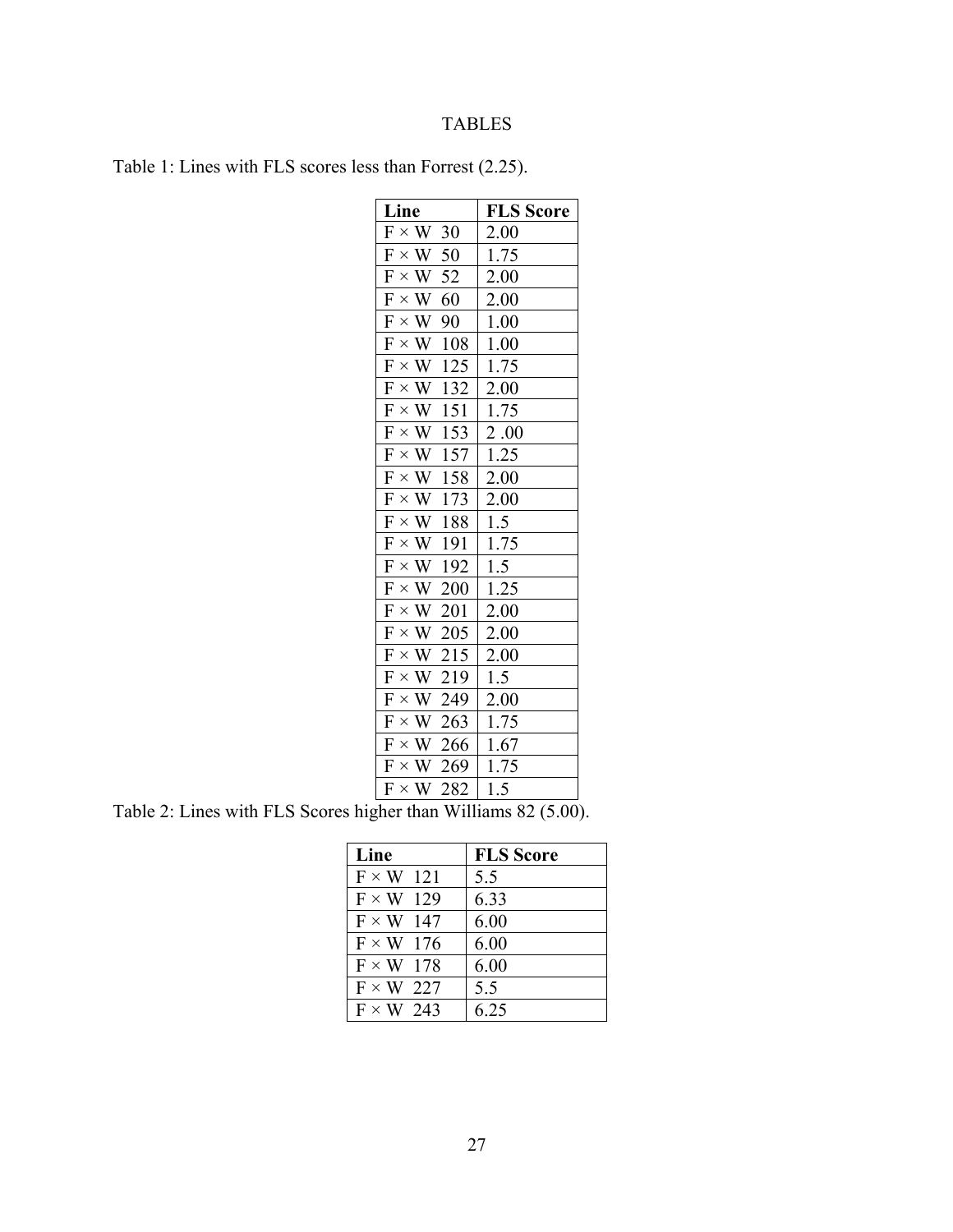# TABLES

Table 1: Lines with FLS scores less than Forrest (2.25).

| Line | FLS Score |
|---|---|
| F × W 30 | 2.00 |
| F × W 50 | 1.75 |
| F × W 52 | 2.00 |
| F × W 60 | 2.00 |
| F × W 90 | 1.00 |
| F × W 108 | 1.00 |
| F × W 125 | 1.75 |
| F × W 132 | 2.00 |
| F × W 151 | 1.75 |
| F × W 153 | 2 .00 |
| F × W 157 | 1.25 |
| F × W 158 | 2.00 |
| F × W 173 | 2.00 |
| F × W 188 | 1.5 |
| F × W 191 | 1.75 |
| F × W 192 | 1.5 |
| F × W 200 | 1.25 |
| F × W 201 | 2.00 |
| F × W 205 | 2.00 |
| F × W 215 | 2.00 |
| F × W 219 | 1.5 |
| F × W 249 | 2.00 |
| F × W 263 | 1.75 |
| F × W 266 | 1.67 |
| F × W 269 | 1.75 |
| F × W 282 | 1.5 |

Table 2: Lines with FLS Scores higher than Williams 82 (5.00).

| Line | FLS Score |
|---|---|
| F × W 121 | 5.5 |
| F × W 129 | 6.33 |
| F × W 147 | 6.00 |
| F × W 176 | 6.00 |
| F × W 178 | 6.00 |
| F × W 227 | 5.5 |
| F × W 243 | 6.25 |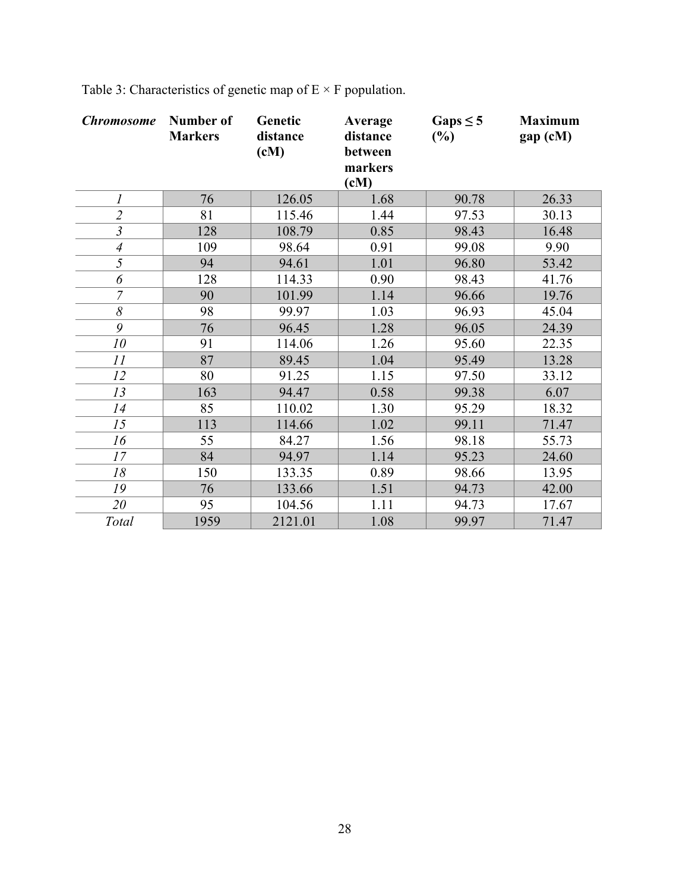Table 3: Characteristics of genetic map of E × F population.

| *Chromosome* | Number of Markers | Genetic distance (cM) | Average distance between markers (cM) | Gaps ≤ 5 (%) | Maximum gap (cM) |
|---|---|---|---|---|---|
| *1* | 76 | 126.05 | 1.68 | 90.78 | 26.33 |
| *2* | 81 | 115.46 | 1.44 | 97.53 | 30.13 |
| *3* | 128 | 108.79 | 0.85 | 98.43 | 16.48 |
| *4* | 109 | 98.64 | 0.91 | 99.08 | 9.90 |
| *5* | 94 | 94.61 | 1.01 | 96.80 | 53.42 |
| *6* | 128 | 114.33 | 0.90 | 98.43 | 41.76 |
| *7* | 90 | 101.99 | 1.14 | 96.66 | 19.76 |
| *8* | 98 | 99.97 | 1.03 | 96.93 | 45.04 |
| *9* | 76 | 96.45 | 1.28 | 96.05 | 24.39 |
| *10* | 91 | 114.06 | 1.26 | 95.60 | 22.35 |
| *11* | 87 | 89.45 | 1.04 | 95.49 | 13.28 |
| *12* | 80 | 91.25 | 1.15 | 97.50 | 33.12 |
| *13* | 163 | 94.47 | 0.58 | 99.38 | 6.07 |
| *14* | 85 | 110.02 | 1.30 | 95.29 | 18.32 |
| *15* | 113 | 114.66 | 1.02 | 99.11 | 71.47 |
| *16* | 55 | 84.27 | 1.56 | 98.18 | 55.73 |
| *17* | 84 | 94.97 | 1.14 | 95.23 | 24.60 |
| *18* | 150 | 133.35 | 0.89 | 98.66 | 13.95 |
| *19* | 76 | 133.66 | 1.51 | 94.73 | 42.00 |
| *20* | 95 | 104.56 | 1.11 | 94.73 | 17.67 |
| *Total* | 1959 | 2121.01 | 1.08 | 99.97 | 71.47 |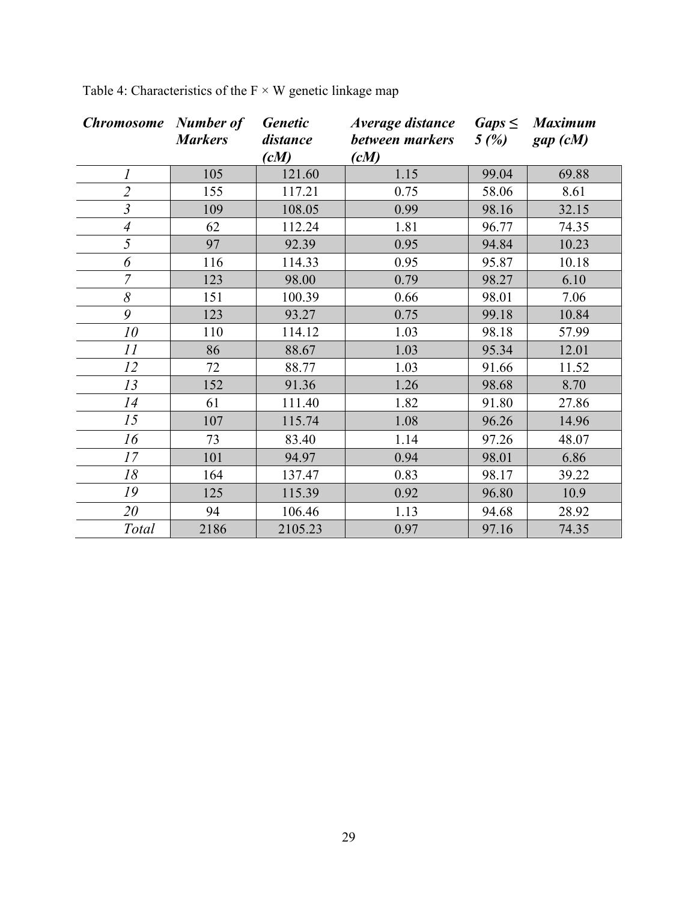Table 4: Characteristics of the F × W genetic linkage map

| ***Chromosome*** | ***Number of Markers*** | ***Genetic distance (cM)*** | ***Average distance between markers (cM)*** | ***Gaps ≤ 5 (%)*** | ***Maximum gap (cM)*** |
|---|---|---|---|---|---|
| *1* | 105 | 121.60 | 1.15 | 99.04 | 69.88 |
| *2* | 155 | 117.21 | 0.75 | 58.06 | 8.61 |
| *3* | 109 | 108.05 | 0.99 | 98.16 | 32.15 |
| *4* | 62 | 112.24 | 1.81 | 96.77 | 74.35 |
| *5* | 97 | 92.39 | 0.95 | 94.84 | 10.23 |
| *6* | 116 | 114.33 | 0.95 | 95.87 | 10.18 |
| *7* | 123 | 98.00 | 0.79 | 98.27 | 6.10 |
| *8* | 151 | 100.39 | 0.66 | 98.01 | 7.06 |
| *9* | 123 | 93.27 | 0.75 | 99.18 | 10.84 |
| *10* | 110 | 114.12 | 1.03 | 98.18 | 57.99 |
| *11* | 86 | 88.67 | 1.03 | 95.34 | 12.01 |
| *12* | 72 | 88.77 | 1.03 | 91.66 | 11.52 |
| *13* | 152 | 91.36 | 1.26 | 98.68 | 8.70 |
| *14* | 61 | 111.40 | 1.82 | 91.80 | 27.86 |
| *15* | 107 | 115.74 | 1.08 | 96.26 | 14.96 |
| *16* | 73 | 83.40 | 1.14 | 97.26 | 48.07 |
| *17* | 101 | 94.97 | 0.94 | 98.01 | 6.86 |
| *18* | 164 | 137.47 | 0.83 | 98.17 | 39.22 |
| *19* | 125 | 115.39 | 0.92 | 96.80 | 10.9 |
| *20* | 94 | 106.46 | 1.13 | 94.68 | 28.92 |
| *Total* | 2186 | 2105.23 | 0.97 | 97.16 | 74.35 |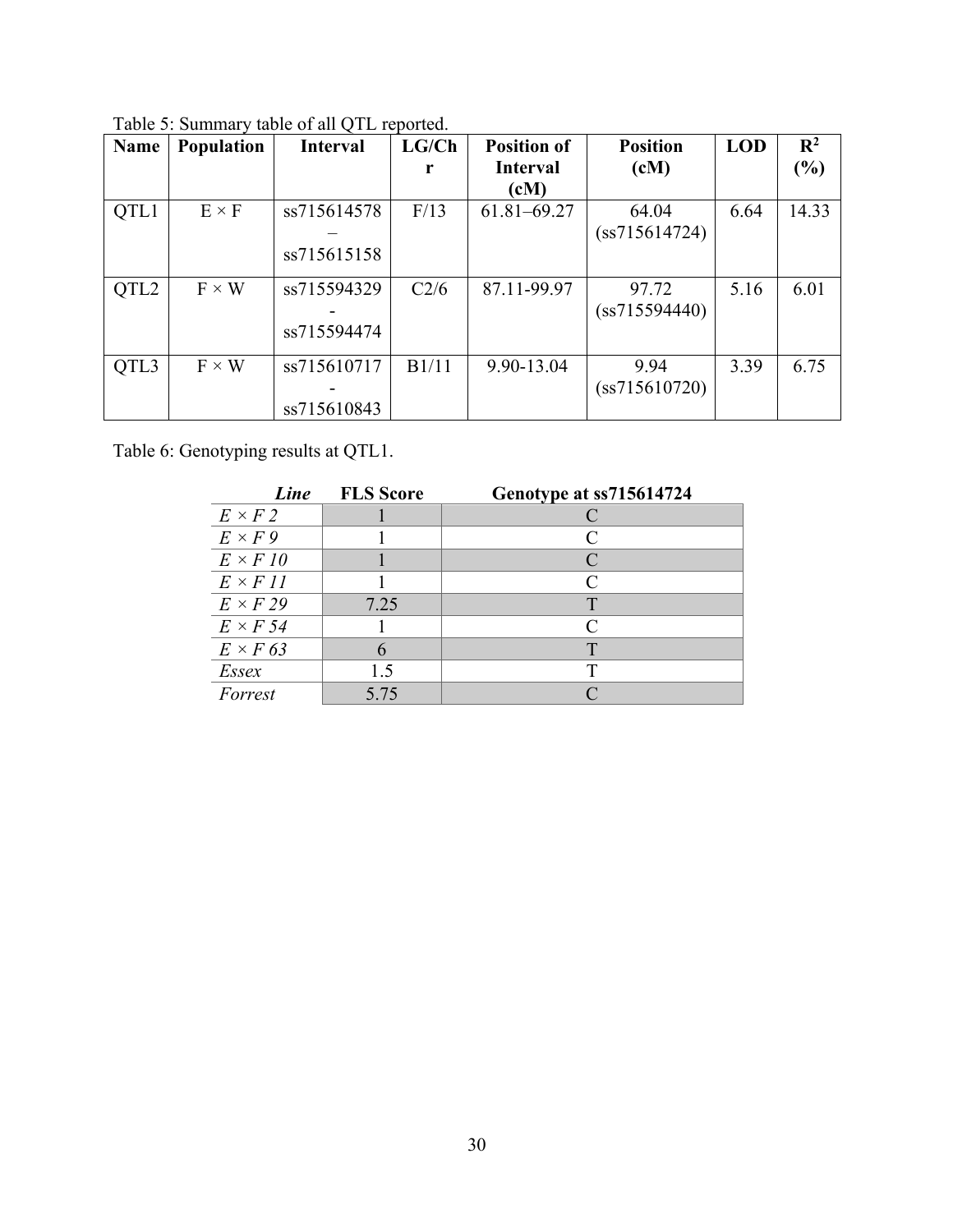Table 5: Summary table of all QTL reported.

| Name | Population | Interval | LG/Chr | Position of Interval (cM) | Position (cM) | LOD | $R^2$ (%) |
| --- | --- | --- | --- | --- | --- | --- | --- |
| QTL1 | E × F | ss715614578 – ss715615158 | F/13 | 61.81–69.27 | 64.04 (ss715614724) | 6.64 | 14.33 |
| QTL2 | F × W | ss715594329 - ss715594474 | C2/6 | 87.11-99.97 | 97.72 (ss715594440) | 5.16 | 6.01 |
| QTL3 | F × W | ss715610717 - ss715610843 | B1/11 | 9.90-13.04 | 9.94 (ss715610720) | 3.39 | 6.75 |

Table 6: Genotyping results at QTL1.

| *Line* | FLS Score | Genotype at ss715614724 |
| --- | --- | --- |
| *E × F 2* | 1 | C |
| *E × F 9* | 1 | C |
| *E × F 10* | 1 | C |
| *E × F 11* | 1 | C |
| *E × F 29* | 7.25 | T |
| *E × F 54* | 1 | C |
| *E × F 63* | 6 | T |
| *Essex* | 1.5 | T |
| *Forrest* | 5.75 | C |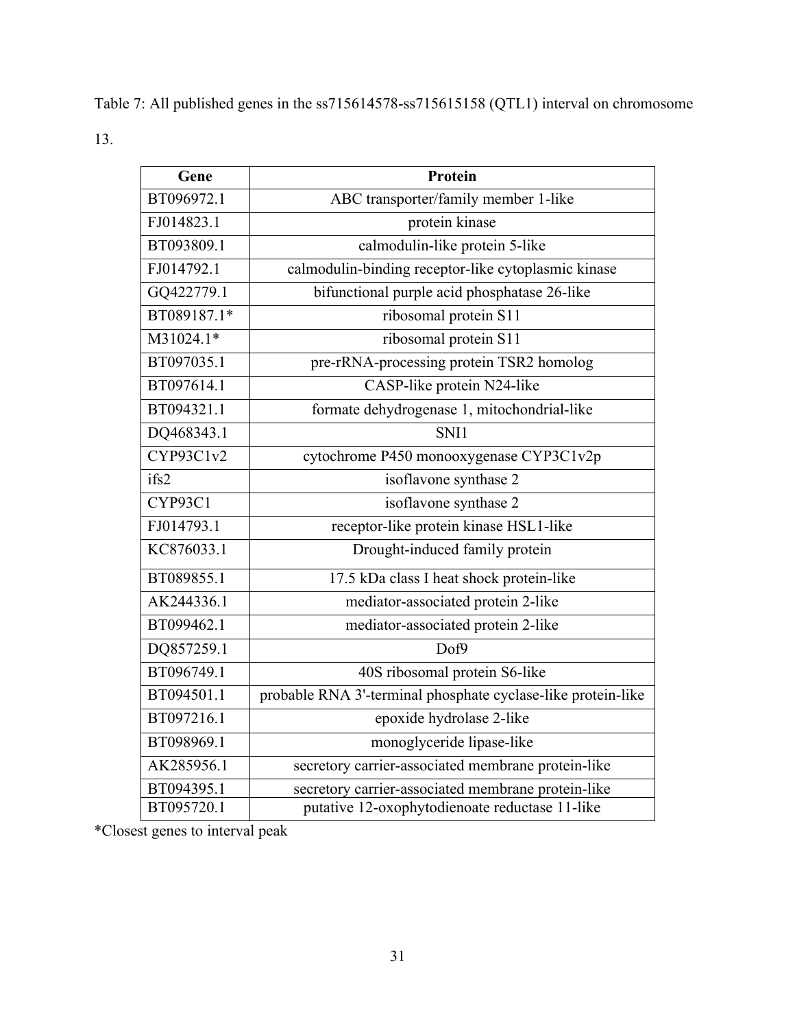Table 7: All published genes in the ss715614578-ss715615158 (QTL1) interval on chromosome 13.

| Gene | Protein |
|---|---|
| BT096972.1 | ABC transporter/family member 1-like |
| FJ014823.1 | protein kinase |
| BT093809.1 | calmodulin-like protein 5-like |
| FJ014792.1 | calmodulin-binding receptor-like cytoplasmic kinase |
| GQ422779.1 | bifunctional purple acid phosphatase 26-like |
| BT089187.1* | ribosomal protein S11 |
| M31024.1* | ribosomal protein S11 |
| BT097035.1 | pre-rRNA-processing protein TSR2 homolog |
| BT097614.1 | CASP-like protein N24-like |
| BT094321.1 | formate dehydrogenase 1, mitochondrial-like |
| DQ468343.1 | SNI1 |
| CYP93C1v2 | cytochrome P450 monooxygenase CYP3C1v2p |
| ifs2 | isoflavone synthase 2 |
| CYP93C1 | isoflavone synthase 2 |
| FJ014793.1 | receptor-like protein kinase HSL1-like |
| KC876033.1 | Drought-induced family protein |
| BT089855.1 | 17.5 kDa class I heat shock protein-like |
| AK244336.1 | mediator-associated protein 2-like |
| BT099462.1 | mediator-associated protein 2-like |
| DQ857259.1 | Dof9 |
| BT096749.1 | 40S ribosomal protein S6-like |
| BT094501.1 | probable RNA 3'-terminal phosphate cyclase-like protein-like |
| BT097216.1 | epoxide hydrolase 2-like |
| BT098969.1 | monoglyceride lipase-like |
| AK285956.1 | secretory carrier-associated membrane protein-like |
| BT094395.1 | secretory carrier-associated membrane protein-like |
| BT095720.1 | putative 12-oxophytodienoate reductase 11-like |

*Closest genes to interval peak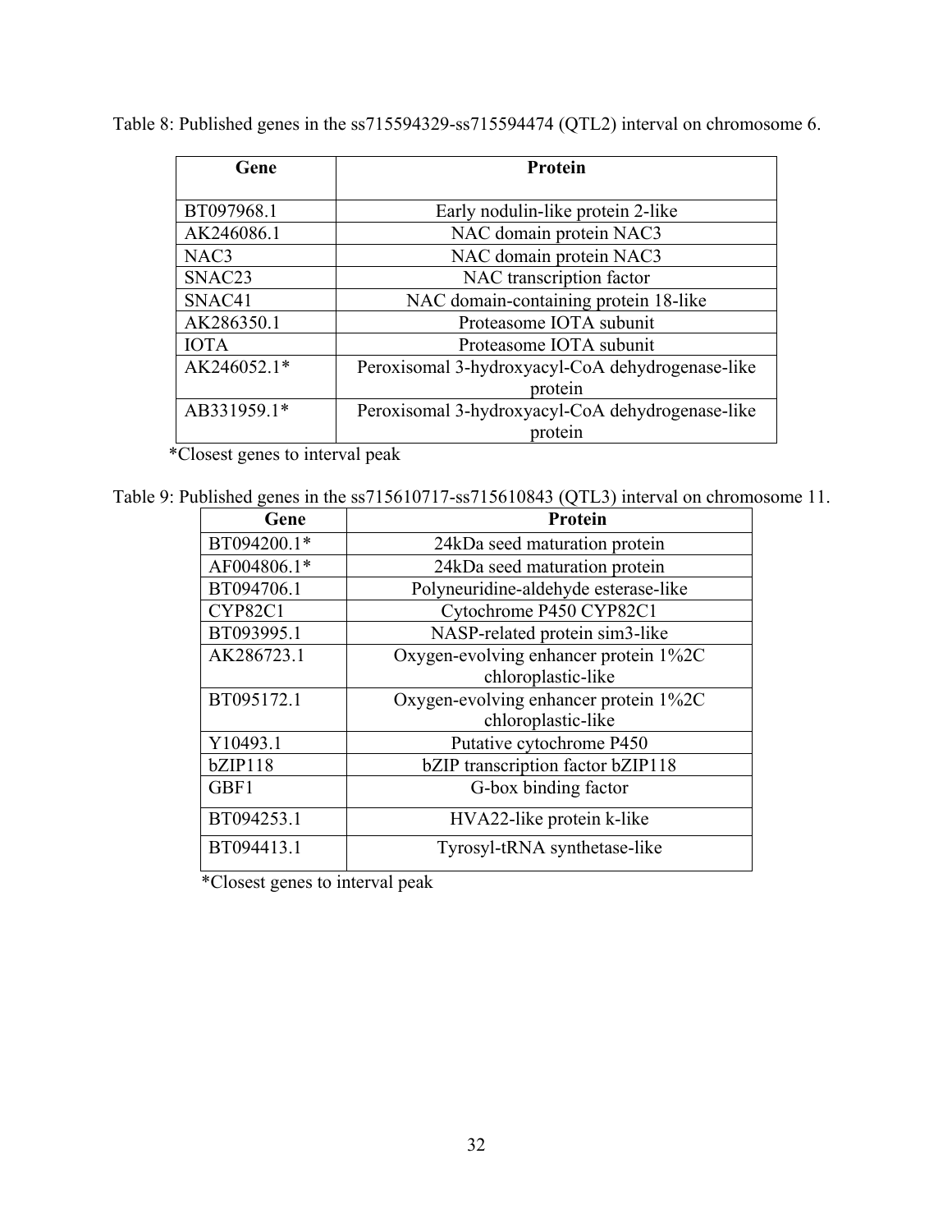Table 8: Published genes in the ss715594329-ss715594474 (QTL2) interval on chromosome 6.

| Gene | Protein |
| --- | --- |
| BT097968.1 | Early nodulin-like protein 2-like |
| AK246086.1 | NAC domain protein NAC3 |
| NAC3 | NAC domain protein NAC3 |
| SNAC23 | NAC transcription factor |
| SNAC41 | NAC domain-containing protein 18-like |
| AK286350.1 | Proteasome IOTA subunit |
| IOTA | Proteasome IOTA subunit |
| AK246052.1* | Peroxisomal 3-hydroxyacyl-CoA dehydrogenase-like protein |
| AB331959.1* | Peroxisomal 3-hydroxyacyl-CoA dehydrogenase-like protein |

*Closest genes to interval peak

Table 9: Published genes in the ss715610717-ss715610843 (QTL3) interval on chromosome 11.

| Gene | Protein |
| --- | --- |
| BT094200.1* | 24kDa seed maturation protein |
| AF004806.1* | 24kDa seed maturation protein |
| BT094706.1 | Polyneuridine-aldehyde esterase-like |
| CYP82C1 | Cytochrome P450 CYP82C1 |
| BT093995.1 | NASP-related protein sim3-like |
| AK286723.1 | Oxygen-evolving enhancer protein 1%2C chloroplastic-like |
| BT095172.1 | Oxygen-evolving enhancer protein 1%2C chloroplastic-like |
| Y10493.1 | Putative cytochrome P450 |
| bZIP118 | bZIP transcription factor bZIP118 |
| GBF1 | G-box binding factor |
| BT094253.1 | HVA22-like protein k-like |
| BT094413.1 | Tyrosyl-tRNA synthetase-like |

*Closest genes to interval peak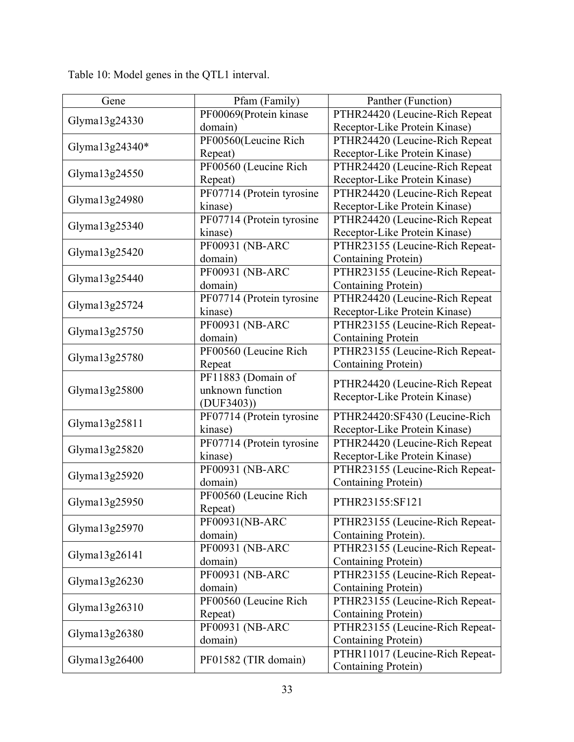Table 10: Model genes in the QTL1 interval.

| Gene | Pfam (Family) | Panther (Function) |
|---|---|---|
| Glyma13g24330 | PF00069(Protein kinase domain) | PTHR24420 (Leucine-Rich Repeat Receptor-Like Protein Kinase) |
| Glyma13g24340* | PF00560(Leucine Rich Repeat) | PTHR24420 (Leucine-Rich Repeat Receptor-Like Protein Kinase) |
| Glyma13g24550 | PF00560 (Leucine Rich Repeat) | PTHR24420 (Leucine-Rich Repeat Receptor-Like Protein Kinase) |
| Glyma13g24980 | PF07714 (Protein tyrosine kinase) | PTHR24420 (Leucine-Rich Repeat Receptor-Like Protein Kinase) |
| Glyma13g25340 | PF07714 (Protein tyrosine kinase) | PTHR24420 (Leucine-Rich Repeat Receptor-Like Protein Kinase) |
| Glyma13g25420 | PF00931 (NB-ARC domain) | PTHR23155 (Leucine-Rich Repeat-Containing Protein) |
| Glyma13g25440 | PF00931 (NB-ARC domain) | PTHR23155 (Leucine-Rich Repeat-Containing Protein) |
| Glyma13g25724 | PF07714 (Protein tyrosine kinase) | PTHR24420 (Leucine-Rich Repeat Receptor-Like Protein Kinase) |
| Glyma13g25750 | PF00931 (NB-ARC domain) | PTHR23155 (Leucine-Rich Repeat-Containing Protein |
| Glyma13g25780 | PF00560 (Leucine Rich Repeat | PTHR23155 (Leucine-Rich Repeat-Containing Protein) |
| Glyma13g25800 | PF11883 (Domain of unknown function (DUF3403)) | PTHR24420 (Leucine-Rich Repeat Receptor-Like Protein Kinase) |
| Glyma13g25811 | PF07714 (Protein tyrosine kinase) | PTHR24420:SF430 (Leucine-Rich Receptor-Like Protein Kinase) |
| Glyma13g25820 | PF07714 (Protein tyrosine kinase) | PTHR24420 (Leucine-Rich Repeat Receptor-Like Protein Kinase) |
| Glyma13g25920 | PF00931 (NB-ARC domain) | PTHR23155 (Leucine-Rich Repeat-Containing Protein) |
| Glyma13g25950 | PF00560 (Leucine Rich Repeat) | PTHR23155:SF121 |
| Glyma13g25970 | PF00931(NB-ARC domain) | PTHR23155 (Leucine-Rich Repeat-Containing Protein). |
| Glyma13g26141 | PF00931 (NB-ARC domain) | PTHR23155 (Leucine-Rich Repeat-Containing Protein) |
| Glyma13g26230 | PF00931 (NB-ARC domain) | PTHR23155 (Leucine-Rich Repeat-Containing Protein) |
| Glyma13g26310 | PF00560 (Leucine Rich Repeat) | PTHR23155 (Leucine-Rich Repeat-Containing Protein) |
| Glyma13g26380 | PF00931 (NB-ARC domain) | PTHR23155 (Leucine-Rich Repeat-Containing Protein) |
| Glyma13g26400 | PF01582 (TIR domain) | PTHR11017 (Leucine-Rich Repeat-Containing Protein) |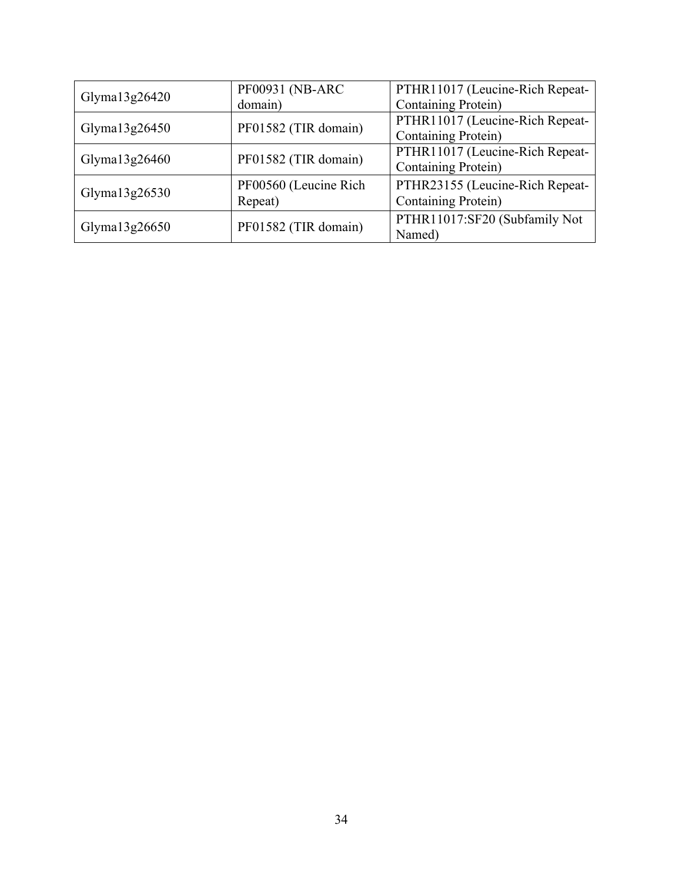| | | |
|---|---|---|
| Glyma13g26420 | PF00931 (NB-ARC domain) | PTHR11017 (Leucine-Rich Repeat-Containing Protein) |
| Glyma13g26450 | PF01582 (TIR domain) | PTHR11017 (Leucine-Rich Repeat-Containing Protein) |
| Glyma13g26460 | PF01582 (TIR domain) | PTHR11017 (Leucine-Rich Repeat-Containing Protein) |
| Glyma13g26530 | PF00560 (Leucine Rich Repeat) | PTHR23155 (Leucine-Rich Repeat-Containing Protein) |
| Glyma13g26650 | PF01582 (TIR domain) | PTHR11017:SF20 (Subfamily Not Named) |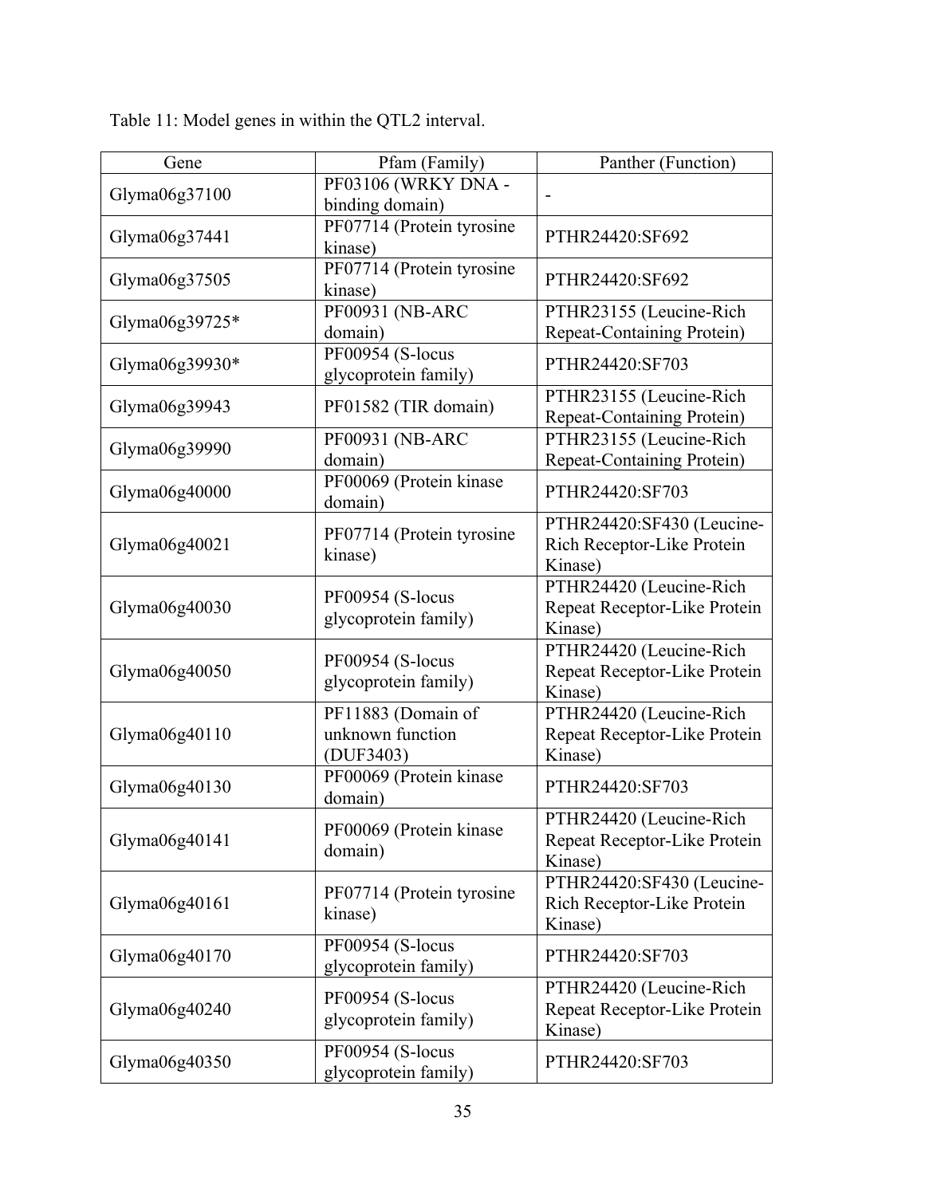Table 11: Model genes in within the QTL2 interval.

| Gene | Pfam (Family) | Panther (Function) |
|---|---|---|
| Glyma06g37100 | PF03106 (WRKY DNA - binding domain) | - |
| Glyma06g37441 | PF07714 (Protein tyrosine kinase) | PTHR24420:SF692 |
| Glyma06g37505 | PF07714 (Protein tyrosine kinase) | PTHR24420:SF692 |
| Glyma06g39725* | PF00931 (NB-ARC domain) | PTHR23155 (Leucine-Rich Repeat-Containing Protein) |
| Glyma06g39930* | PF00954 (S-locus glycoprotein family) | PTHR24420:SF703 |
| Glyma06g39943 | PF01582 (TIR domain) | PTHR23155 (Leucine-Rich Repeat-Containing Protein) |
| Glyma06g39990 | PF00931 (NB-ARC domain) | PTHR23155 (Leucine-Rich Repeat-Containing Protein) |
| Glyma06g40000 | PF00069 (Protein kinase domain) | PTHR24420:SF703 |
| Glyma06g40021 | PF07714 (Protein tyrosine kinase) | PTHR24420:SF430 (Leucine-Rich Receptor-Like Protein Kinase) |
| Glyma06g40030 | PF00954 (S-locus glycoprotein family) | PTHR24420 (Leucine-Rich Repeat Receptor-Like Protein Kinase) |
| Glyma06g40050 | PF00954 (S-locus glycoprotein family) | PTHR24420 (Leucine-Rich Repeat Receptor-Like Protein Kinase) |
| Glyma06g40110 | PF11883 (Domain of unknown function (DUF3403) | PTHR24420 (Leucine-Rich Repeat Receptor-Like Protein Kinase) |
| Glyma06g40130 | PF00069 (Protein kinase domain) | PTHR24420:SF703 |
| Glyma06g40141 | PF00069 (Protein kinase domain) | PTHR24420 (Leucine-Rich Repeat Receptor-Like Protein Kinase) |
| Glyma06g40161 | PF07714 (Protein tyrosine kinase) | PTHR24420:SF430 (Leucine-Rich Receptor-Like Protein Kinase) |
| Glyma06g40170 | PF00954 (S-locus glycoprotein family) | PTHR24420:SF703 |
| Glyma06g40240 | PF00954 (S-locus glycoprotein family) | PTHR24420 (Leucine-Rich Repeat Receptor-Like Protein Kinase) |
| Glyma06g40350 | PF00954 (S-locus glycoprotein family) | PTHR24420:SF703 |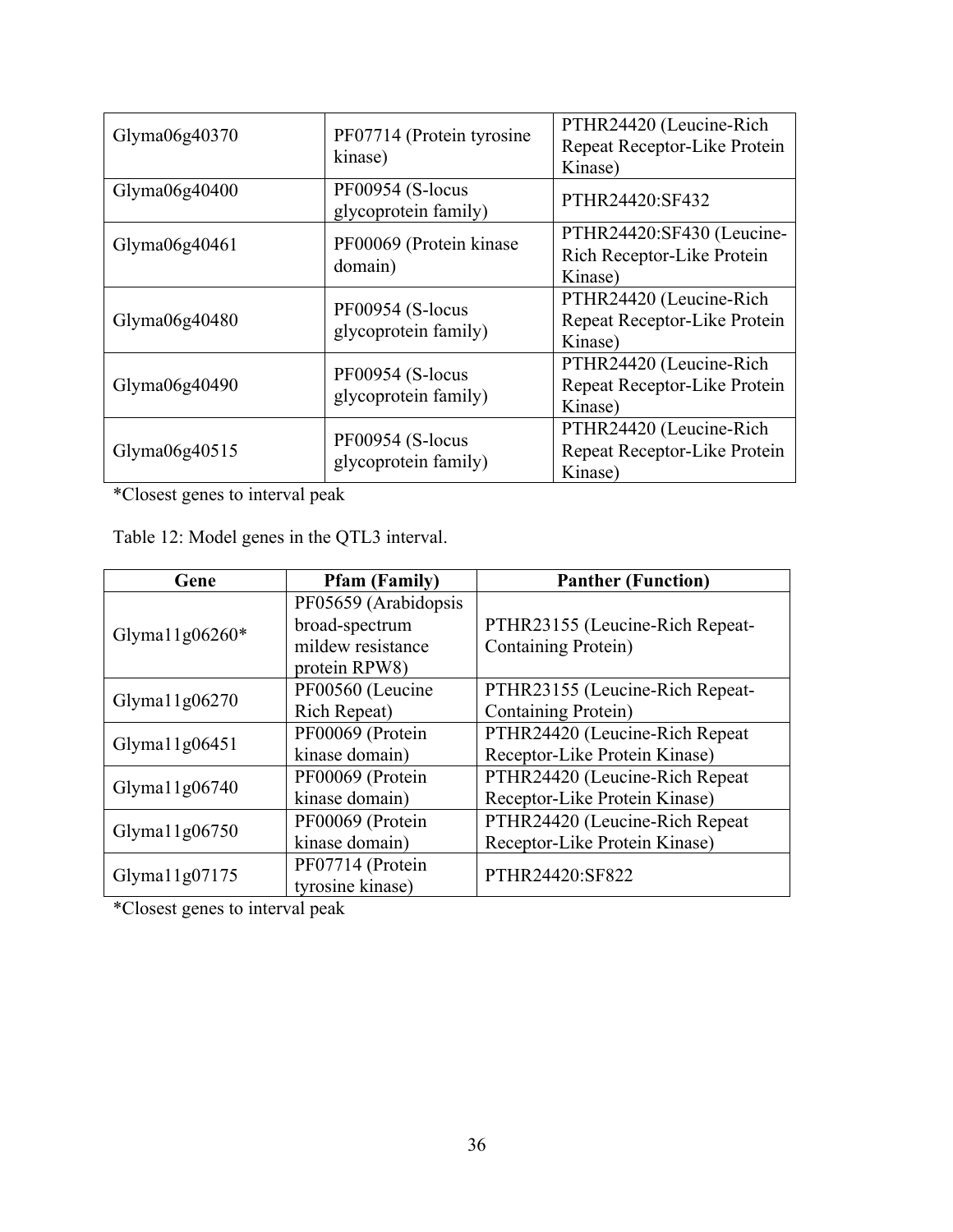| | | |
|---|---|---|
| Glyma06g40370 | PF07714 (Protein tyrosine kinase) | PTHR24420 (Leucine-Rich Repeat Receptor-Like Protein Kinase) |
| Glyma06g40400 | PF00954 (S-locus glycoprotein family) | PTHR24420:SF432 |
| Glyma06g40461 | PF00069 (Protein kinase domain) | PTHR24420:SF430 (Leucine-Rich Receptor-Like Protein Kinase) |
| Glyma06g40480 | PF00954 (S-locus glycoprotein family) | PTHR24420 (Leucine-Rich Repeat Receptor-Like Protein Kinase) |
| Glyma06g40490 | PF00954 (S-locus glycoprotein family) | PTHR24420 (Leucine-Rich Repeat Receptor-Like Protein Kinase) |
| Glyma06g40515 | PF00954 (S-locus glycoprotein family) | PTHR24420 (Leucine-Rich Repeat Receptor-Like Protein Kinase) |

*Closest genes to interval peak

Table 12: Model genes in the QTL3 interval.

| Gene | Pfam (Family) | Panther (Function) |
|---|---|---|
| Glyma11g06260* | PF05659 (Arabidopsis broad-spectrum mildew resistance protein RPW8) | PTHR23155 (Leucine-Rich Repeat-Containing Protein) |
| Glyma11g06270 | PF00560 (Leucine Rich Repeat) | PTHR23155 (Leucine-Rich Repeat-Containing Protein) |
| Glyma11g06451 | PF00069 (Protein kinase domain) | PTHR24420 (Leucine-Rich Repeat Receptor-Like Protein Kinase) |
| Glyma11g06740 | PF00069 (Protein kinase domain) | PTHR24420 (Leucine-Rich Repeat Receptor-Like Protein Kinase) |
| Glyma11g06750 | PF00069 (Protein kinase domain) | PTHR24420 (Leucine-Rich Repeat Receptor-Like Protein Kinase) |
| Glyma11g07175 | PF07714 (Protein tyrosine kinase) | PTHR24420:SF822 |

*Closest genes to interval peak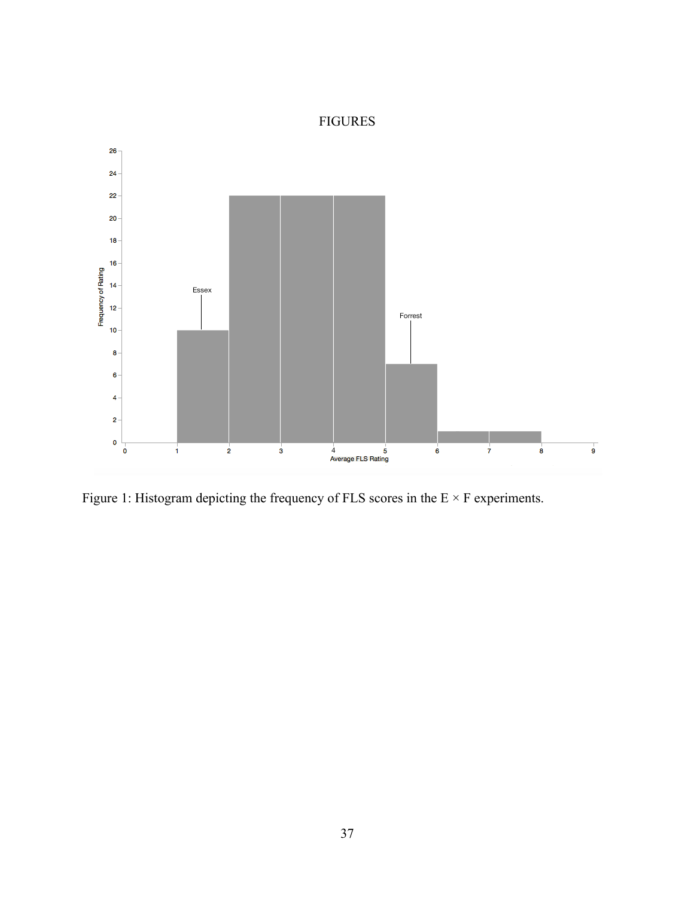# FIGURES

Figure 1: Histogram depicting the frequency of FLS scores in the E × F experiments.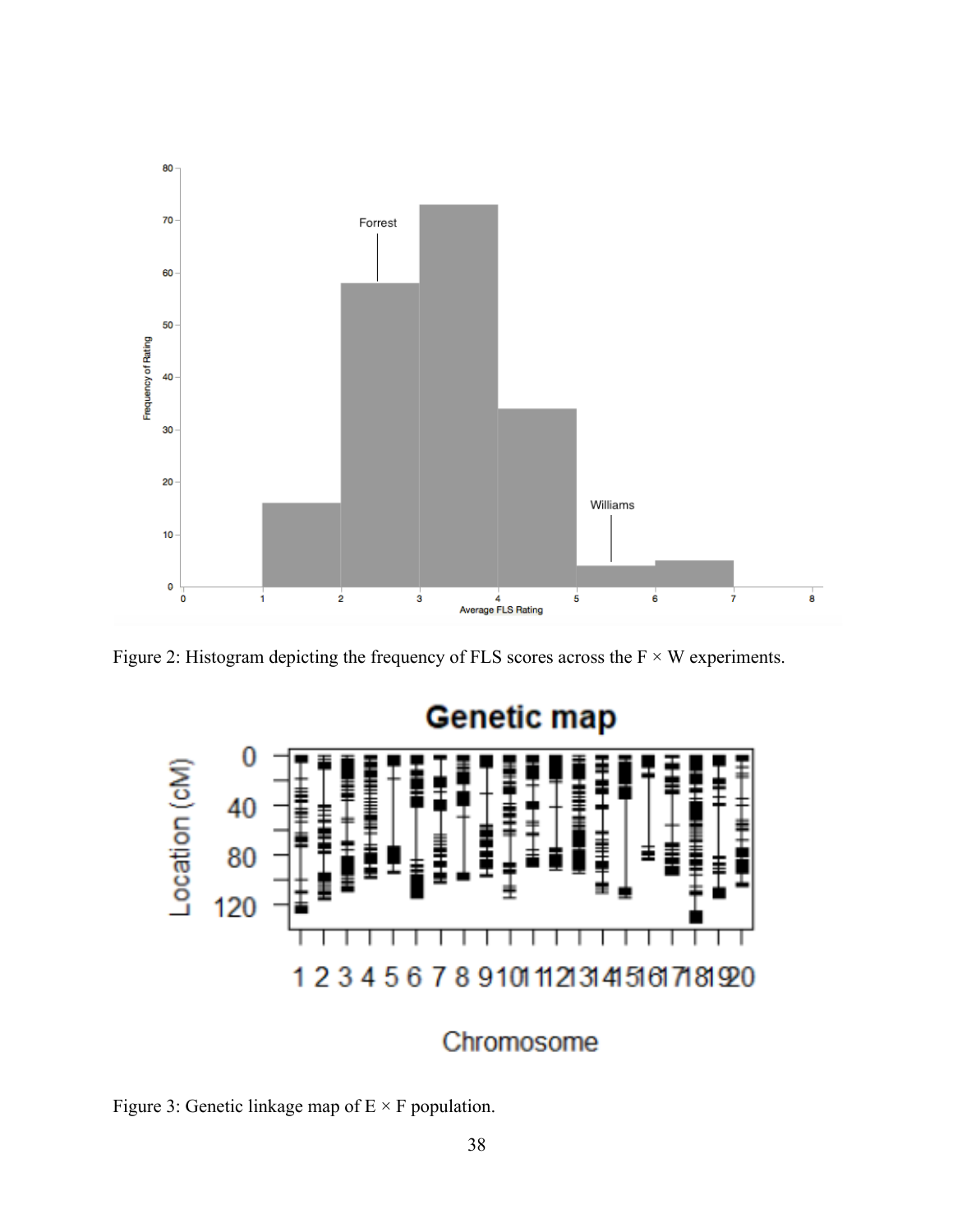Figure 2: Histogram depicting the frequency of FLS scores across the F × W experiments.

Figure 3: Genetic linkage map of E × F population.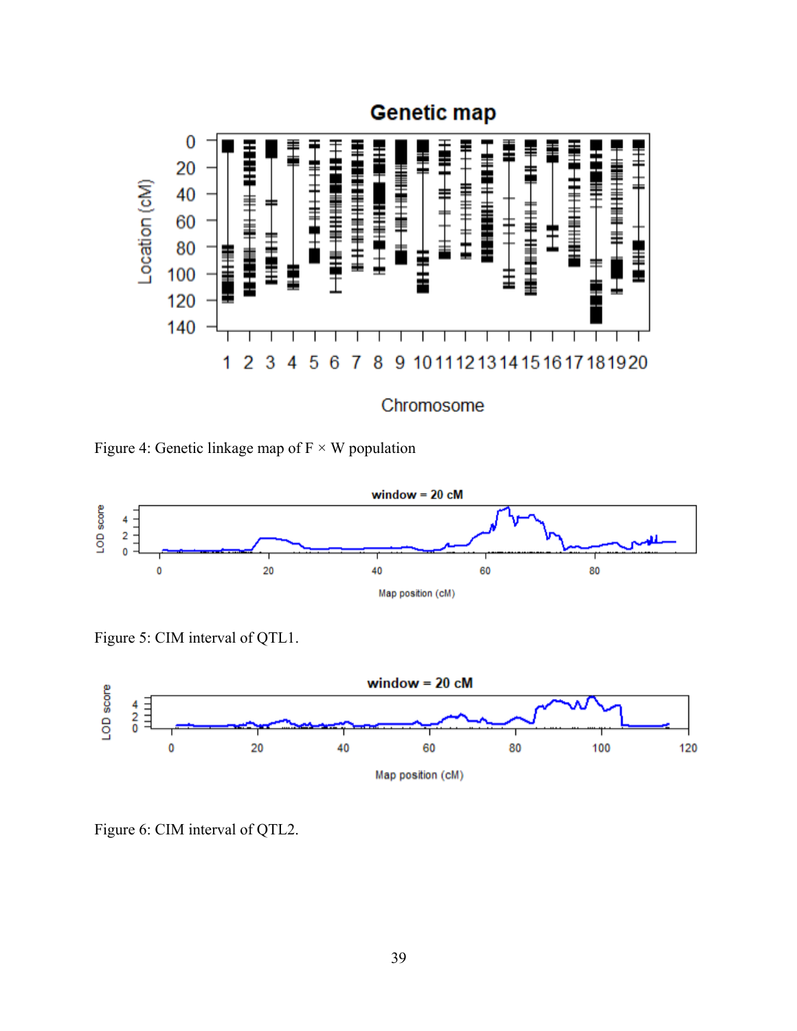Figure 4: Genetic linkage map of F × W population

Figure 5: CIM interval of QTL1.

Figure 6: CIM interval of QTL2.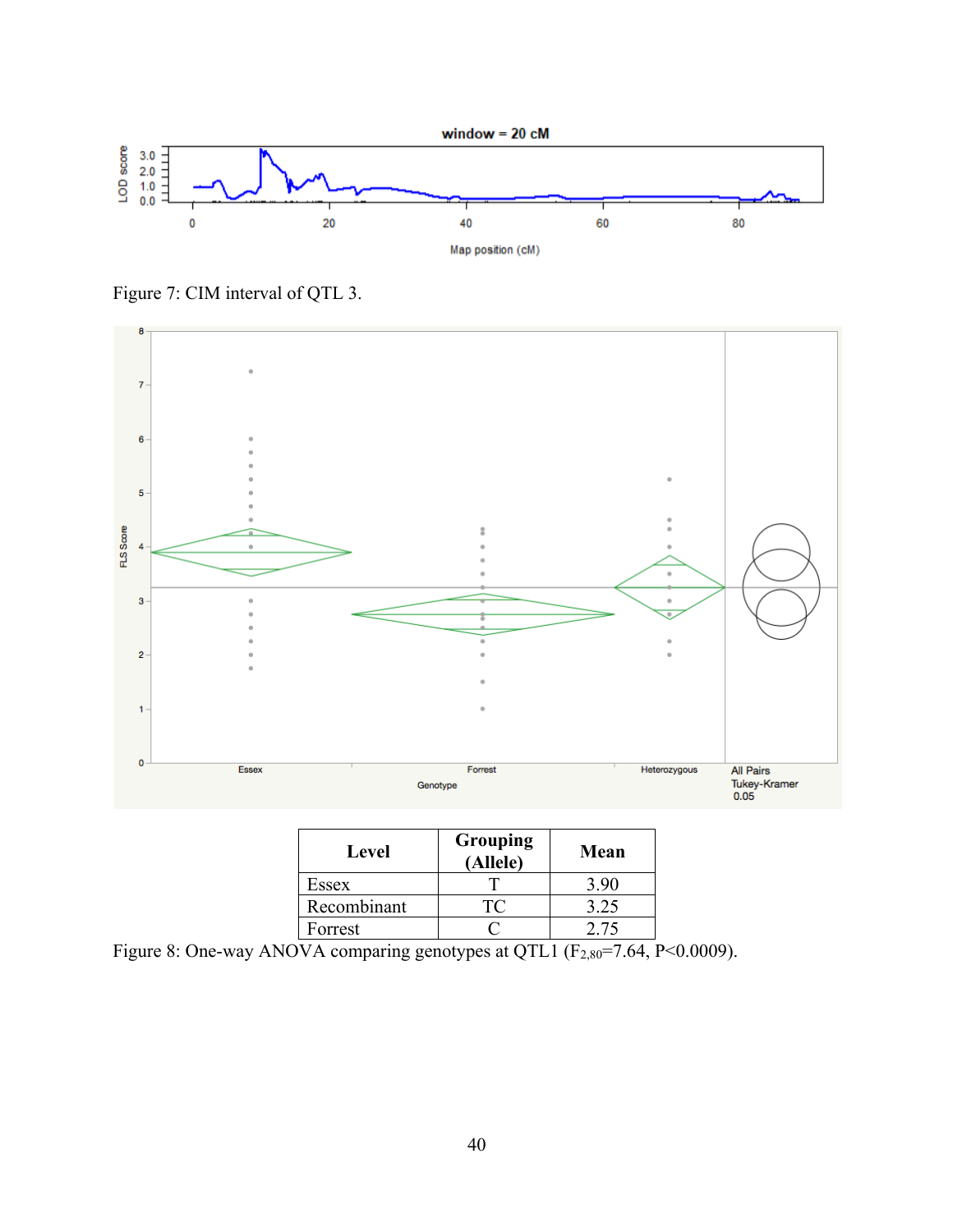Figure 7: CIM interval of QTL 3.

| Level | Grouping (Allele) | Mean |
|---|---|---|
| Essex | T | 3.90 |
| Recombinant | TC | 3.25 |
| Forrest | C | 2.75 |

Figure 8: One-way ANOVA comparing genotypes at QTL1 ($F_{2,80}$=7.64, P<0.0009).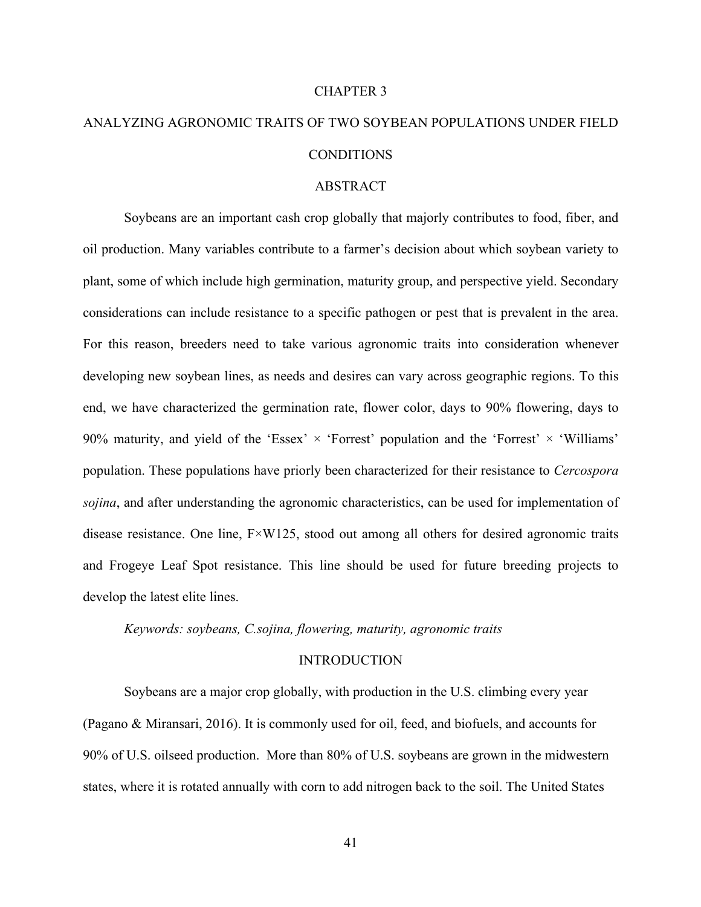# CHAPTER 3

# ANALYZING AGRONOMIC TRAITS OF TWO SOYBEAN POPULATIONS UNDER FIELD CONDITIONS

## ABSTRACT

Soybeans are an important cash crop globally that majorly contributes to food, fiber, and oil production. Many variables contribute to a farmer's decision about which soybean variety to plant, some of which include high germination, maturity group, and perspective yield. Secondary considerations can include resistance to a specific pathogen or pest that is prevalent in the area. For this reason, breeders need to take various agronomic traits into consideration whenever developing new soybean lines, as needs and desires can vary across geographic regions. To this end, we have characterized the germination rate, flower color, days to 90% flowering, days to 90% maturity, and yield of the 'Essex' × 'Forrest' population and the 'Forrest' × 'Williams' population. These populations have priorly been characterized for their resistance to *Cercospora sojina*, and after understanding the agronomic characteristics, can be used for implementation of disease resistance. One line, F×W125, stood out among all others for desired agronomic traits and Frogeye Leaf Spot resistance. This line should be used for future breeding projects to develop the latest elite lines.

*Keywords: soybeans, C.sojina, flowering, maturity, agronomic traits*

## INTRODUCTION

Soybeans are a major crop globally, with production in the U.S. climbing every year (Pagano & Miransari, 2016). It is commonly used for oil, feed, and biofuels, and accounts for 90% of U.S. oilseed production. More than 80% of U.S. soybeans are grown in the midwestern states, where it is rotated annually with corn to add nitrogen back to the soil. The United States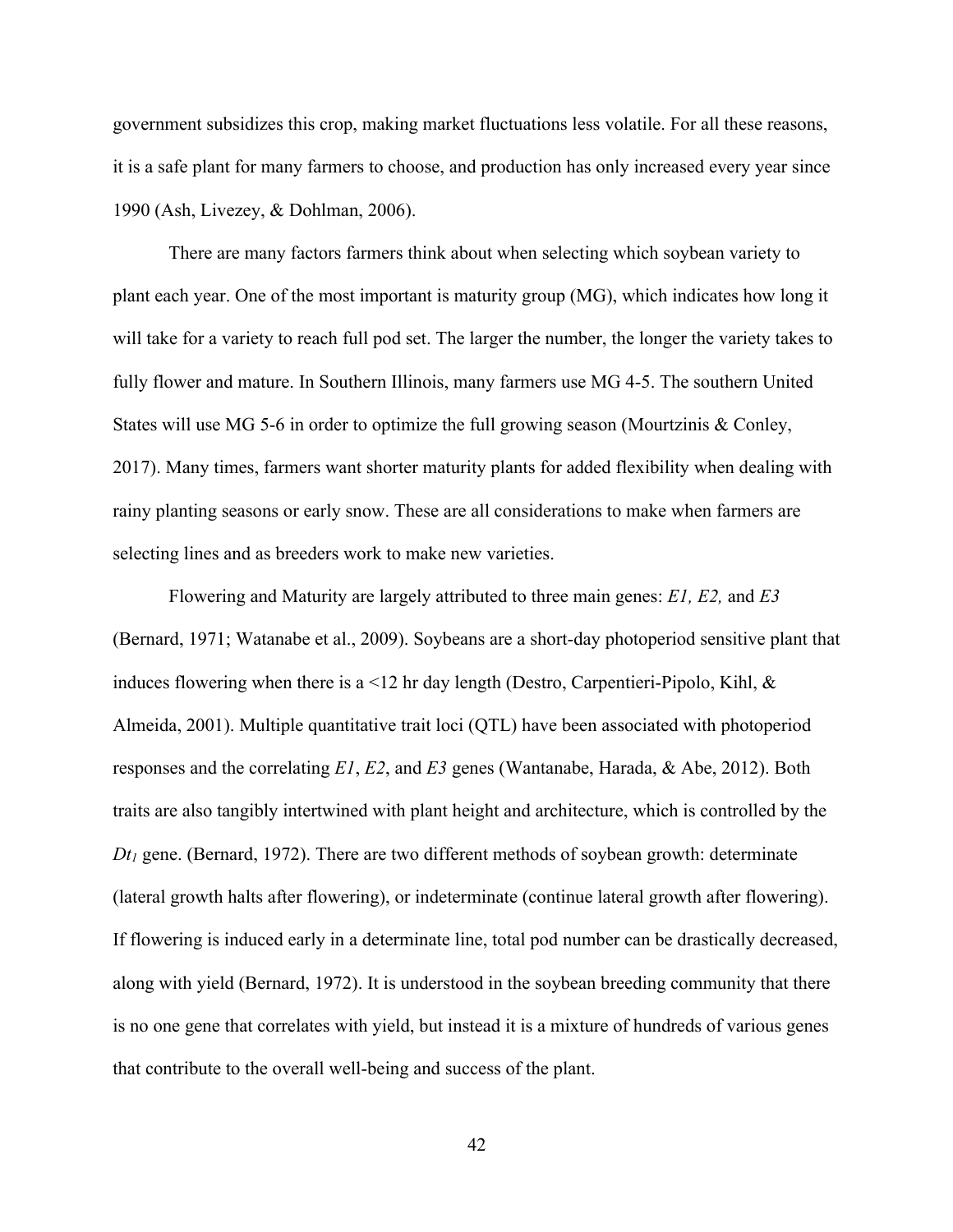government subsidizes this crop, making market fluctuations less volatile. For all these reasons, it is a safe plant for many farmers to choose, and production has only increased every year since 1990 (Ash, Livezey, & Dohlman, 2006).

There are many factors farmers think about when selecting which soybean variety to plant each year. One of the most important is maturity group (MG), which indicates how long it will take for a variety to reach full pod set. The larger the number, the longer the variety takes to fully flower and mature. In Southern Illinois, many farmers use MG 4-5. The southern United States will use MG 5-6 in order to optimize the full growing season (Mourtzinis & Conley, 2017). Many times, farmers want shorter maturity plants for added flexibility when dealing with rainy planting seasons or early snow. These are all considerations to make when farmers are selecting lines and as breeders work to make new varieties.

Flowering and Maturity are largely attributed to three main genes: *E1, E2,* and *E3* (Bernard, 1971; Watanabe et al., 2009). Soybeans are a short-day photoperiod sensitive plant that induces flowering when there is a <12 hr day length (Destro, Carpentieri-Pipolo, Kihl, & Almeida, 2001). Multiple quantitative trait loci (QTL) have been associated with photoperiod responses and the correlating *E1*, *E2*, and *E3* genes (Wantanabe, Harada, & Abe, 2012). Both traits are also tangibly intertwined with plant height and architecture, which is controlled by the $Dt_1$ gene. (Bernard, 1972). There are two different methods of soybean growth: determinate (lateral growth halts after flowering), or indeterminate (continue lateral growth after flowering). If flowering is induced early in a determinate line, total pod number can be drastically decreased, along with yield (Bernard, 1972). It is understood in the soybean breeding community that there is no one gene that correlates with yield, but instead it is a mixture of hundreds of various genes that contribute to the overall well-being and success of the plant.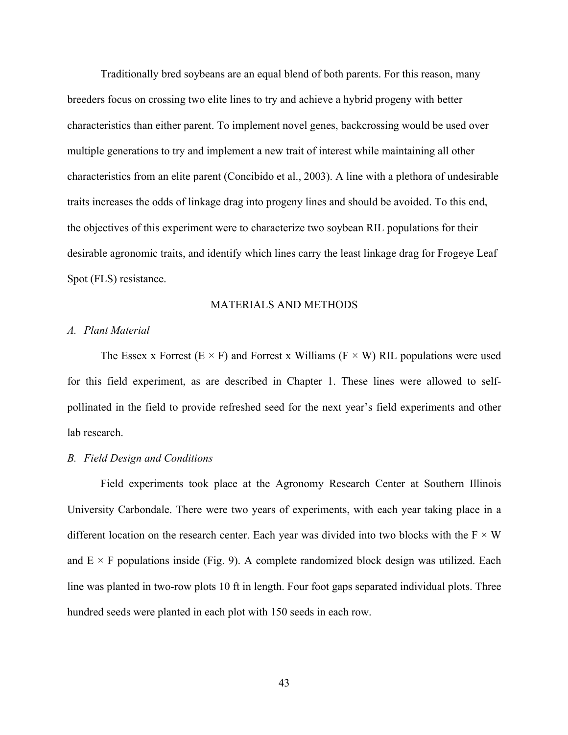Traditionally bred soybeans are an equal blend of both parents. For this reason, many breeders focus on crossing two elite lines to try and achieve a hybrid progeny with better characteristics than either parent. To implement novel genes, backcrossing would be used over multiple generations to try and implement a new trait of interest while maintaining all other characteristics from an elite parent (Concibido et al., 2003). A line with a plethora of undesirable traits increases the odds of linkage drag into progeny lines and should be avoided. To this end, the objectives of this experiment were to characterize two soybean RIL populations for their desirable agronomic traits, and identify which lines carry the least linkage drag for Frogeye Leaf Spot (FLS) resistance.

## MATERIALS AND METHODS

### *A. Plant Material*

The Essex x Forrest (E × F) and Forrest x Williams (F × W) RIL populations were used for this field experiment, as are described in Chapter 1. These lines were allowed to self-pollinated in the field to provide refreshed seed for the next year's field experiments and other lab research.

### *B. Field Design and Conditions*

Field experiments took place at the Agronomy Research Center at Southern Illinois University Carbondale. There were two years of experiments, with each year taking place in a different location on the research center. Each year was divided into two blocks with the F × W and E × F populations inside (Fig. 9). A complete randomized block design was utilized. Each line was planted in two-row plots 10 ft in length. Four foot gaps separated individual plots. Three hundred seeds were planted in each plot with 150 seeds in each row.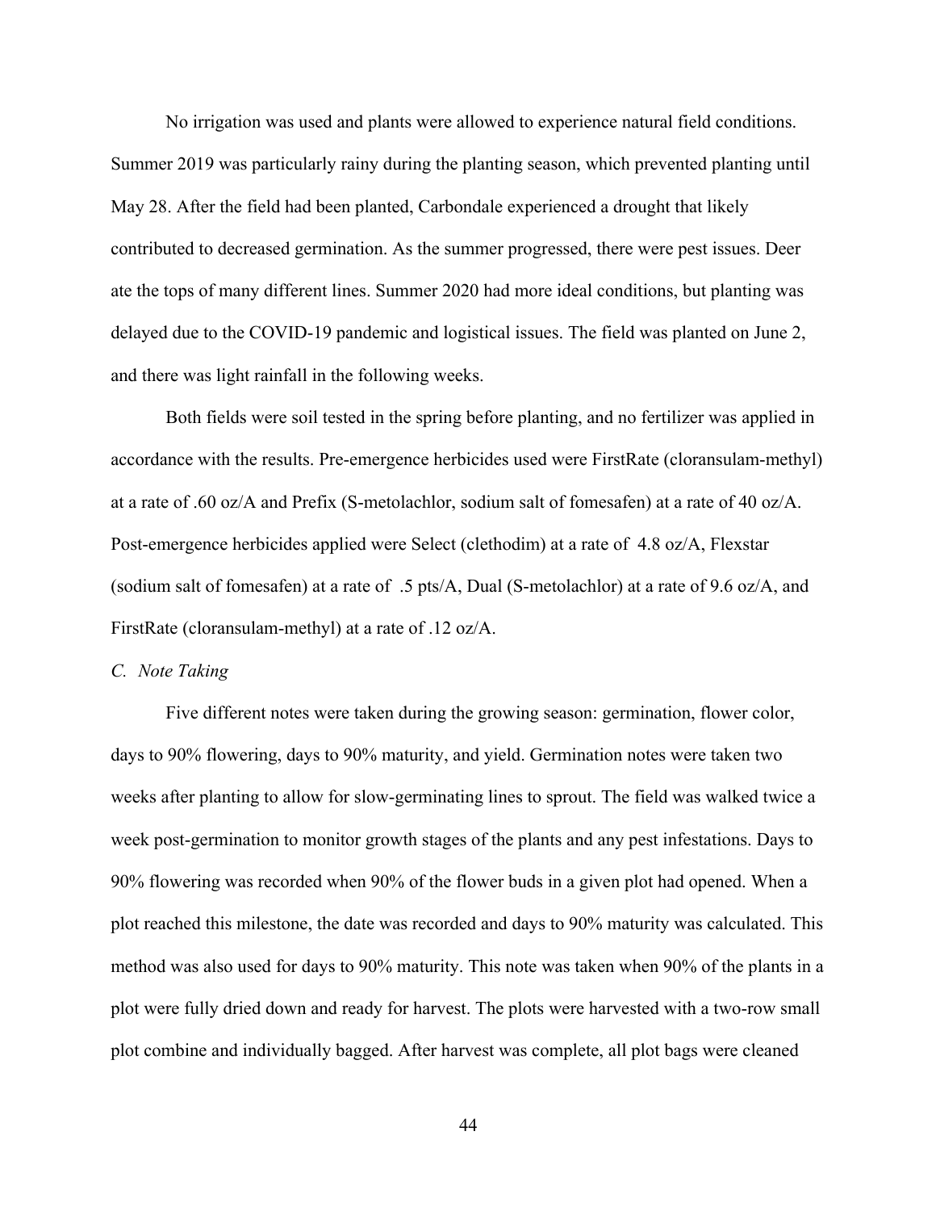No irrigation was used and plants were allowed to experience natural field conditions. Summer 2019 was particularly rainy during the planting season, which prevented planting until May 28. After the field had been planted, Carbondale experienced a drought that likely contributed to decreased germination. As the summer progressed, there were pest issues. Deer ate the tops of many different lines. Summer 2020 had more ideal conditions, but planting was delayed due to the COVID-19 pandemic and logistical issues. The field was planted on June 2, and there was light rainfall in the following weeks.

Both fields were soil tested in the spring before planting, and no fertilizer was applied in accordance with the results. Pre-emergence herbicides used were FirstRate (cloransulam-methyl) at a rate of .60 oz/A and Prefix (S-metolachlor, sodium salt of fomesafen) at a rate of 40 oz/A. Post-emergence herbicides applied were Select (clethodim) at a rate of 4.8 oz/A, Flexstar (sodium salt of fomesafen) at a rate of .5 pts/A, Dual (S-metolachlor) at a rate of 9.6 oz/A, and FirstRate (cloransulam-methyl) at a rate of .12 oz/A.

*C. Note Taking*

Five different notes were taken during the growing season: germination, flower color, days to 90% flowering, days to 90% maturity, and yield. Germination notes were taken two weeks after planting to allow for slow-germinating lines to sprout. The field was walked twice a week post-germination to monitor growth stages of the plants and any pest infestations. Days to 90% flowering was recorded when 90% of the flower buds in a given plot had opened. When a plot reached this milestone, the date was recorded and days to 90% maturity was calculated. This method was also used for days to 90% maturity. This note was taken when 90% of the plants in a plot were fully dried down and ready for harvest. The plots were harvested with a two-row small plot combine and individually bagged. After harvest was complete, all plot bags were cleaned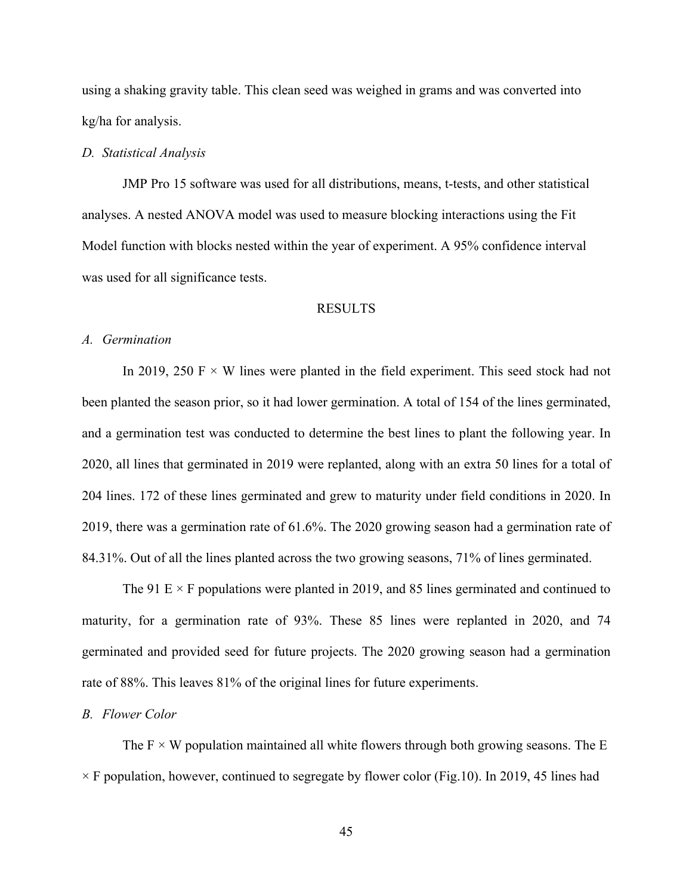using a shaking gravity table. This clean seed was weighed in grams and was converted into kg/ha for analysis.

### *D. Statistical Analysis*

JMP Pro 15 software was used for all distributions, means, t-tests, and other statistical analyses. A nested ANOVA model was used to measure blocking interactions using the Fit Model function with blocks nested within the year of experiment. A 95% confidence interval was used for all significance tests.

## RESULTS

### *A. Germination*

In 2019, 250 F × W lines were planted in the field experiment. This seed stock had not been planted the season prior, so it had lower germination. A total of 154 of the lines germinated, and a germination test was conducted to determine the best lines to plant the following year. In 2020, all lines that germinated in 2019 were replanted, along with an extra 50 lines for a total of 204 lines. 172 of these lines germinated and grew to maturity under field conditions in 2020. In 2019, there was a germination rate of 61.6%. The 2020 growing season had a germination rate of 84.31%. Out of all the lines planted across the two growing seasons, 71% of lines germinated.

The 91 E × F populations were planted in 2019, and 85 lines germinated and continued to maturity, for a germination rate of 93%. These 85 lines were replanted in 2020, and 74 germinated and provided seed for future projects. The 2020 growing season had a germination rate of 88%. This leaves 81% of the original lines for future experiments.

### *B. Flower Color*

The F × W population maintained all white flowers through both growing seasons. The E × F population, however, continued to segregate by flower color (Fig.10). In 2019, 45 lines had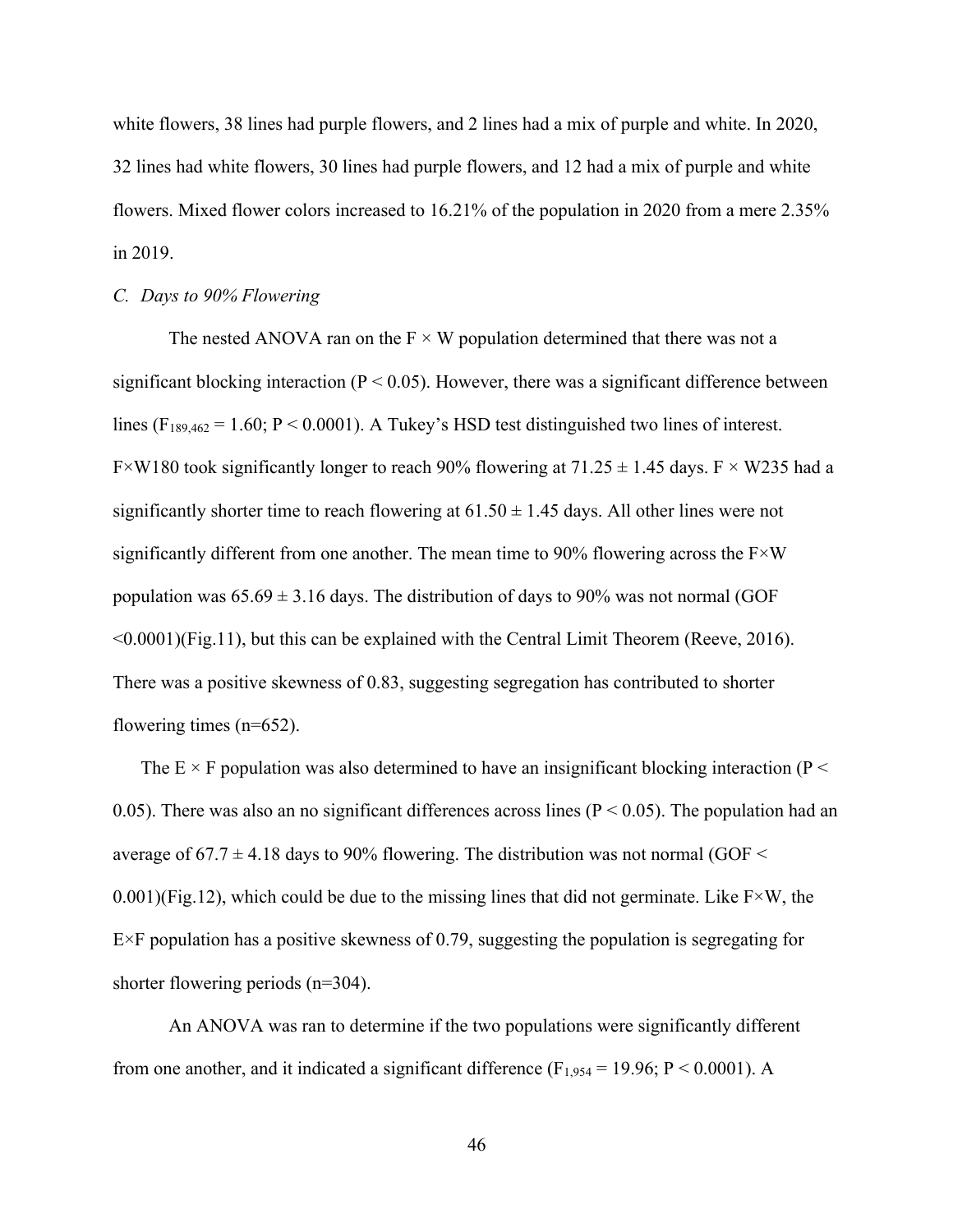white flowers, 38 lines had purple flowers, and 2 lines had a mix of purple and white. In 2020, 32 lines had white flowers, 30 lines had purple flowers, and 12 had a mix of purple and white flowers. Mixed flower colors increased to 16.21% of the population in 2020 from a mere 2.35% in 2019.

### *C. Days to 90% Flowering*

The nested ANOVA ran on the F × W population determined that there was not a significant blocking interaction ($P < 0.05$). However, there was a significant difference between lines ($F_{189,462} = 1.60$; $P < 0.0001$). A Tukey's HSD test distinguished two lines of interest. F×W180 took significantly longer to reach 90% flowering at 71.25 ± 1.45 days. F × W235 had a significantly shorter time to reach flowering at 61.50 ± 1.45 days. All other lines were not significantly different from one another. The mean time to 90% flowering across the F×W population was 65.69 ± 3.16 days. The distribution of days to 90% was not normal (GOF <0.0001)(Fig.11), but this can be explained with the Central Limit Theorem (Reeve, 2016). There was a positive skewness of 0.83, suggesting segregation has contributed to shorter flowering times (n=652).

The E × F population was also determined to have an insignificant blocking interaction ($P < 0.05$). There was also an no significant differences across lines ($P < 0.05$). The population had an average of 67.7 ± 4.18 days to 90% flowering. The distribution was not normal (GOF < 0.001)(Fig.12), which could be due to the missing lines that did not germinate. Like F×W, the E×F population has a positive skewness of 0.79, suggesting the population is segregating for shorter flowering periods (n=304).

An ANOVA was ran to determine if the two populations were significantly different from one another, and it indicated a significant difference ($F_{1,954} = 19.96$; $P < 0.0001$). A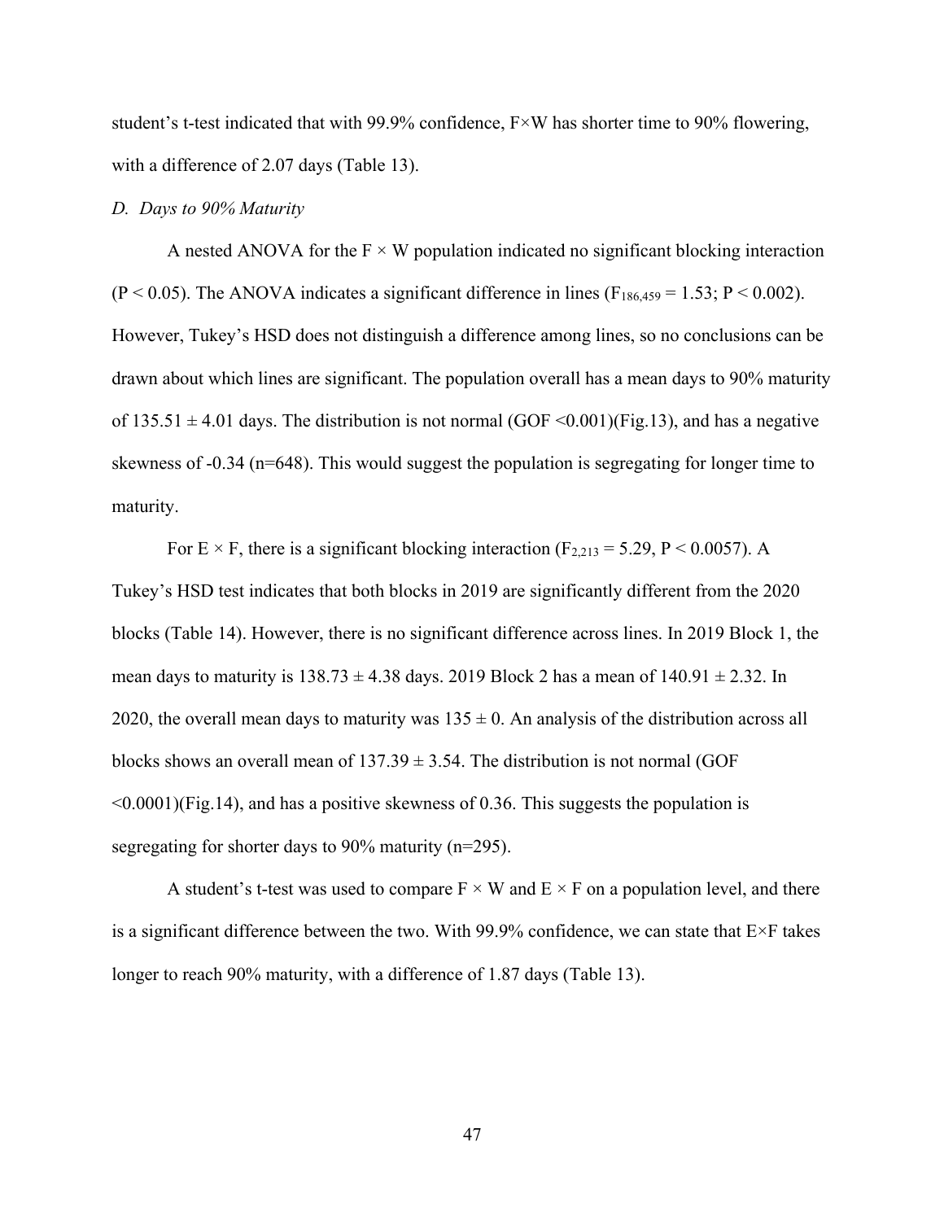student's t-test indicated that with 99.9% confidence, F×W has shorter time to 90% flowering, with a difference of 2.07 days (Table 13).

*D. Days to 90% Maturity*

A nested ANOVA for the F × W population indicated no significant blocking interaction ($P < 0.05$). The ANOVA indicates a significant difference in lines ($F_{186,459} = 1.53$; $P < 0.002$). However, Tukey's HSD does not distinguish a difference among lines, so no conclusions can be drawn about which lines are significant. The population overall has a mean days to 90% maturity of 135.51 ± 4.01 days. The distribution is not normal (GOF <0.001)(Fig.13), and has a negative skewness of -0.34 (n=648). This would suggest the population is segregating for longer time to maturity.

For E × F, there is a significant blocking interaction ($F_{2,213} = 5.29$, $P < 0.0057$). A Tukey's HSD test indicates that both blocks in 2019 are significantly different from the 2020 blocks (Table 14). However, there is no significant difference across lines. In 2019 Block 1, the mean days to maturity is 138.73 ± 4.38 days. 2019 Block 2 has a mean of 140.91 ± 2.32. In 2020, the overall mean days to maturity was 135 ± 0. An analysis of the distribution across all blocks shows an overall mean of 137.39 ± 3.54. The distribution is not normal (GOF <0.0001)(Fig.14), and has a positive skewness of 0.36. This suggests the population is segregating for shorter days to 90% maturity (n=295).

A student's t-test was used to compare F × W and E × F on a population level, and there is a significant difference between the two. With 99.9% confidence, we can state that E×F takes longer to reach 90% maturity, with a difference of 1.87 days (Table 13).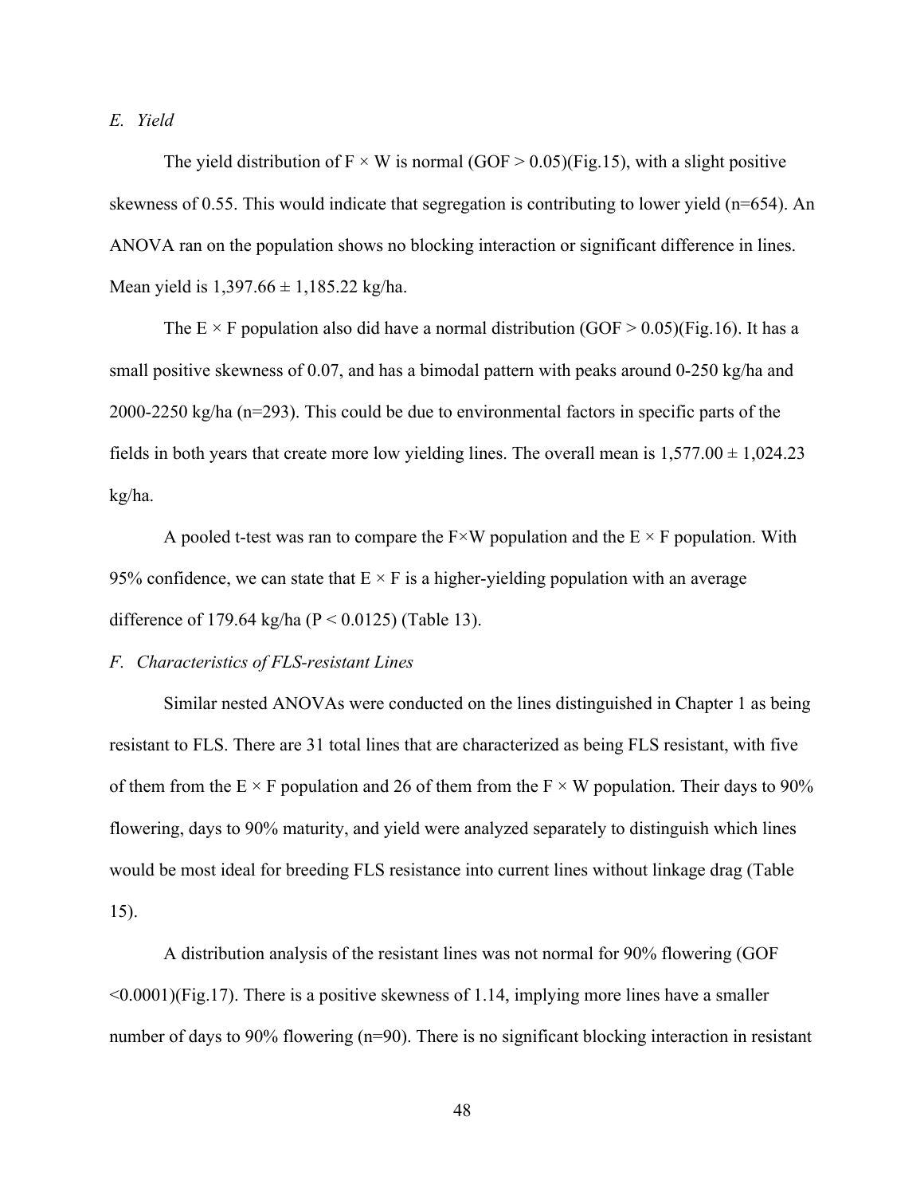*E. Yield*

The yield distribution of F × W is normal (GOF > 0.05)(Fig.15), with a slight positive skewness of 0.55. This would indicate that segregation is contributing to lower yield (n=654). An ANOVA ran on the population shows no blocking interaction or significant difference in lines. Mean yield is 1,397.66 ± 1,185.22 kg/ha.

The E × F population also did have a normal distribution (GOF > 0.05)(Fig.16). It has a small positive skewness of 0.07, and has a bimodal pattern with peaks around 0-250 kg/ha and 2000-2250 kg/ha (n=293). This could be due to environmental factors in specific parts of the fields in both years that create more low yielding lines. The overall mean is 1,577.00 ± 1,024.23 kg/ha.

A pooled t-test was ran to compare the F×W population and the E × F population. With 95% confidence, we can state that E × F is a higher-yielding population with an average difference of 179.64 kg/ha ($P < 0.0125$) (Table 13).

*F. Characteristics of FLS-resistant Lines*

Similar nested ANOVAs were conducted on the lines distinguished in Chapter 1 as being resistant to FLS. There are 31 total lines that are characterized as being FLS resistant, with five of them from the E × F population and 26 of them from the F × W population. Their days to 90% flowering, days to 90% maturity, and yield were analyzed separately to distinguish which lines would be most ideal for breeding FLS resistance into current lines without linkage drag (Table 15).

A distribution analysis of the resistant lines was not normal for 90% flowering (GOF <0.0001)(Fig.17). There is a positive skewness of 1.14, implying more lines have a smaller number of days to 90% flowering (n=90). There is no significant blocking interaction in resistant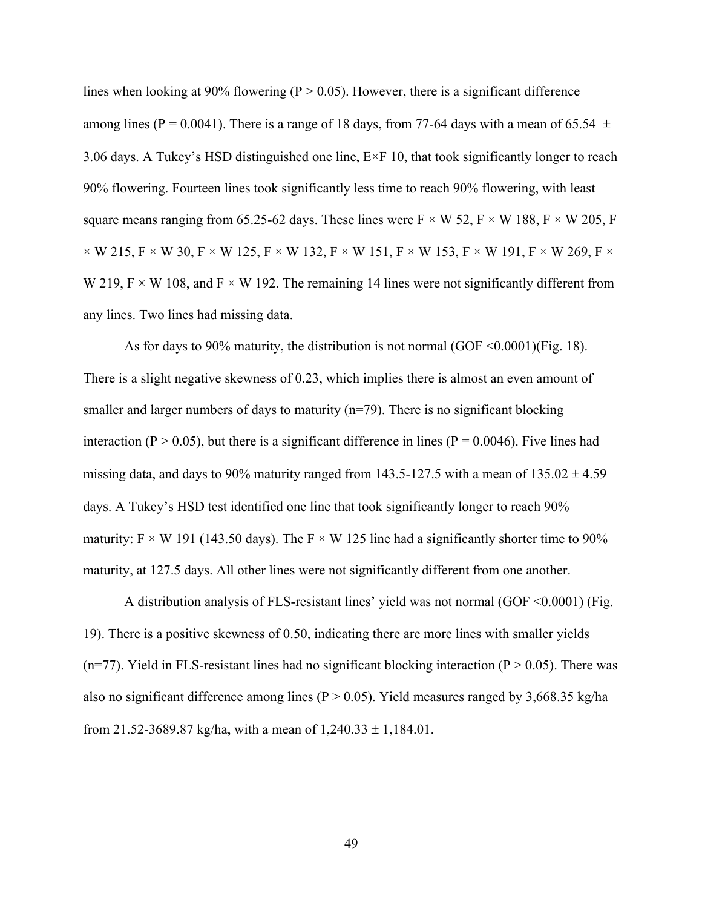lines when looking at 90% flowering ($P > 0.05$). However, there is a significant difference among lines ($P = 0.0041$). There is a range of 18 days, from 77-64 days with a mean of 65.54 ± 3.06 days. A Tukey's HSD distinguished one line, E×F 10, that took significantly longer to reach 90% flowering. Fourteen lines took significantly less time to reach 90% flowering, with least square means ranging from 65.25-62 days. These lines were F × W 52, F × W 188, F × W 205, F × W 215, F × W 30, F × W 125, F × W 132, F × W 151, F × W 153, F × W 191, F × W 269, F × W 219, F × W 108, and F × W 192. The remaining 14 lines were not significantly different from any lines. Two lines had missing data.

As for days to 90% maturity, the distribution is not normal (GOF <0.0001)(Fig. 18). There is a slight negative skewness of 0.23, which implies there is almost an even amount of smaller and larger numbers of days to maturity (n=79). There is no significant blocking interaction ($P > 0.05$), but there is a significant difference in lines ($P = 0.0046$). Five lines had missing data, and days to 90% maturity ranged from 143.5-127.5 with a mean of 135.02 ± 4.59 days. A Tukey's HSD test identified one line that took significantly longer to reach 90% maturity: F × W 191 (143.50 days). The F × W 125 line had a significantly shorter time to 90% maturity, at 127.5 days. All other lines were not significantly different from one another.

A distribution analysis of FLS-resistant lines' yield was not normal (GOF <0.0001) (Fig. 19). There is a positive skewness of 0.50, indicating there are more lines with smaller yields (n=77). Yield in FLS-resistant lines had no significant blocking interaction ($P > 0.05$). There was also no significant difference among lines ($P > 0.05$). Yield measures ranged by 3,668.35 kg/ha from 21.52-3689.87 kg/ha, with a mean of 1,240.33 ± 1,184.01.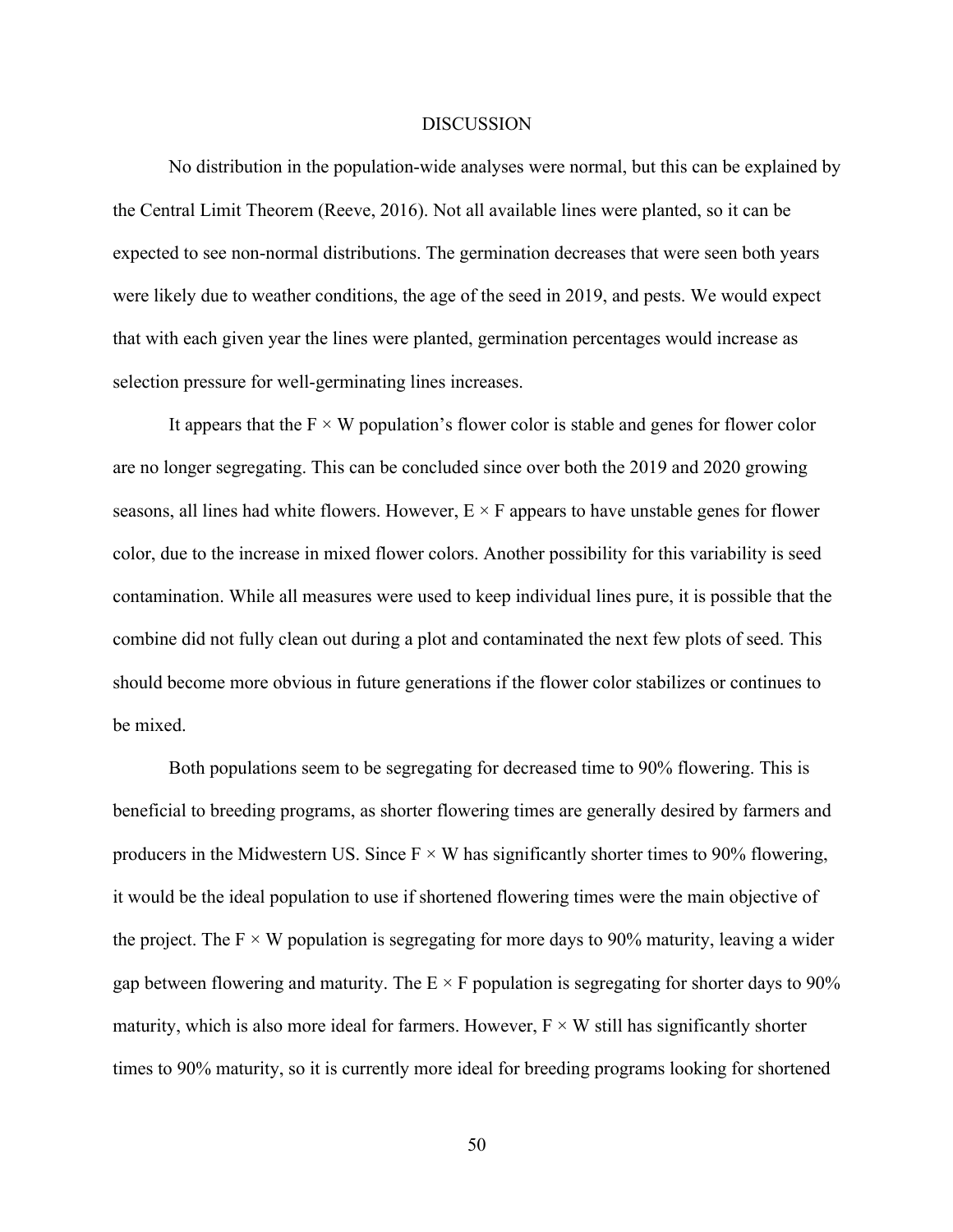# DISCUSSION

No distribution in the population-wide analyses were normal, but this can be explained by the Central Limit Theorem (Reeve, 2016). Not all available lines were planted, so it can be expected to see non-normal distributions. The germination decreases that were seen both years were likely due to weather conditions, the age of the seed in 2019, and pests. We would expect that with each given year the lines were planted, germination percentages would increase as selection pressure for well-germinating lines increases.

It appears that the F × W population's flower color is stable and genes for flower color are no longer segregating. This can be concluded since over both the 2019 and 2020 growing seasons, all lines had white flowers. However, E × F appears to have unstable genes for flower color, due to the increase in mixed flower colors. Another possibility for this variability is seed contamination. While all measures were used to keep individual lines pure, it is possible that the combine did not fully clean out during a plot and contaminated the next few plots of seed. This should become more obvious in future generations if the flower color stabilizes or continues to be mixed.

Both populations seem to be segregating for decreased time to 90% flowering. This is beneficial to breeding programs, as shorter flowering times are generally desired by farmers and producers in the Midwestern US. Since F × W has significantly shorter times to 90% flowering, it would be the ideal population to use if shortened flowering times were the main objective of the project. The F × W population is segregating for more days to 90% maturity, leaving a wider gap between flowering and maturity. The E × F population is segregating for shorter days to 90% maturity, which is also more ideal for farmers. However, F × W still has significantly shorter times to 90% maturity, so it is currently more ideal for breeding programs looking for shortened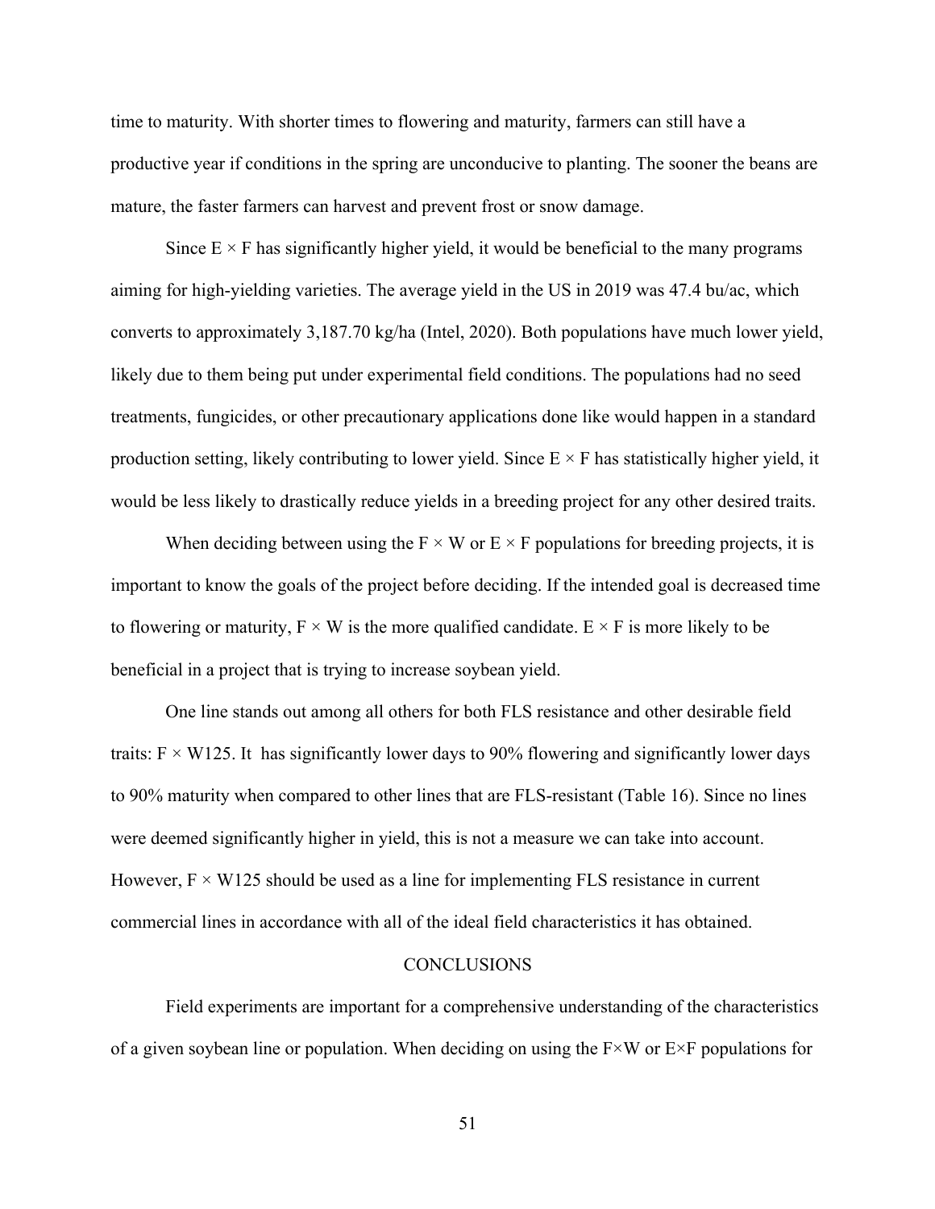time to maturity. With shorter times to flowering and maturity, farmers can still have a productive year if conditions in the spring are unconducive to planting. The sooner the beans are mature, the faster farmers can harvest and prevent frost or snow damage.

Since E × F has significantly higher yield, it would be beneficial to the many programs aiming for high-yielding varieties. The average yield in the US in 2019 was 47.4 bu/ac, which converts to approximately 3,187.70 kg/ha (Intel, 2020). Both populations have much lower yield, likely due to them being put under experimental field conditions. The populations had no seed treatments, fungicides, or other precautionary applications done like would happen in a standard production setting, likely contributing to lower yield. Since E × F has statistically higher yield, it would be less likely to drastically reduce yields in a breeding project for any other desired traits.

When deciding between using the F × W or E × F populations for breeding projects, it is important to know the goals of the project before deciding. If the intended goal is decreased time to flowering or maturity, F × W is the more qualified candidate. E × F is more likely to be beneficial in a project that is trying to increase soybean yield.

One line stands out among all others for both FLS resistance and other desirable field traits: F × W125. It has significantly lower days to 90% flowering and significantly lower days to 90% maturity when compared to other lines that are FLS-resistant (Table 16). Since no lines were deemed significantly higher in yield, this is not a measure we can take into account. However, F × W125 should be used as a line for implementing FLS resistance in current commercial lines in accordance with all of the ideal field characteristics it has obtained.

## CONCLUSIONS

Field experiments are important for a comprehensive understanding of the characteristics of a given soybean line or population. When deciding on using the F×W or E×F populations for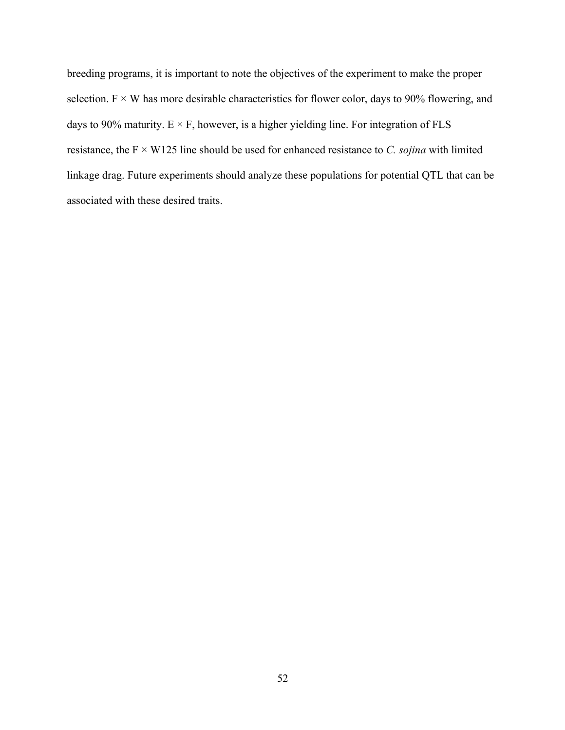breeding programs, it is important to note the objectives of the experiment to make the proper selection. F × W has more desirable characteristics for flower color, days to 90% flowering, and days to 90% maturity. E × F, however, is a higher yielding line. For integration of FLS resistance, the F × W125 line should be used for enhanced resistance to *C. sojina* with limited linkage drag. Future experiments should analyze these populations for potential QTL that can be associated with these desired traits.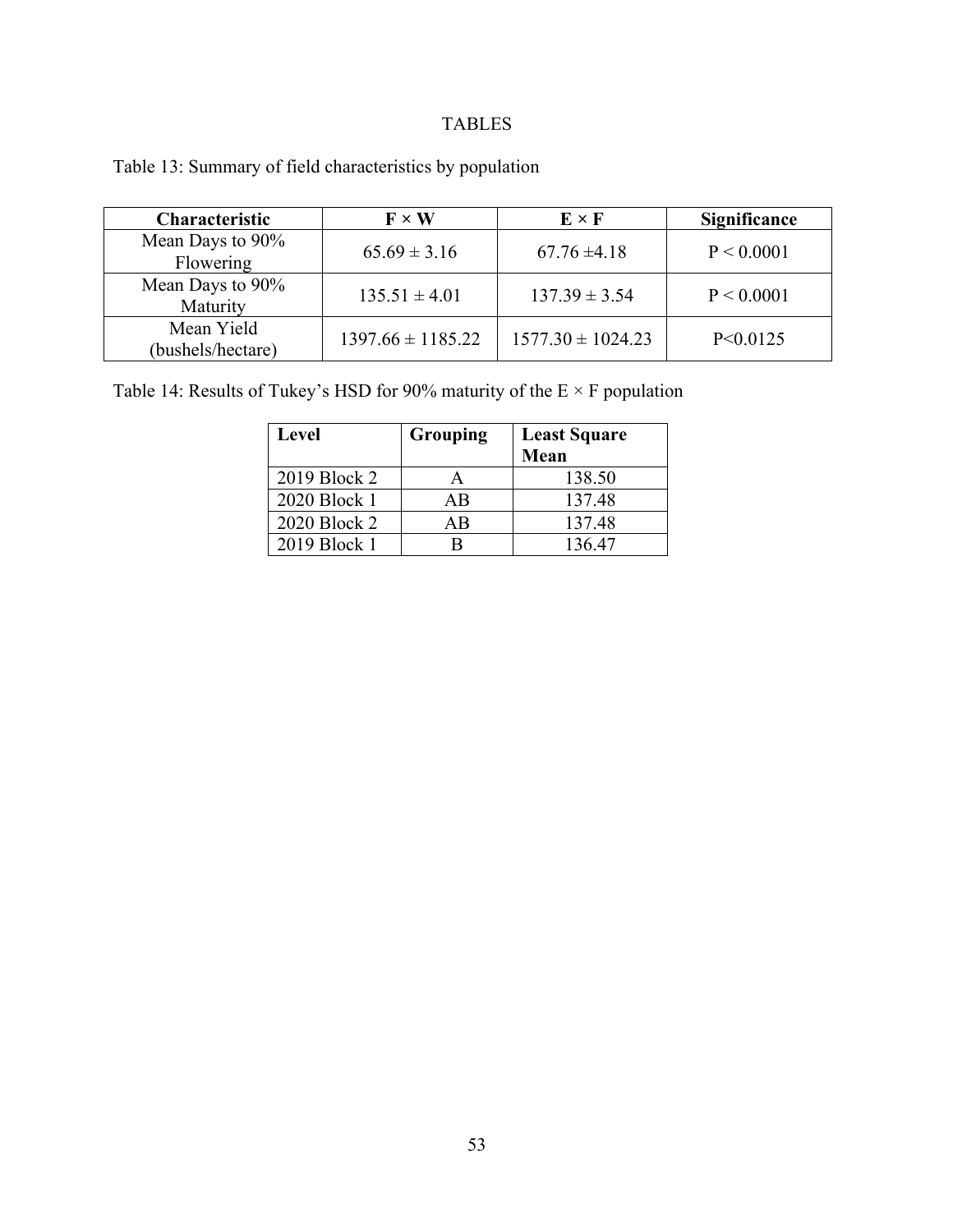# TABLES

Table 13: Summary of field characteristics by population

| Characteristic | F × W | E × F | Significance |
|---|---|---|---|
| Mean Days to 90% Flowering | 65.69 ± 3.16 | 67.76 ±4.18 | P < 0.0001 |
| Mean Days to 90% Maturity | 135.51 ± 4.01 | 137.39 ± 3.54 | P < 0.0001 |
| Mean Yield (bushels/hectare) | 1397.66 ± 1185.22 | 1577.30 ± 1024.23 | P<0.0125 |

Table 14: Results of Tukey's HSD for 90% maturity of the E × F population

| Level | Grouping | Least Square Mean |
|---|---|---|
| 2019 Block 2 | A | 138.50 |
| 2020 Block 1 | AB | 137.48 |
| 2020 Block 2 | AB | 137.48 |
| 2019 Block 1 | B | 136.47 |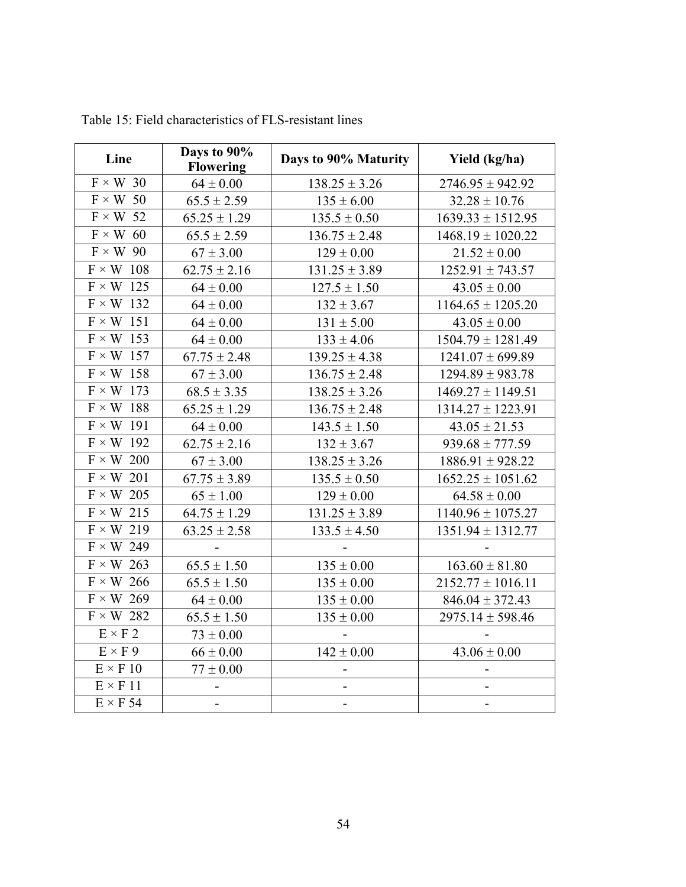Table 15: Field characteristics of FLS-resistant lines

| Line | Days to 90% Flowering | Days to 90% Maturity | Yield (kg/ha) |
|---|---|---|---|
| F × W 30 | 64 ± 0.00 | 138.25 ± 3.26 | 2746.95 ± 942.92 |
| F × W 50 | 65.5 ± 2.59 | 135 ± 6.00 | 32.28 ± 10.76 |
| F × W 52 | 65.25 ± 1.29 | 135.5 ± 0.50 | 1639.33 ± 1512.95 |
| F × W 60 | 65.5 ± 2.59 | 136.75 ± 2.48 | 1468.19 ± 1020.22 |
| F × W 90 | 67 ± 3.00 | 129 ± 0.00 | 21.52 ± 0.00 |
| F × W 108 | 62.75 ± 2.16 | 131.25 ± 3.89 | 1252.91 ± 743.57 |
| F × W 125 | 64 ± 0.00 | 127.5 ± 1.50 | 43.05 ± 0.00 |
| F × W 132 | 64 ± 0.00 | 132 ± 3.67 | 1164.65 ± 1205.20 |
| F × W 151 | 64 ± 0.00 | 131 ± 5.00 | 43.05 ± 0.00 |
| F × W 153 | 64 ± 0.00 | 133 ± 4.06 | 1504.79 ± 1281.49 |
| F × W 157 | 67.75 ± 2.48 | 139.25 ± 4.38 | 1241.07 ± 699.89 |
| F × W 158 | 67 ± 3.00 | 136.75 ± 2.48 | 1294.89 ± 983.78 |
| F × W 173 | 68.5 ± 3.35 | 138.25 ± 3.26 | 1469.27 ± 1149.51 |
| F × W 188 | 65.25 ± 1.29 | 136.75 ± 2.48 | 1314.27 ± 1223.91 |
| F × W 191 | 64 ± 0.00 | 143.5 ± 1.50 | 43.05 ± 21.53 |
| F × W 192 | 62.75 ± 2.16 | 132 ± 3.67 | 939.68 ± 777.59 |
| F × W 200 | 67 ± 3.00 | 138.25 ± 3.26 | 1886.91 ± 928.22 |
| F × W 201 | 67.75 ± 3.89 | 135.5 ± 0.50 | 1652.25 ± 1051.62 |
| F × W 205 | 65 ± 1.00 | 129 ± 0.00 | 64.58 ± 0.00 |
| F × W 215 | 64.75 ± 1.29 | 131.25 ± 3.89 | 1140.96 ± 1075.27 |
| F × W 219 | 63.25 ± 2.58 | 133.5 ± 4.50 | 1351.94 ± 1312.77 |
| F × W 249 | - | - | - |
| F × W 263 | 65.5 ± 1.50 | 135 ± 0.00 | 163.60 ± 81.80 |
| F × W 266 | 65.5 ± 1.50 | 135 ± 0.00 | 2152.77 ± 1016.11 |
| F × W 269 | 64 ± 0.00 | 135 ± 0.00 | 846.04 ± 372.43 |
| F × W 282 | 65.5 ± 1.50 | 135 ± 0.00 | 2975.14 ± 598.46 |
| E × F 2 | 73 ± 0.00 | - | - |
| E × F 9 | 66 ± 0.00 | 142 ± 0.00 | 43.06 ± 0.00 |
| E × F 10 | 77 ± 0.00 | - | - |
| E × F 11 | - | - | - |
| E × F 54 | - | - | - |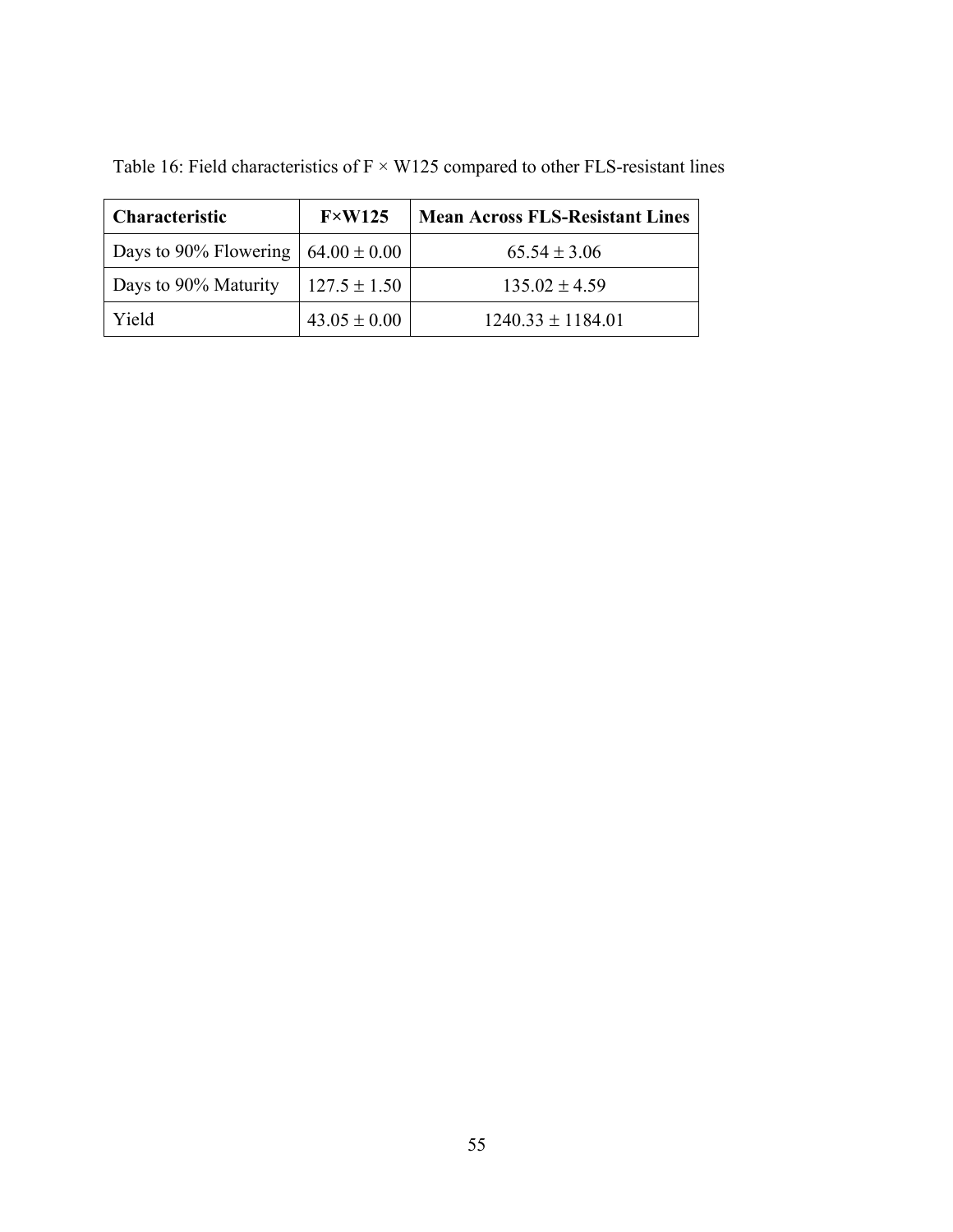Table 16: Field characteristics of F × W125 compared to other FLS-resistant lines

| Characteristic | F×W125 | Mean Across FLS-Resistant Lines |
|---|---|---|
| Days to 90% Flowering | 64.00 ± 0.00 | 65.54 ± 3.06 |
| Days to 90% Maturity | 127.5 ± 1.50 | 135.02 ± 4.59 |
| Yield | 43.05 ± 0.00 | 1240.33 ± 1184.01 |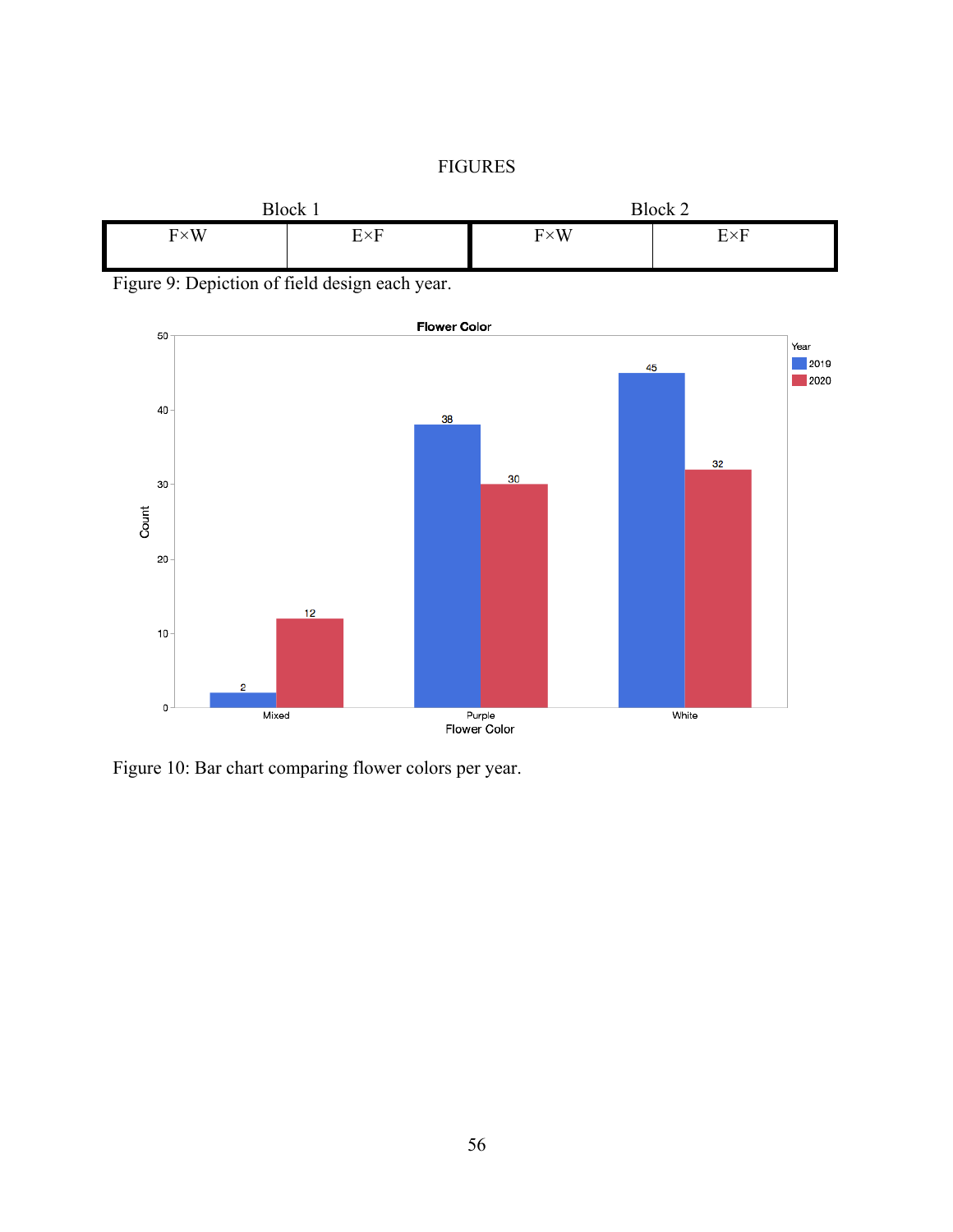# FIGURES

| Block 1 | | Block 2 | |
|---|---|---|---|
| F×W | E×F | F×W | E×F |

Figure 9: Depiction of field design each year.

Figure 10: Bar chart comparing flower colors per year.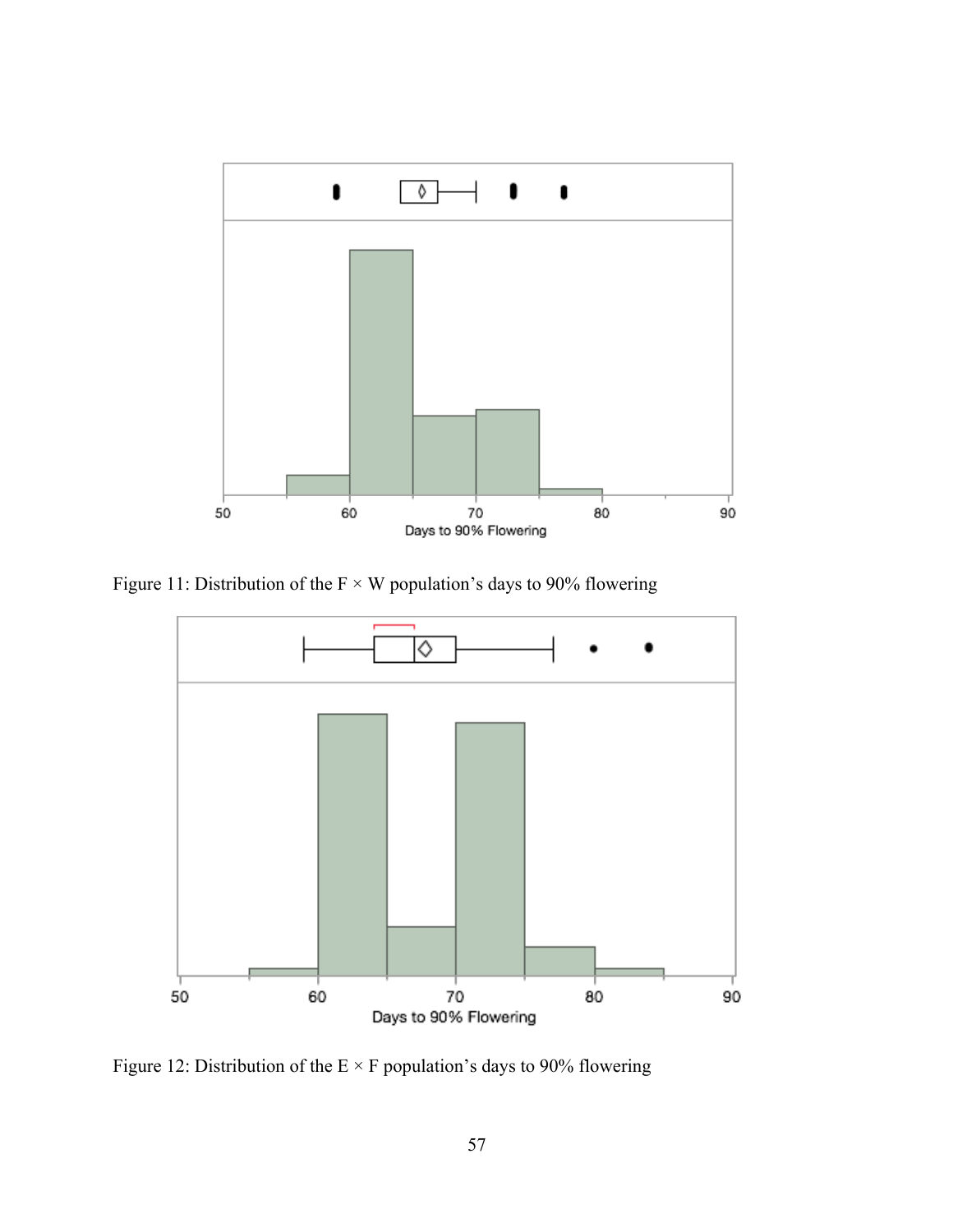Figure 11: Distribution of the F × W population's days to 90% flowering

Figure 12: Distribution of the E × F population's days to 90% flowering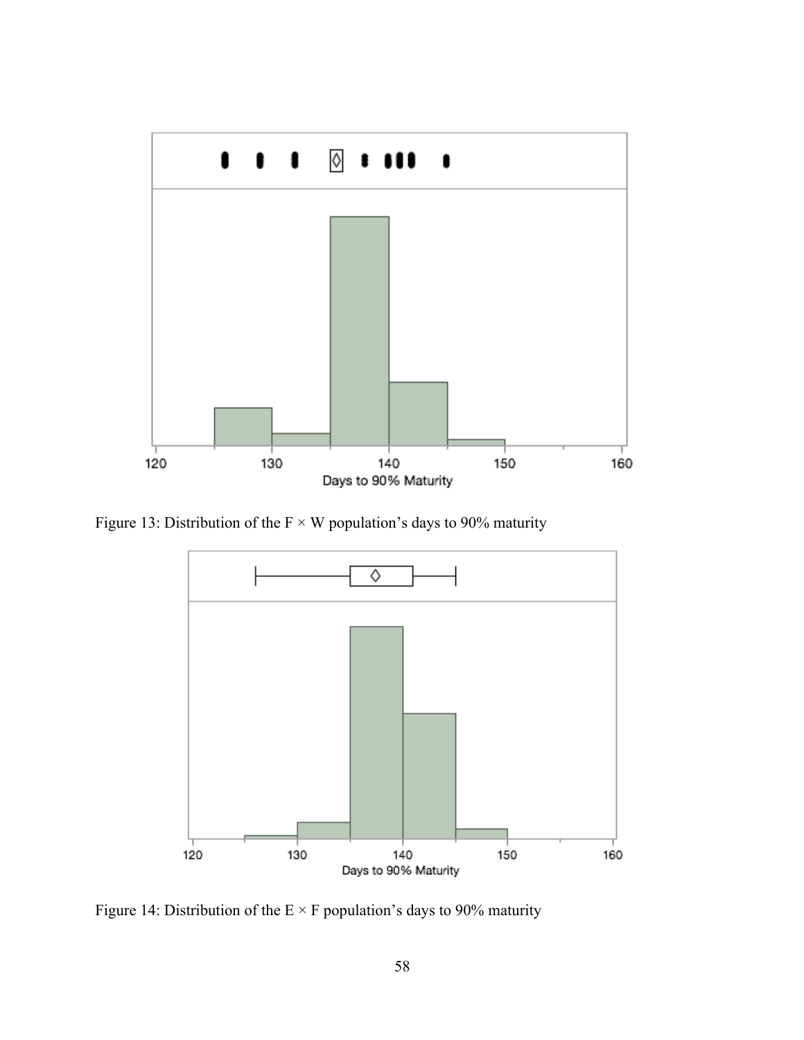Figure 13: Distribution of the F × W population’s days to 90% maturity

Figure 14: Distribution of the E × F population’s days to 90% maturity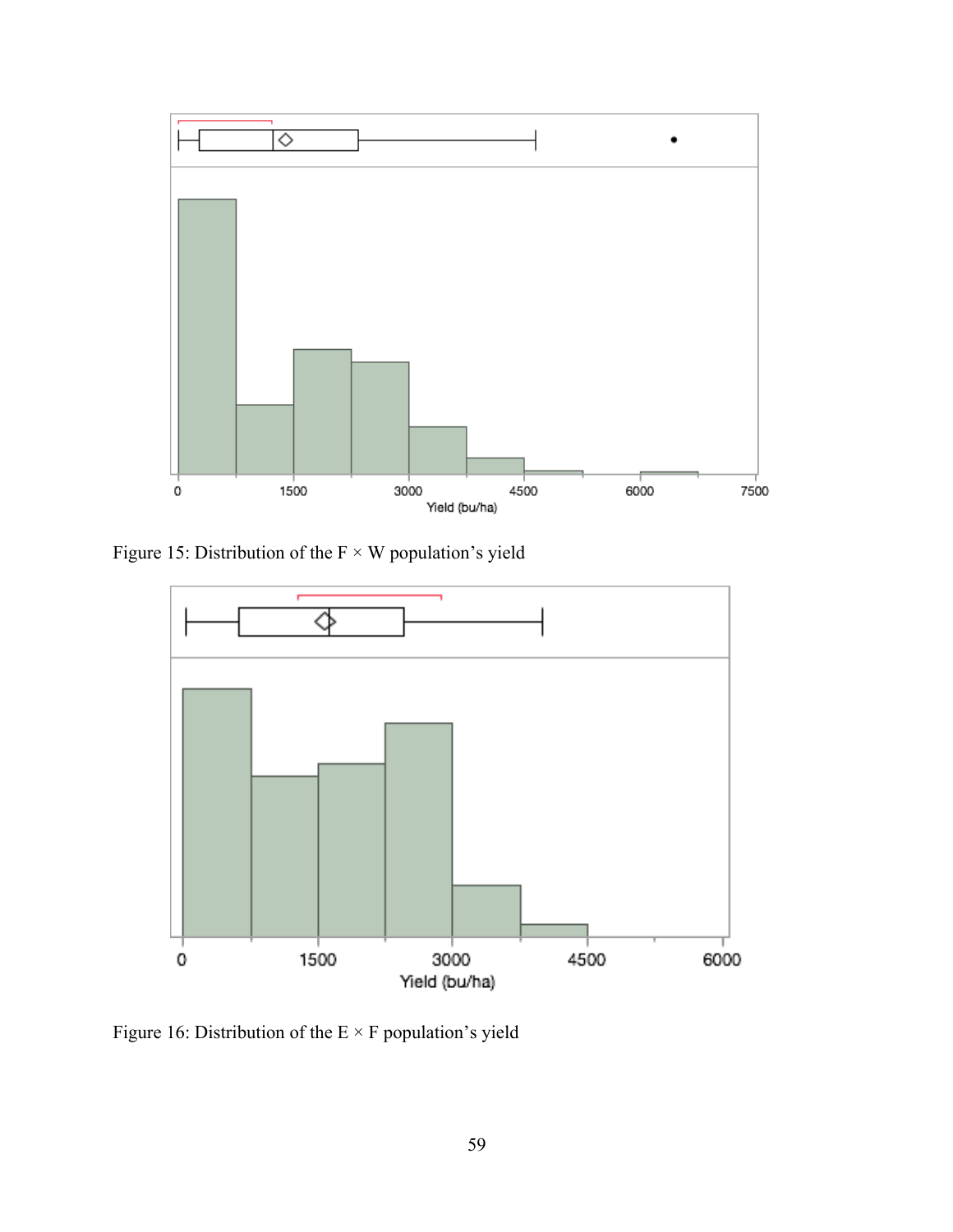Figure 15: Distribution of the F × W population's yield

Figure 16: Distribution of the E × F population's yield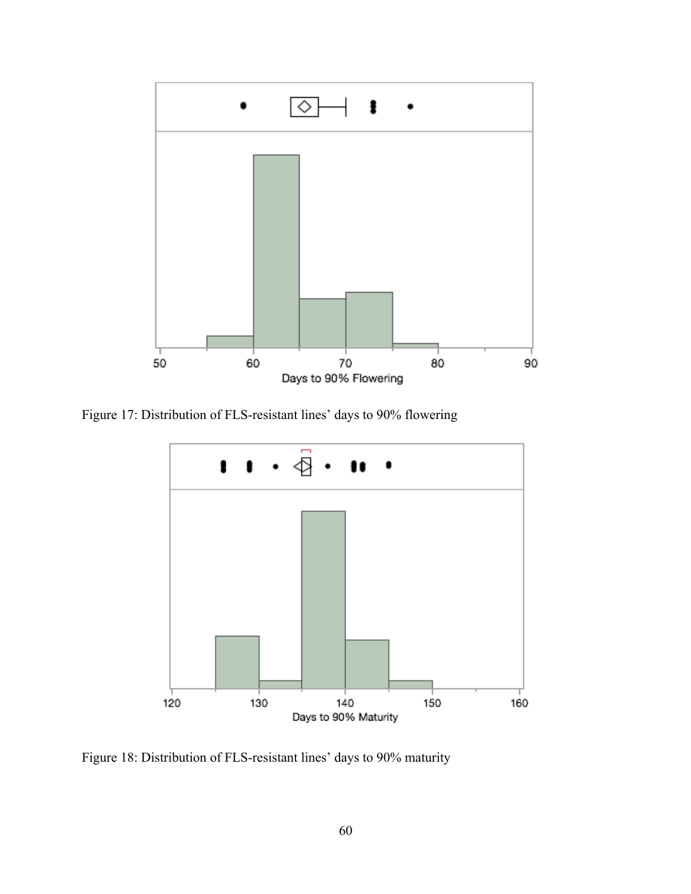Figure 17: Distribution of FLS-resistant lines' days to 90% flowering

Figure 18: Distribution of FLS-resistant lines' days to 90% maturity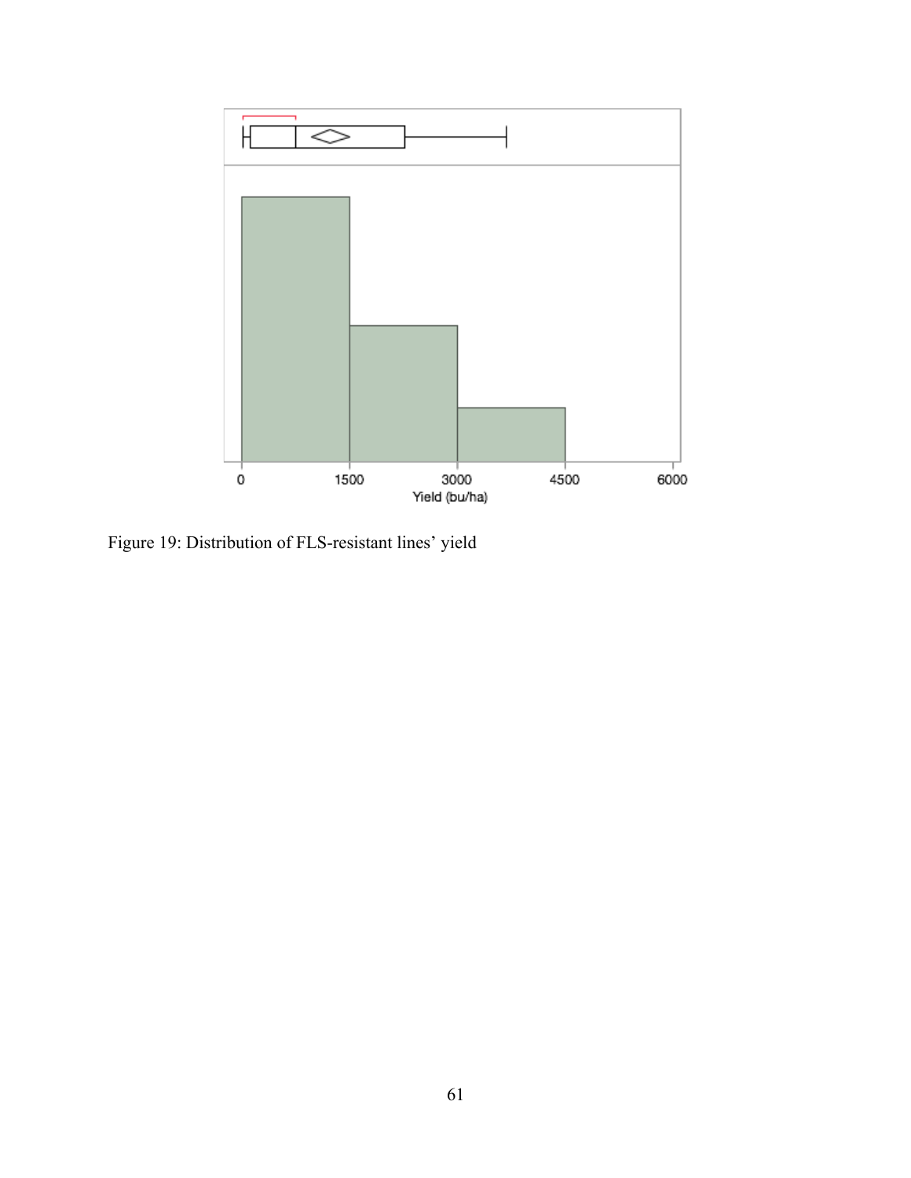Figure 19: Distribution of FLS-resistant lines' yield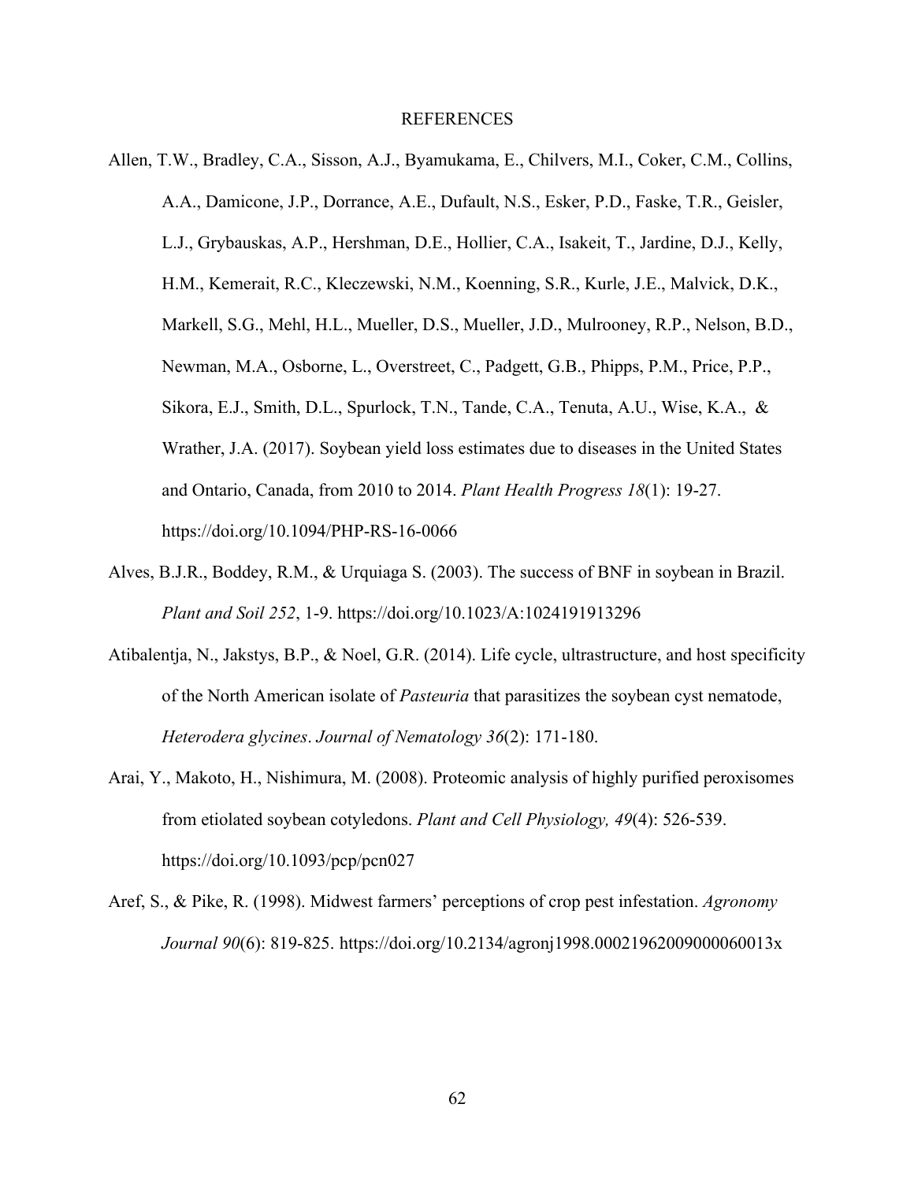# REFERENCES

Allen, T.W., Bradley, C.A., Sisson, A.J., Byamukama, E., Chilvers, M.I., Coker, C.M., Collins, A.A., Damicone, J.P., Dorrance, A.E., Dufault, N.S., Esker, P.D., Faske, T.R., Geisler, L.J., Grybauskas, A.P., Hershman, D.E., Hollier, C.A., Isakeit, T., Jardine, D.J., Kelly, H.M., Kemerait, R.C., Kleczewski, N.M., Koenning, S.R., Kurle, J.E., Malvick, D.K., Markell, S.G., Mehl, H.L., Mueller, D.S., Mueller, J.D., Mulrooney, R.P., Nelson, B.D., Newman, M.A., Osborne, L., Overstreet, C., Padgett, G.B., Phipps, P.M., Price, P.P., Sikora, E.J., Smith, D.L., Spurlock, T.N., Tande, C.A., Tenuta, A.U., Wise, K.A., & Wrather, J.A. (2017). Soybean yield loss estimates due to diseases in the United States and Ontario, Canada, from 2010 to 2014. *Plant Health Progress 18*(1): 19-27. https://doi.org/10.1094/PHP-RS-16-0066

Alves, B.J.R., Boddey, R.M., & Urquiaga S. (2003). The success of BNF in soybean in Brazil. *Plant and Soil 252*, 1-9. https://doi.org/10.1023/A:1024191913296

Atibalentja, N., Jakstys, B.P., & Noel, G.R. (2014). Life cycle, ultrastructure, and host specificity of the North American isolate of *Pasteuria* that parasitizes the soybean cyst nematode, *Heterodera glycines*. *Journal of Nematology 36*(2): 171-180.

Arai, Y., Makoto, H., Nishimura, M. (2008). Proteomic analysis of highly purified peroxisomes from etiolated soybean cotyledons. *Plant and Cell Physiology, 49*(4): 526-539. https://doi.org/10.1093/pcp/pcn027

Aref, S., & Pike, R. (1998). Midwest farmers' perceptions of crop pest infestation. *Agronomy Journal 90*(6): 819-825. https://doi.org/10.2134/agronj1998.00021962009000060013x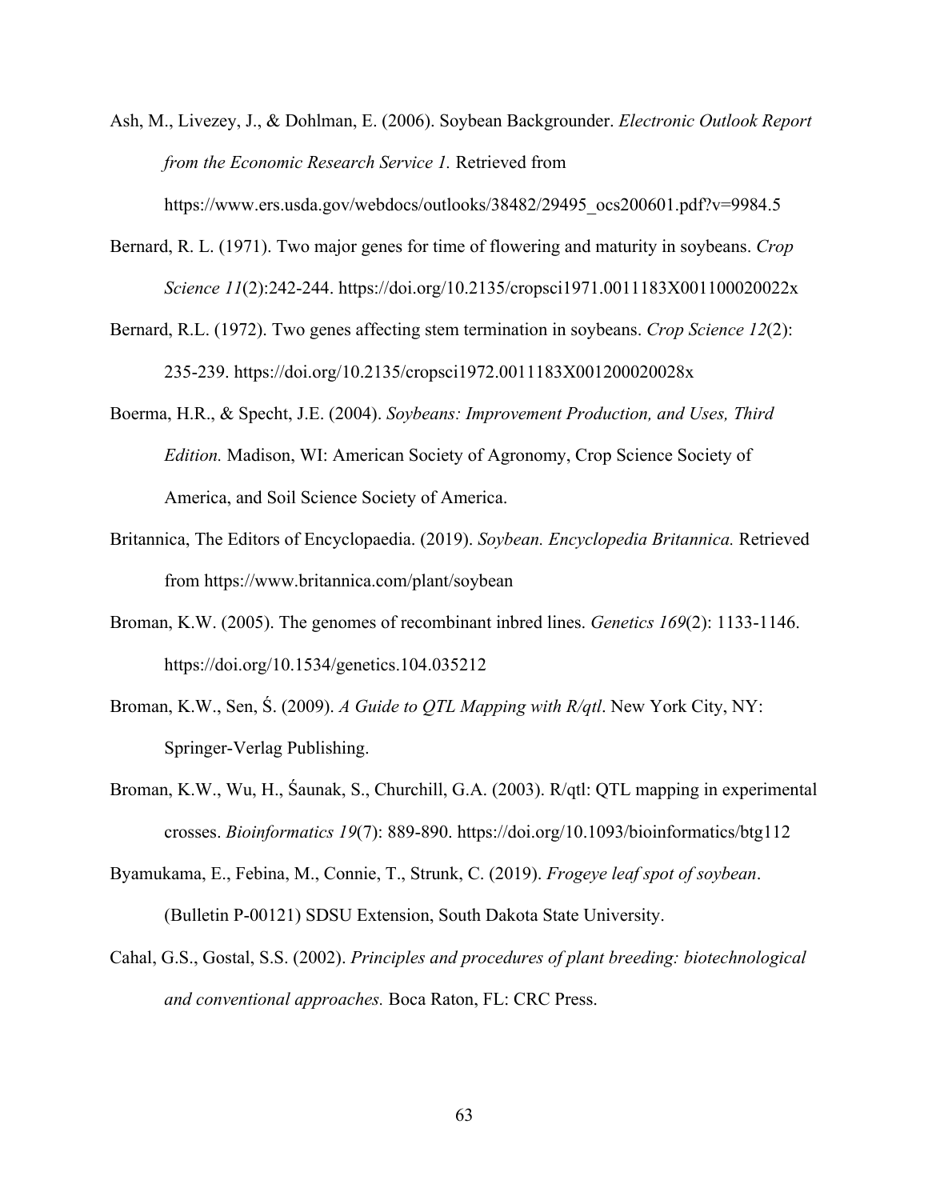Ash, M., Livezey, J., & Dohlman, E. (2006). Soybean Backgrounder. *Electronic Outlook Report from the Economic Research Service 1.* Retrieved from https://www.ers.usda.gov/webdocs/outlooks/38482/29495_ocs200601.pdf?v=9984.5

Bernard, R. L. (1971). Two major genes for time of flowering and maturity in soybeans. *Crop Science 11*(2):242-244. https://doi.org/10.2135/cropsci1971.0011183X001100020022x

Bernard, R.L. (1972). Two genes affecting stem termination in soybeans. *Crop Science 12*(2): 235-239. https://doi.org/10.2135/cropsci1972.0011183X001200020028x

Boerma, H.R., & Specht, J.E. (2004). *Soybeans: Improvement Production, and Uses, Third Edition.* Madison, WI: American Society of Agronomy, Crop Science Society of America, and Soil Science Society of America.

Britannica, The Editors of Encyclopaedia. (2019). *Soybean. Encyclopedia Britannica.* Retrieved from https://www.britannica.com/plant/soybean

Broman, K.W. (2005). The genomes of recombinant inbred lines. *Genetics 169*(2): 1133-1146. https://doi.org/10.1534/genetics.104.035212

Broman, K.W., Sen, Ś. (2009). *A Guide to QTL Mapping with R/qtl*. New York City, NY: Springer-Verlag Publishing.

Broman, K.W., Wu, H., Śaunak, S., Churchill, G.A. (2003). R/qtl: QTL mapping in experimental crosses. *Bioinformatics 19*(7): 889-890. https://doi.org/10.1093/bioinformatics/btg112

Byamukama, E., Febina, M., Connie, T., Strunk, C. (2019). *Frogeye leaf spot of soybean*. (Bulletin P-00121) SDSU Extension, South Dakota State University.

Cahal, G.S., Gostal, S.S. (2002). *Principles and procedures of plant breeding: biotechnological and conventional approaches.* Boca Raton, FL: CRC Press.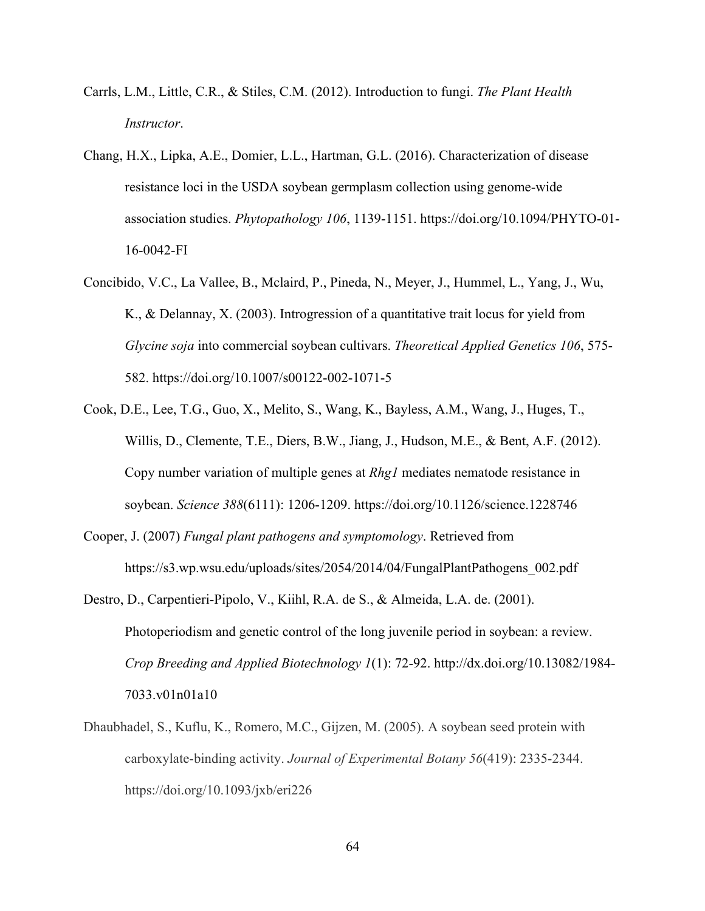Carrls, L.M., Little, C.R., & Stiles, C.M. (2012). Introduction to fungi. *The Plant Health Instructor*.

Chang, H.X., Lipka, A.E., Domier, L.L., Hartman, G.L. (2016). Characterization of disease resistance loci in the USDA soybean germplasm collection using genome-wide association studies. *Phytopathology 106*, 1139-1151. https://doi.org/10.1094/PHYTO-01-16-0042-FI

Concibido, V.C., La Vallee, B., Mclaird, P., Pineda, N., Meyer, J., Hummel, L., Yang, J., Wu, K., & Delannay, X. (2003). Introgression of a quantitative trait locus for yield from *Glycine soja* into commercial soybean cultivars. *Theoretical Applied Genetics 106*, 575-582. https://doi.org/10.1007/s00122-002-1071-5

Cook, D.E., Lee, T.G., Guo, X., Melito, S., Wang, K., Bayless, A.M., Wang, J., Huges, T., Willis, D., Clemente, T.E., Diers, B.W., Jiang, J., Hudson, M.E., & Bent, A.F. (2012). Copy number variation of multiple genes at *Rhg1* mediates nematode resistance in soybean. *Science 388*(6111): 1206-1209. https://doi.org/10.1126/science.1228746

Cooper, J. (2007) *Fungal plant pathogens and symptomology*. Retrieved from https://s3.wp.wsu.edu/uploads/sites/2054/2014/04/FungalPlantPathogens_002.pdf

Destro, D., Carpentieri-Pipolo, V., Kiihl, R.A. de S., & Almeida, L.A. de. (2001). Photoperiodism and genetic control of the long juvenile period in soybean: a review. *Crop Breeding and Applied Biotechnology 1*(1): 72-92. http://dx.doi.org/10.13082/1984-7033.v01n01a10

Dhaubhadel, S., Kuflu, K., Romero, M.C., Gijzen, M. (2005). A soybean seed protein with carboxylate-binding activity. *Journal of Experimental Botany 56*(419): 2335-2344. https://doi.org/10.1093/jxb/eri226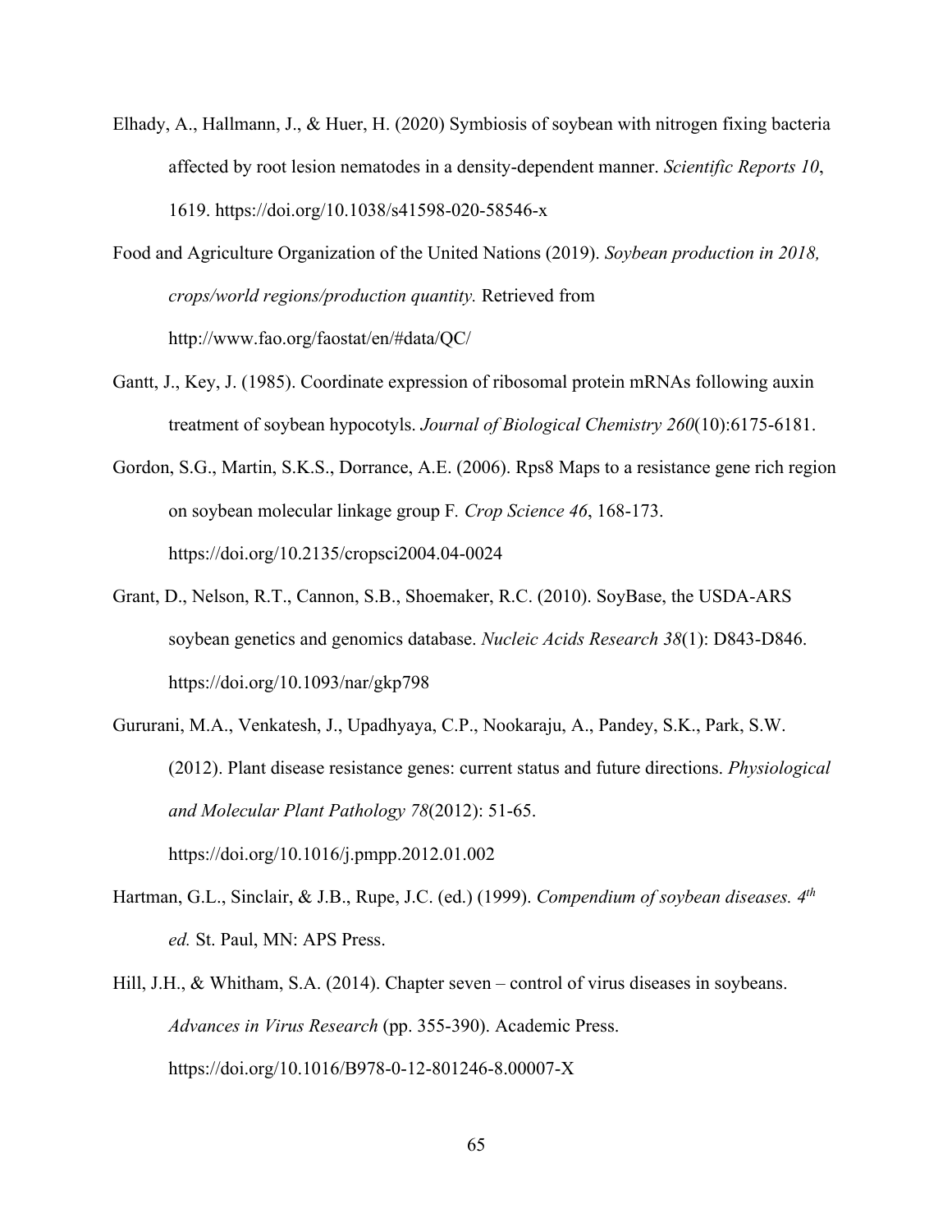Elhady, A., Hallmann, J., & Huer, H. (2020) Symbiosis of soybean with nitrogen fixing bacteria affected by root lesion nematodes in a density-dependent manner. *Scientific Reports 10*, 1619. https://doi.org/10.1038/s41598-020-58546-x

Food and Agriculture Organization of the United Nations (2019). *Soybean production in 2018, crops/world regions/production quantity.* Retrieved from http://www.fao.org/faostat/en/#data/QC/

Gantt, J., Key, J. (1985). Coordinate expression of ribosomal protein mRNAs following auxin treatment of soybean hypocotyls. *Journal of Biological Chemistry 260*(10):6175-6181.

Gordon, S.G., Martin, S.K.S., Dorrance, A.E. (2006). Rps8 Maps to a resistance gene rich region on soybean molecular linkage group F. *Crop Science 46*, 168-173. https://doi.org/10.2135/cropsci2004.04-0024

Grant, D., Nelson, R.T., Cannon, S.B., Shoemaker, R.C. (2010). SoyBase, the USDA-ARS soybean genetics and genomics database. *Nucleic Acids Research 38*(1): D843-D846. https://doi.org/10.1093/nar/gkp798

Gururani, M.A., Venkatesh, J., Upadhyaya, C.P., Nookaraju, A., Pandey, S.K., Park, S.W. (2012). Plant disease resistance genes: current status and future directions. *Physiological and Molecular Plant Pathology 78*(2012): 51-65. https://doi.org/10.1016/j.pmpp.2012.01.002

Hartman, G.L., Sinclair, & J.B., Rupe, J.C. (ed.) (1999). *Compendium of soybean diseases. 4$^{th}$ ed.* St. Paul, MN: APS Press.

Hill, J.H., & Whitham, S.A. (2014). Chapter seven – control of virus diseases in soybeans. *Advances in Virus Research* (pp. 355-390). Academic Press. https://doi.org/10.1016/B978-0-12-801246-8.00007-X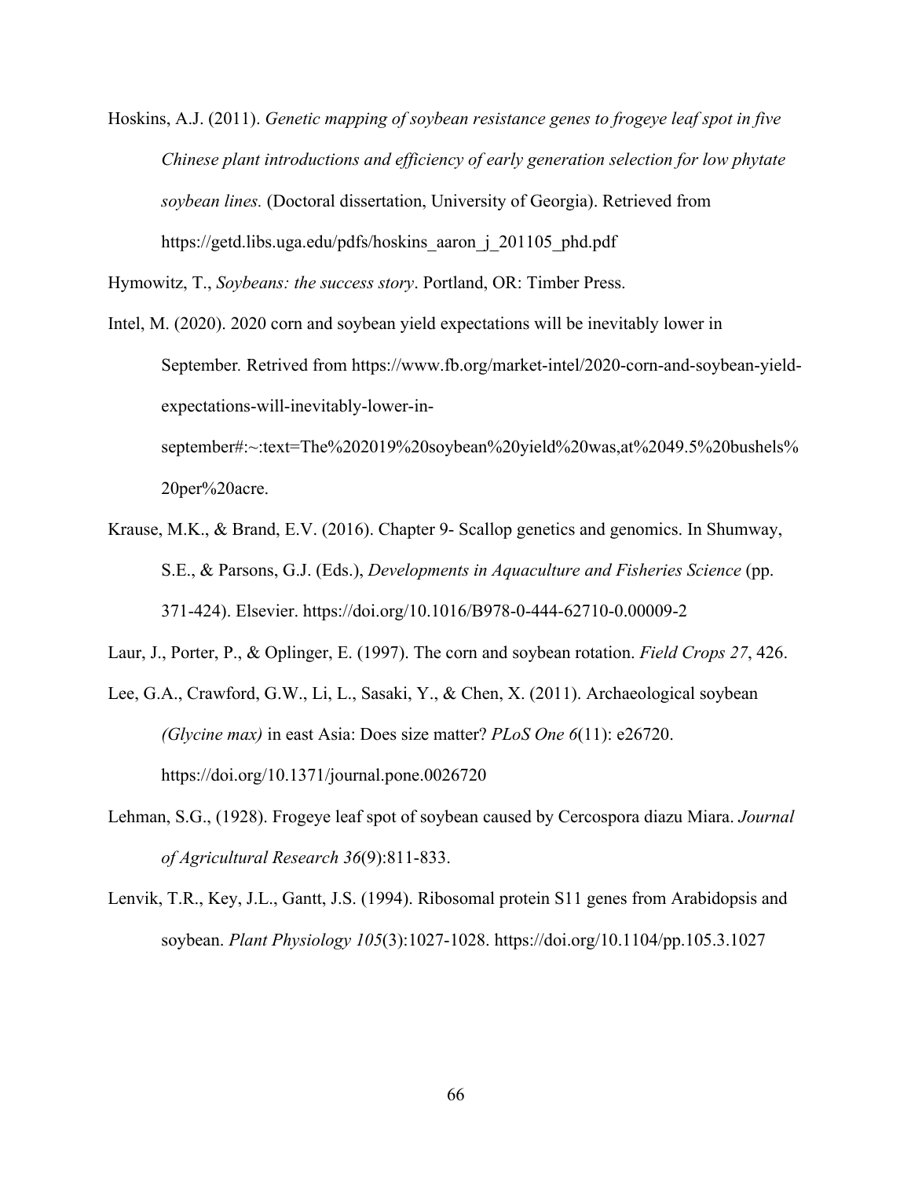Hoskins, A.J. (2011). *Genetic mapping of soybean resistance genes to frogeye leaf spot in five Chinese plant introductions and efficiency of early generation selection for low phytate soybean lines.* (Doctoral dissertation, University of Georgia). Retrieved from https://getd.libs.uga.edu/pdfs/hoskins_aaron_j_201105_phd.pdf

Hymowitz, T., *Soybeans: the success story*. Portland, OR: Timber Press.

Intel, M. (2020). 2020 corn and soybean yield expectations will be inevitably lower in September. Retrived from https://www.fb.org/market-intel/2020-corn-and-soybean-yield-expectations-will-inevitably-lower-in-september#:~:text=The%202019%20soybean%20yield%20was,at%2049.5%20bushels%20per%20acre.

Krause, M.K., & Brand, E.V. (2016). Chapter 9- Scallop genetics and genomics. In Shumway, S.E., & Parsons, G.J. (Eds.), *Developments in Aquaculture and Fisheries Science* (pp. 371-424). Elsevier. https://doi.org/10.1016/B978-0-444-62710-0.00009-2

Laur, J., Porter, P., & Oplinger, E. (1997). The corn and soybean rotation. *Field Crops 27*, 426.

Lee, G.A., Crawford, G.W., Li, L., Sasaki, Y., & Chen, X. (2011). Archaeological soybean *(Glycine max)* in east Asia: Does size matter? *PLoS One 6*(11): e26720. https://doi.org/10.1371/journal.pone.0026720

Lehman, S.G., (1928). Frogeye leaf spot of soybean caused by Cercospora diazu Miara. *Journal of Agricultural Research 36*(9):811-833.

Lenvik, T.R., Key, J.L., Gantt, J.S. (1994). Ribosomal protein S11 genes from Arabidopsis and soybean. *Plant Physiology 105*(3):1027-1028. https://doi.org/10.1104/pp.105.3.1027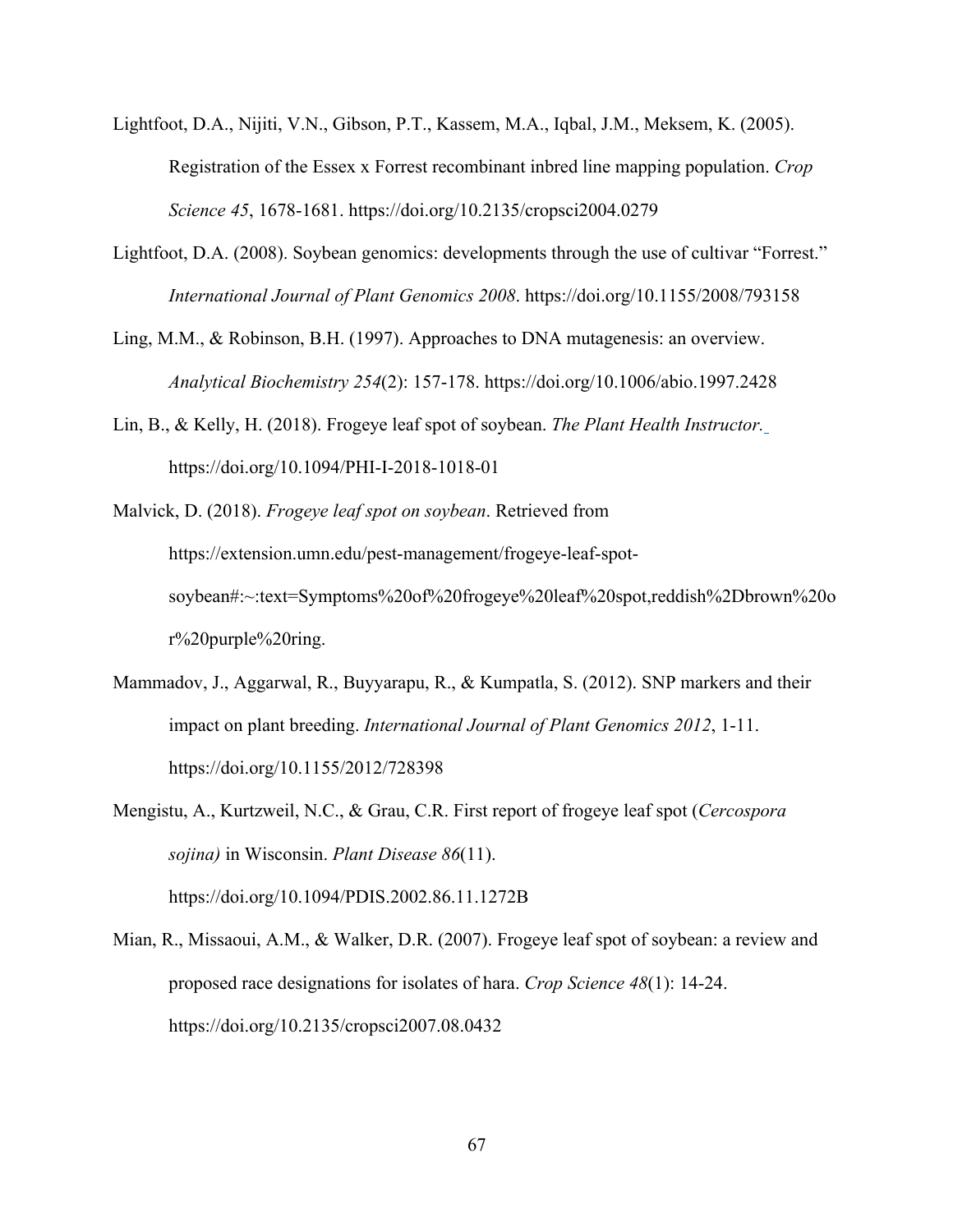Lightfoot, D.A., Nijiti, V.N., Gibson, P.T., Kassem, M.A., Iqbal, J.M., Meksem, K. (2005). Registration of the Essex x Forrest recombinant inbred line mapping population. *Crop Science 45*, 1678-1681. https://doi.org/10.2135/cropsci2004.0279

Lightfoot, D.A. (2008). Soybean genomics: developments through the use of cultivar "Forrest." *International Journal of Plant Genomics 2008*. https://doi.org/10.1155/2008/793158

Ling, M.M., & Robinson, B.H. (1997). Approaches to DNA mutagenesis: an overview. *Analytical Biochemistry 254*(2): 157-178. https://doi.org/10.1006/abio.1997.2428

Lin, B., & Kelly, H. (2018). Frogeye leaf spot of soybean. *The Plant Health Instructor.* https://doi.org/10.1094/PHI-I-2018-1018-01

Malvick, D. (2018). *Frogeye leaf spot on soybean*. Retrieved from https://extension.umn.edu/pest-management/frogeye-leaf-spot-soybean#:~:text=Symptoms%20of%20frogeye%20leaf%20spot,reddish%2Dbrown%20or%20purple%20ring.

Mammadov, J., Aggarwal, R., Buyyarapu, R., & Kumpatla, S. (2012). SNP markers and their impact on plant breeding. *International Journal of Plant Genomics 2012*, 1-11. https://doi.org/10.1155/2012/728398

Mengistu, A., Kurtzweil, N.C., & Grau, C.R. First report of frogeye leaf spot (*Cercospora sojina)* in Wisconsin. *Plant Disease 86*(11). https://doi.org/10.1094/PDIS.2002.86.11.1272B

Mian, R., Missaoui, A.M., & Walker, D.R. (2007). Frogeye leaf spot of soybean: a review and proposed race designations for isolates of hara. *Crop Science 48*(1): 14-24. https://doi.org/10.2135/cropsci2007.08.0432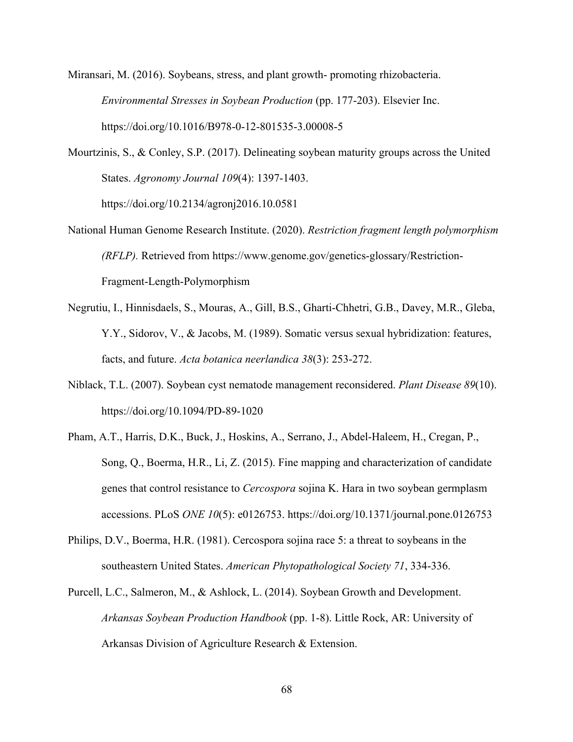Miransari, M. (2016). Soybeans, stress, and plant growth- promoting rhizobacteria. *Environmental Stresses in Soybean Production* (pp. 177-203). Elsevier Inc. https://doi.org/10.1016/B978-0-12-801535-3.00008-5

Mourtzinis, S., & Conley, S.P. (2017). Delineating soybean maturity groups across the United States. *Agronomy Journal 109*(4): 1397-1403. https://doi.org/10.2134/agronj2016.10.0581

National Human Genome Research Institute. (2020). *Restriction fragment length polymorphism (RFLP).* Retrieved from https://www.genome.gov/genetics-glossary/Restriction-Fragment-Length-Polymorphism

Negrutiu, I., Hinnisdaels, S., Mouras, A., Gill, B.S., Gharti-Chhetri, G.B., Davey, M.R., Gleba, Y.Y., Sidorov, V., & Jacobs, M. (1989). Somatic versus sexual hybridization: features, facts, and future. *Acta botanica neerlandica 38*(3): 253-272.

Niblack, T.L. (2007). Soybean cyst nematode management reconsidered. *Plant Disease 89*(10). https://doi.org/10.1094/PD-89-1020

Pham, A.T., Harris, D.K., Buck, J., Hoskins, A., Serrano, J., Abdel-Haleem, H., Cregan, P., Song, Q., Boerma, H.R., Li, Z. (2015). Fine mapping and characterization of candidate genes that control resistance to *Cercospora* sojina K. Hara in two soybean germplasm accessions. PLoS *ONE 10*(5): e0126753. https://doi.org/10.1371/journal.pone.0126753

Philips, D.V., Boerma, H.R. (1981). Cercospora sojina race 5: a threat to soybeans in the southeastern United States. *American Phytopathological Society 71*, 334-336.

Purcell, L.C., Salmeron, M., & Ashlock, L. (2014). Soybean Growth and Development. *Arkansas Soybean Production Handbook* (pp. 1-8). Little Rock, AR: University of Arkansas Division of Agriculture Research & Extension.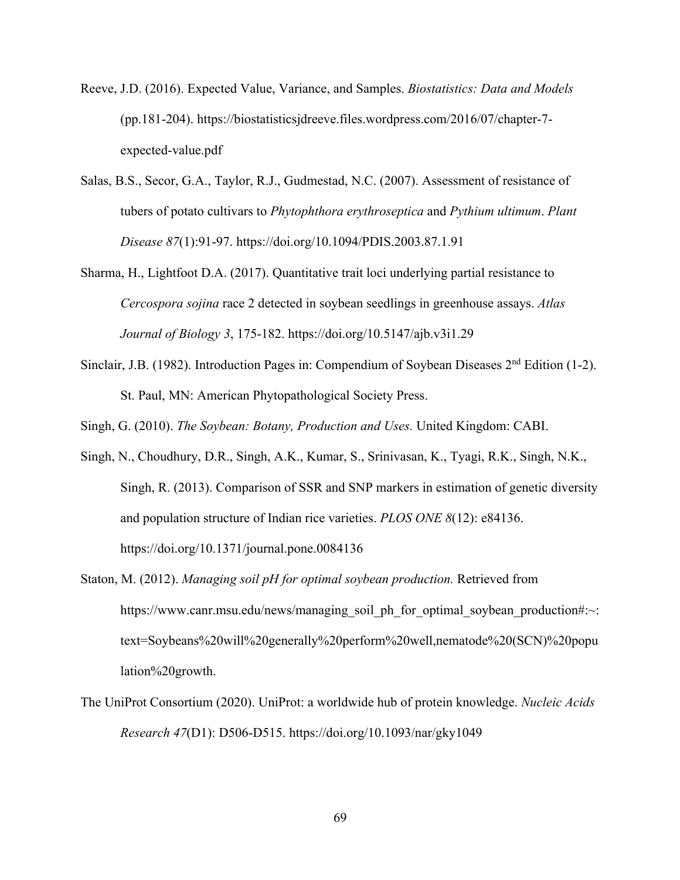Reeve, J.D. (2016). Expected Value, Variance, and Samples. *Biostatistics: Data and Models* (pp.181-204). https://biostatisticsjdreeve.files.wordpress.com/2016/07/chapter-7-expected-value.pdf

Salas, B.S., Secor, G.A., Taylor, R.J., Gudmestad, N.C. (2007). Assessment of resistance of tubers of potato cultivars to *Phytophthora erythroseptica* and *Pythium ultimum*. *Plant Disease 87*(1):91-97. https://doi.org/10.1094/PDIS.2003.87.1.91

Sharma, H., Lightfoot D.A. (2017). Quantitative trait loci underlying partial resistance to *Cercospora sojina* race 2 detected in soybean seedlings in greenhouse assays. *Atlas Journal of Biology 3*, 175-182. https://doi.org/10.5147/ajb.v3i1.29

Sinclair, J.B. (1982). Introduction Pages in: Compendium of Soybean Diseases 2nd Edition (1-2). St. Paul, MN: American Phytopathological Society Press.

Singh, G. (2010). *The Soybean: Botany, Production and Uses.* United Kingdom: CABI.

Singh, N., Choudhury, D.R., Singh, A.K., Kumar, S., Srinivasan, K., Tyagi, R.K., Singh, N.K., Singh, R. (2013). Comparison of SSR and SNP markers in estimation of genetic diversity and population structure of Indian rice varieties. *PLOS ONE 8*(12): e84136. https://doi.org/10.1371/journal.pone.0084136

Staton, M. (2012). *Managing soil pH for optimal soybean production.* Retrieved from https://www.canr.msu.edu/news/managing_soil_ph_for_optimal_soybean_production#:~:text=Soybeans%20will%20generally%20perform%20well,nematode%20(SCN)%20population%20growth.

The UniProt Consortium (2020). UniProt: a worldwide hub of protein knowledge. *Nucleic Acids Research 47*(D1): D506-D515. https://doi.org/10.1093/nar/gky1049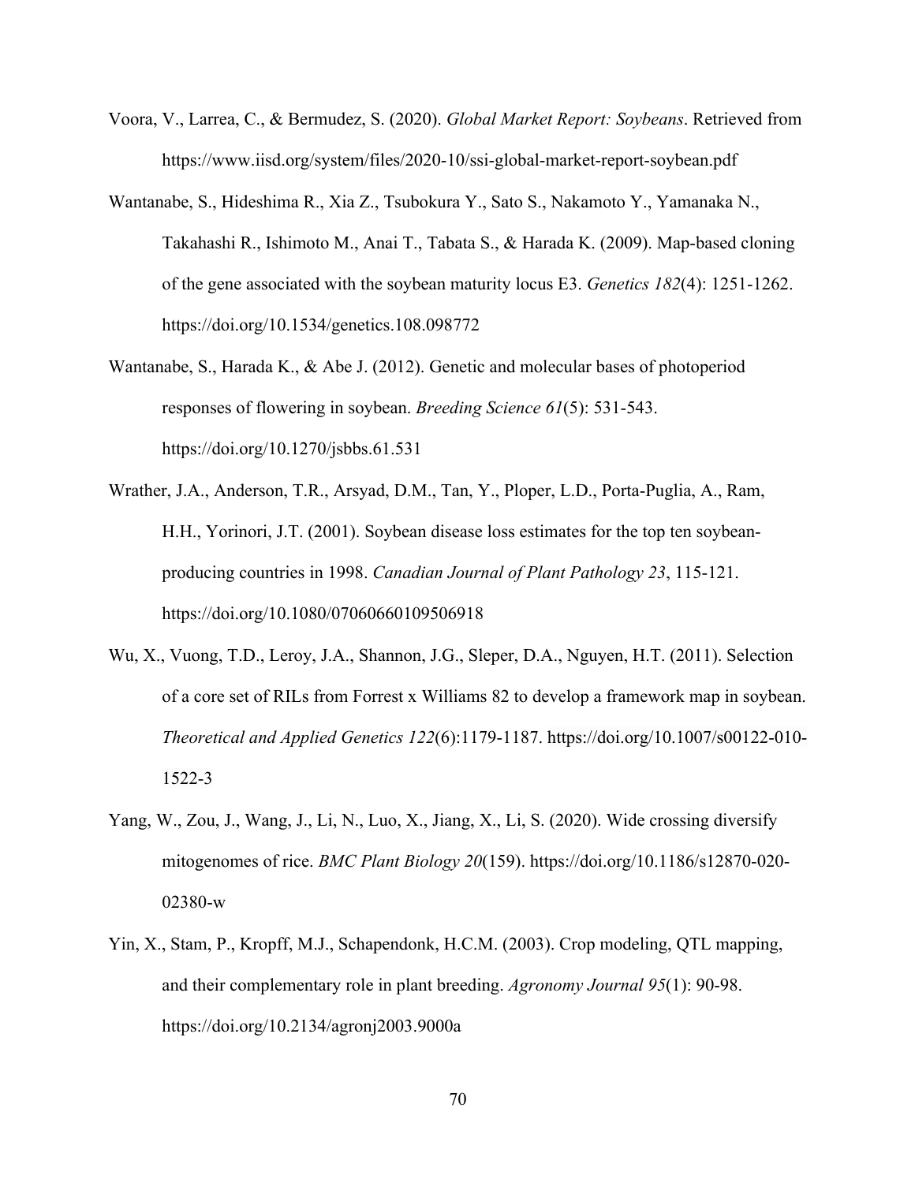Voora, V., Larrea, C., & Bermudez, S. (2020). *Global Market Report: Soybeans*. Retrieved from https://www.iisd.org/system/files/2020-10/ssi-global-market-report-soybean.pdf

Wantanabe, S., Hideshima R., Xia Z., Tsubokura Y., Sato S., Nakamoto Y., Yamanaka N., Takahashi R., Ishimoto M., Anai T., Tabata S., & Harada K. (2009). Map-based cloning of the gene associated with the soybean maturity locus E3. *Genetics 182*(4): 1251-1262. https://doi.org/10.1534/genetics.108.098772

Wantanabe, S., Harada K., & Abe J. (2012). Genetic and molecular bases of photoperiod responses of flowering in soybean. *Breeding Science 61*(5): 531-543. https://doi.org/10.1270/jsbbs.61.531

Wrather, J.A., Anderson, T.R., Arsyad, D.M., Tan, Y., Ploper, L.D., Porta-Puglia, A., Ram, H.H., Yorinori, J.T. (2001). Soybean disease loss estimates for the top ten soybean-producing countries in 1998. *Canadian Journal of Plant Pathology 23*, 115-121. https://doi.org/10.1080/07060660109506918

Wu, X., Vuong, T.D., Leroy, J.A., Shannon, J.G., Sleper, D.A., Nguyen, H.T. (2011). Selection of a core set of RILs from Forrest x Williams 82 to develop a framework map in soybean. *Theoretical and Applied Genetics 122*(6):1179-1187. https://doi.org/10.1007/s00122-010-1522-3

Yang, W., Zou, J., Wang, J., Li, N., Luo, X., Jiang, X., Li, S. (2020). Wide crossing diversify mitogenomes of rice. *BMC Plant Biology 20*(159). https://doi.org/10.1186/s12870-020-02380-w

Yin, X., Stam, P., Kropff, M.J., Schapendonk, H.C.M. (2003). Crop modeling, QTL mapping, and their complementary role in plant breeding. *Agronomy Journal 95*(1): 90-98. https://doi.org/10.2134/agronj2003.9000a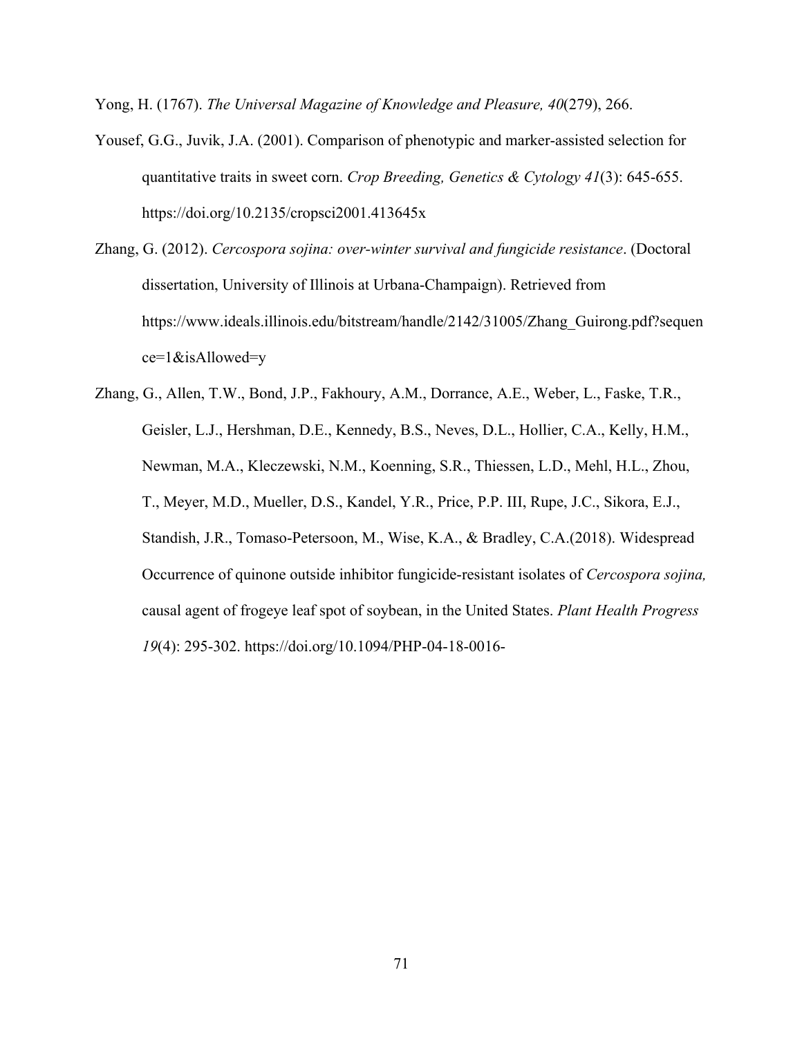Yong, H. (1767). *The Universal Magazine of Knowledge and Pleasure, 40*(279), 266.

Yousef, G.G., Juvik, J.A. (2001). Comparison of phenotypic and marker-assisted selection for quantitative traits in sweet corn. *Crop Breeding, Genetics & Cytology 41*(3): 645-655. https://doi.org/10.2135/cropsci2001.413645x

Zhang, G. (2012). *Cercospora sojina: over-winter survival and fungicide resistance*. (Doctoral dissertation, University of Illinois at Urbana-Champaign). Retrieved from https://www.ideals.illinois.edu/bitstream/handle/2142/31005/Zhang_Guirong.pdf?sequence=1&isAllowed=y

Zhang, G., Allen, T.W., Bond, J.P., Fakhoury, A.M., Dorrance, A.E., Weber, L., Faske, T.R., Geisler, L.J., Hershman, D.E., Kennedy, B.S., Neves, D.L., Hollier, C.A., Kelly, H.M., Newman, M.A., Kleczewski, N.M., Koenning, S.R., Thiessen, L.D., Mehl, H.L., Zhou, T., Meyer, M.D., Mueller, D.S., Kandel, Y.R., Price, P.P. III, Rupe, J.C., Sikora, E.J., Standish, J.R., Tomaso-Petersoon, M., Wise, K.A., & Bradley, C.A.(2018). Widespread Occurrence of quinone outside inhibitor fungicide-resistant isolates of *Cercospora sojina,* causal agent of frogeye leaf spot of soybean, in the United States. *Plant Health Progress 19*(4): 295-302. https://doi.org/10.1094/PHP-04-18-0016-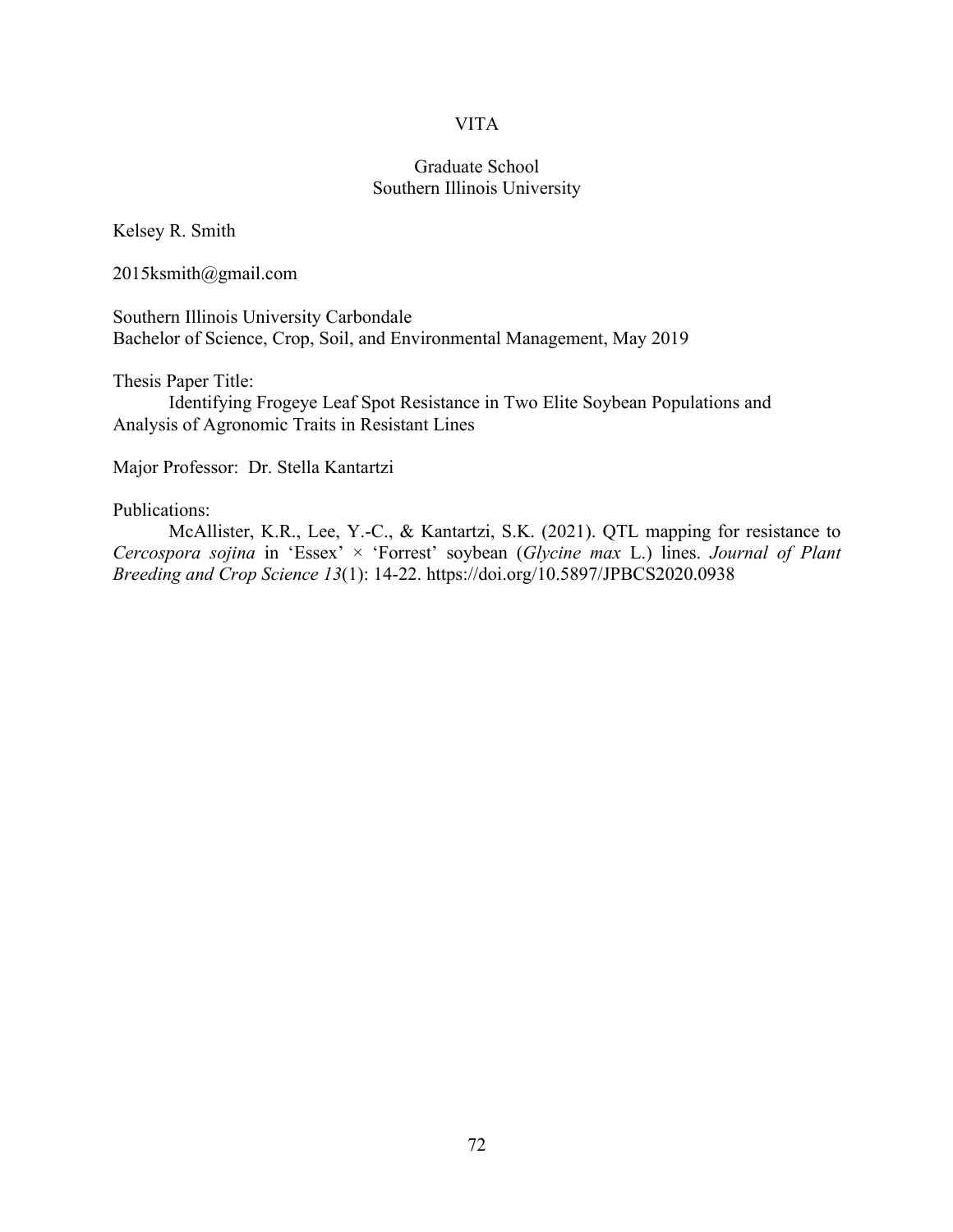# VITA

Graduate School
Southern Illinois University

Kelsey R. Smith

2015ksmith@gmail.com

Southern Illinois University Carbondale
Bachelor of Science, Crop, Soil, and Environmental Management, May 2019

Thesis Paper Title:
Identifying Frogeye Leaf Spot Resistance in Two Elite Soybean Populations and Analysis of Agronomic Traits in Resistant Lines

Major Professor: Dr. Stella Kantartzi

Publications:
McAllister, K.R., Lee, Y.-C., & Kantartzi, S.K. (2021). QTL mapping for resistance to *Cercospora sojina* in 'Essex' × 'Forrest' soybean (*Glycine max* L.) lines. *Journal of Plant Breeding and Crop Science 13*(1): 14-22. https://doi.org/10.5897/JPBCS2020.0938